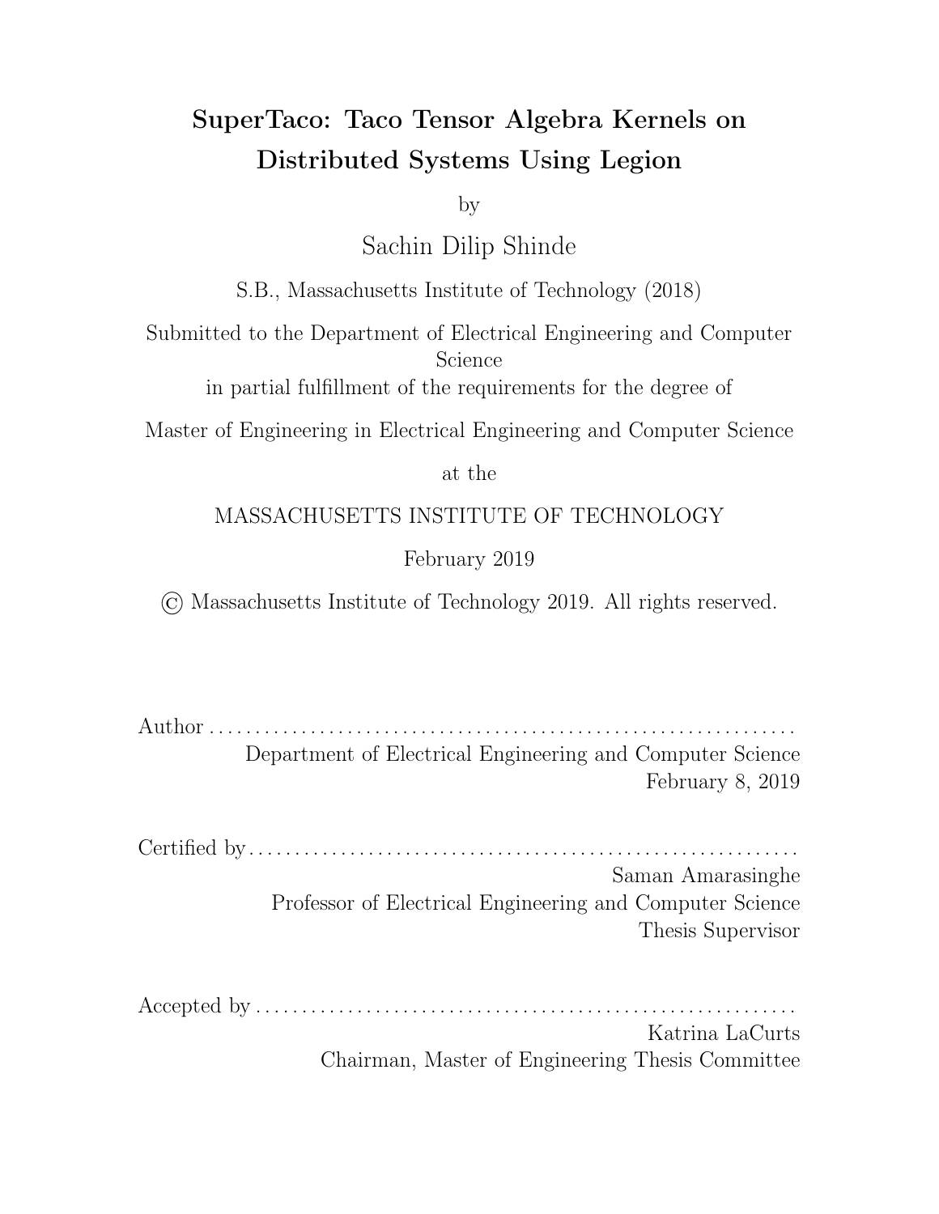# SuperTaco: Taco Tensor Algebra Kernels on Distributed Systems Using Legion

by

Sachin Dilip Shinde

S.B., Massachusetts Institute of Technology (2018)

Submitted to the Department of Electrical Engineering and Computer Science
in partial fulfillment of the requirements for the degree of

Master of Engineering in Electrical Engineering and Computer Science

at the

MASSACHUSETTS INSTITUTE OF TECHNOLOGY

February 2019

© Massachusetts Institute of Technology 2019. All rights reserved.

Author ..............................................................
Department of Electrical Engineering and Computer Science
February 8, 2019

Certified by..........................................................
Saman Amarasinghe
Professor of Electrical Engineering and Computer Science
Thesis Supervisor

Accepted by .........................................................
Katrina LaCurts
Chairman, Master of Engineering Thesis Committee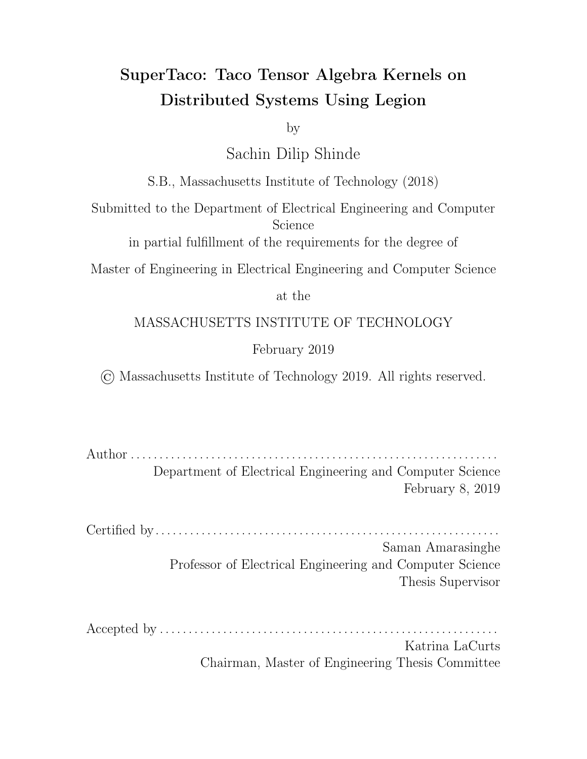# SuperTaco: Taco Tensor Algebra Kernels on Distributed Systems Using Legion

by

Sachin Dilip Shinde

S.B., Massachusetts Institute of Technology (2018)

Submitted to the Department of Electrical Engineering and Computer Science
in partial fulfillment of the requirements for the degree of

Master of Engineering in Electrical Engineering and Computer Science

at the

MASSACHUSETTS INSTITUTE OF TECHNOLOGY

February 2019

© Massachusetts Institute of Technology 2019. All rights reserved.

Author . . . . . . . . . . . . . . . . . . . . . . . . . . . . . . . . . . . . . . . . . . . . . . . . . . . . . . . . . . . . . .
Department of Electrical Engineering and Computer Science
February 8, 2019

Certified by . . . . . . . . . . . . . . . . . . . . . . . . . . . . . . . . . . . . . . . . . . . . . . . . . . . . . . . . . . .
Saman Amarasinghe
Professor of Electrical Engineering and Computer Science
Thesis Supervisor

Accepted by . . . . . . . . . . . . . . . . . . . . . . . . . . . . . . . . . . . . . . . . . . . . . . . . . . . . . . . . . .
Katrina LaCurts
Chairman, Master of Engineering Thesis Committee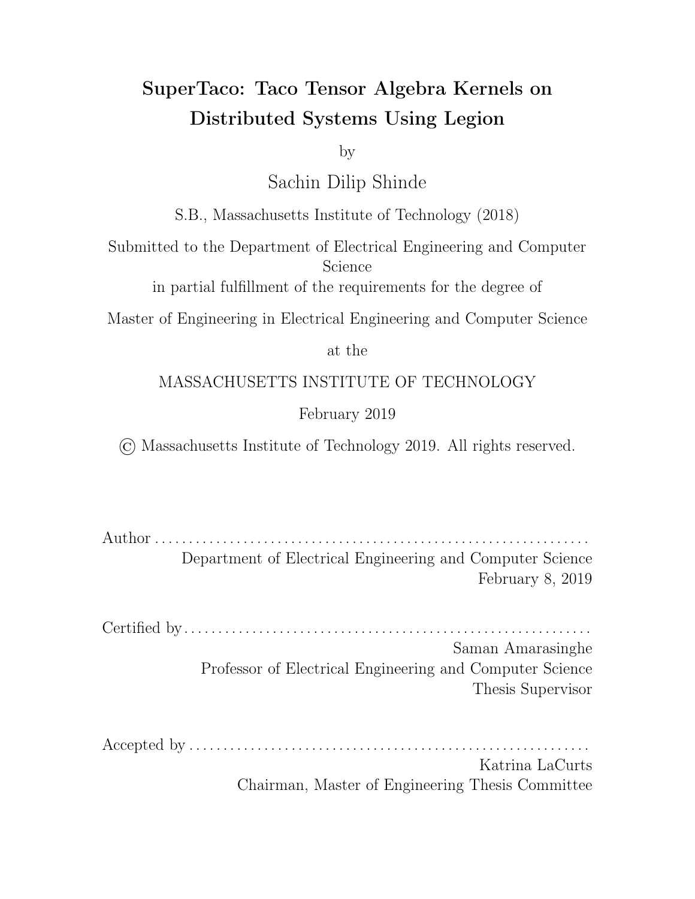# SuperTaco: Taco Tensor Algebra Kernels on Distributed Systems Using Legion

by

Sachin Dilip Shinde

S.B., Massachusetts Institute of Technology (2018)

Submitted to the Department of Electrical Engineering and Computer Science
in partial fulfillment of the requirements for the degree of

Master of Engineering in Electrical Engineering and Computer Science

at the

MASSACHUSETTS INSTITUTE OF TECHNOLOGY

February 2019

© Massachusetts Institute of Technology 2019. All rights reserved.

Author . . . . . . . . . . . . . . . . . . . . . . . . . . . . . . . . . . . . . . . . . . . . . . . . . . . . . . . . . . . . . .
Department of Electrical Engineering and Computer Science
February 8, 2019

Certified by . . . . . . . . . . . . . . . . . . . . . . . . . . . . . . . . . . . . . . . . . . . . . . . . . . . . . . . . . .
Saman Amarasinghe
Professor of Electrical Engineering and Computer Science
Thesis Supervisor

Accepted by . . . . . . . . . . . . . . . . . . . . . . . . . . . . . . . . . . . . . . . . . . . . . . . . . . . . . . . . .
Katrina LaCurts
Chairman, Master of Engineering Thesis Committee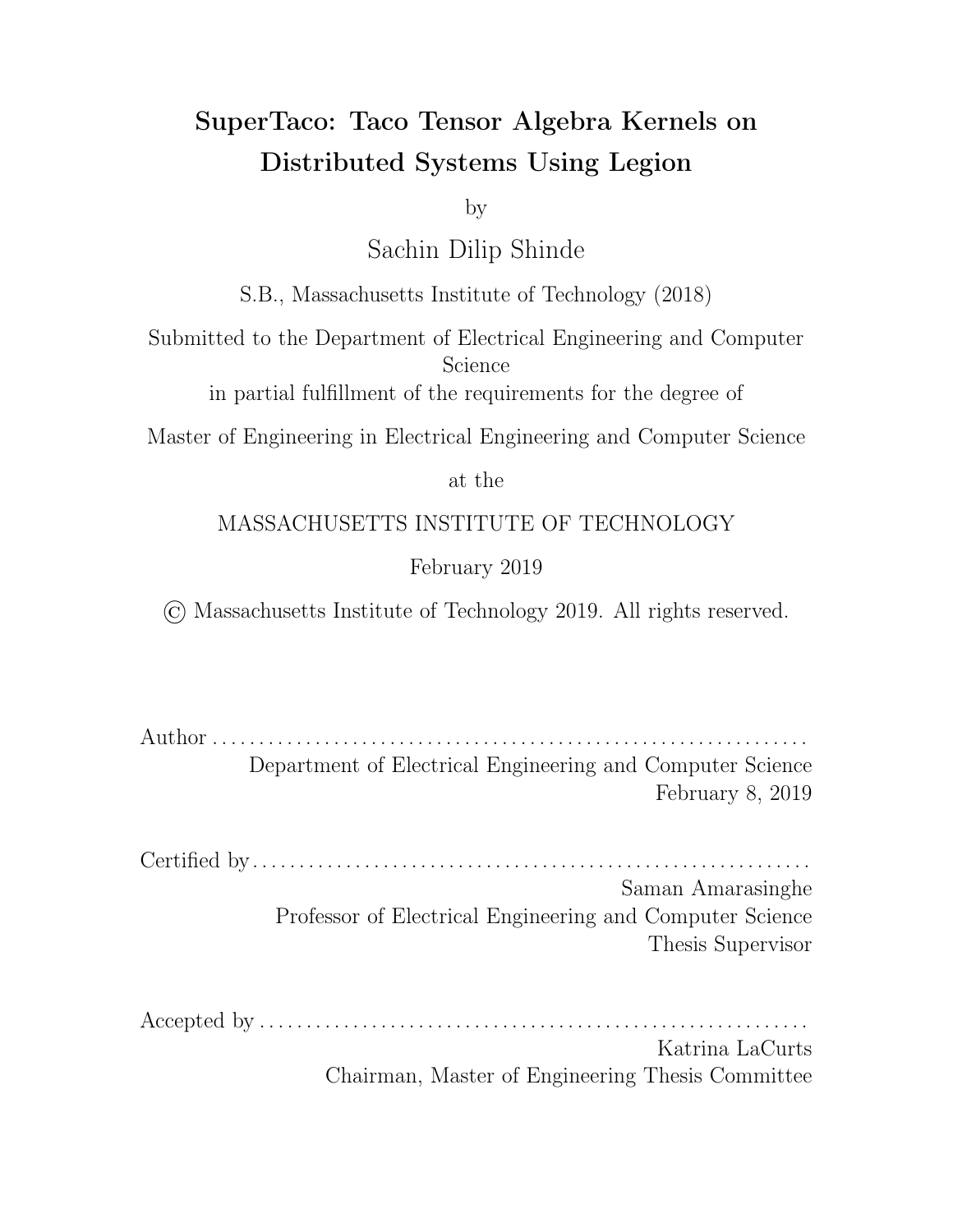# SuperTaco: Taco Tensor Algebra Kernels on Distributed Systems Using Legion

by

Sachin Dilip Shinde

S.B., Massachusetts Institute of Technology (2018)

Submitted to the Department of Electrical Engineering and Computer Science

in partial fulfillment of the requirements for the degree of

Master of Engineering in Electrical Engineering and Computer Science

at the

MASSACHUSETTS INSTITUTE OF TECHNOLOGY

February 2019

© Massachusetts Institute of Technology 2019. All rights reserved.

Author . . . . . . . . . . . . . . . . . . . . . . . . . . . . . . . . . . . . . . . . . . . . . . . . . . . . . . . . . . . . . .

Department of Electrical Engineering and Computer Science

February 8, 2019

Certified by . . . . . . . . . . . . . . . . . . . . . . . . . . . . . . . . . . . . . . . . . . . . . . . . . . . . . . . . . .

Saman Amarasinghe

Professor of Electrical Engineering and Computer Science

Thesis Supervisor

Accepted by . . . . . . . . . . . . . . . . . . . . . . . . . . . . . . . . . . . . . . . . . . . . . . . . . . . . . . . . .

Katrina LaCurts

Chairman, Master of Engineering Thesis Committee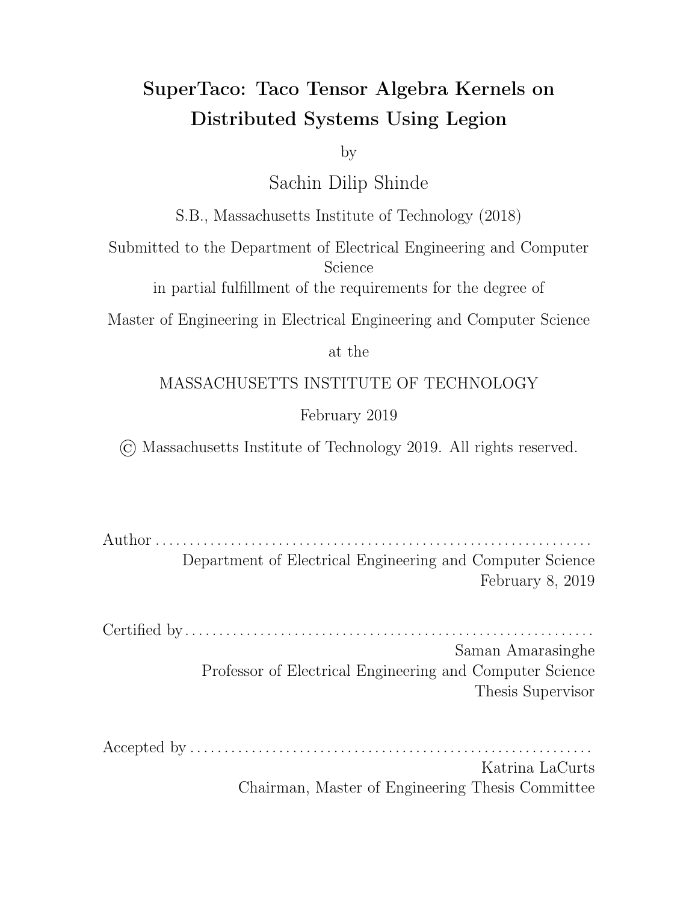# SuperTaco: Taco Tensor Algebra Kernels on Distributed Systems Using Legion

by

Sachin Dilip Shinde

S.B., Massachusetts Institute of Technology (2018)

Submitted to the Department of Electrical Engineering and Computer Science

in partial fulfillment of the requirements for the degree of

Master of Engineering in Electrical Engineering and Computer Science

at the

MASSACHUSETTS INSTITUTE OF TECHNOLOGY

February 2019

© Massachusetts Institute of Technology 2019. All rights reserved.

Author . . . . . . . . . . . . . . . . . . . . . . . . . . . . . . . . . . . . . . . . . . . . . . . . . . . . . . . . . . . . . . .
Department of Electrical Engineering and Computer Science
February 8, 2019

Certified by . . . . . . . . . . . . . . . . . . . . . . . . . . . . . . . . . . . . . . . . . . . . . . . . . . . . . . . . . . .
Saman Amarasinghe
Professor of Electrical Engineering and Computer Science
Thesis Supervisor

Accepted by . . . . . . . . . . . . . . . . . . . . . . . . . . . . . . . . . . . . . . . . . . . . . . . . . . . . . . . . . .
Katrina LaCurts
Chairman, Master of Engineering Thesis Committee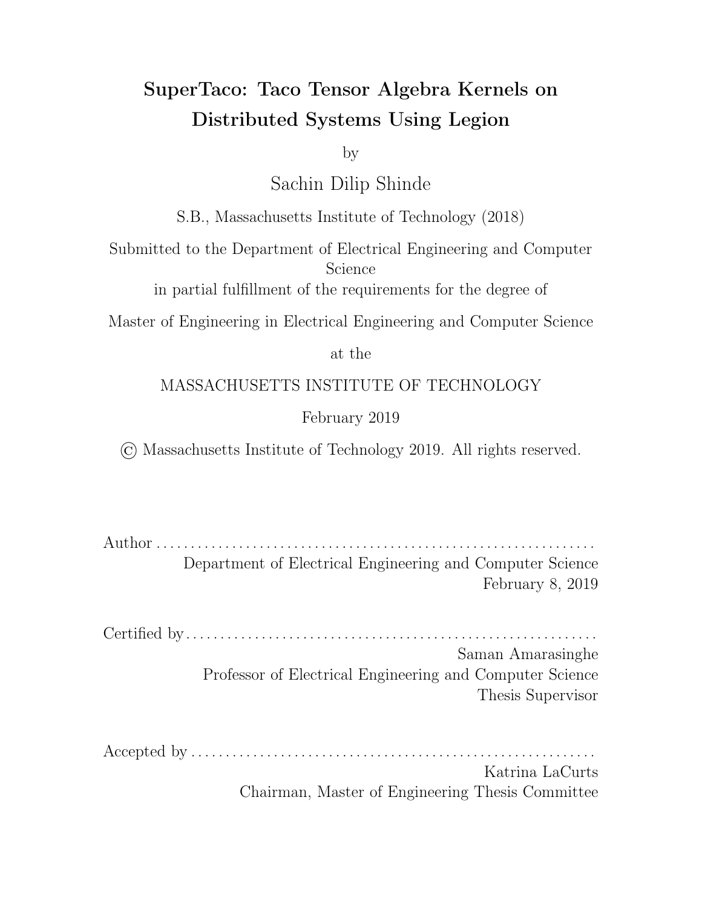# SuperTaco: Taco Tensor Algebra Kernels on Distributed Systems Using Legion

by

Sachin Dilip Shinde

S.B., Massachusetts Institute of Technology (2018)

Submitted to the Department of Electrical Engineering and Computer Science
in partial fulfillment of the requirements for the degree of

Master of Engineering in Electrical Engineering and Computer Science

at the

MASSACHUSETTS INSTITUTE OF TECHNOLOGY

February 2019

© Massachusetts Institute of Technology 2019. All rights reserved.

Author . . . . . . . . . . . . . . . . . . . . . . . . . . . . . . . . . . . . . . . . . . . . . . . . . . . . . . . . . . . . . .
Department of Electrical Engineering and Computer Science
February 8, 2019

Certified by . . . . . . . . . . . . . . . . . . . . . . . . . . . . . . . . . . . . . . . . . . . . . . . . . . . . . . . . . .
Saman Amarasinghe
Professor of Electrical Engineering and Computer Science
Thesis Supervisor

Accepted by . . . . . . . . . . . . . . . . . . . . . . . . . . . . . . . . . . . . . . . . . . . . . . . . . . . . . . . . .
Katrina LaCurts
Chairman, Master of Engineering Thesis Committee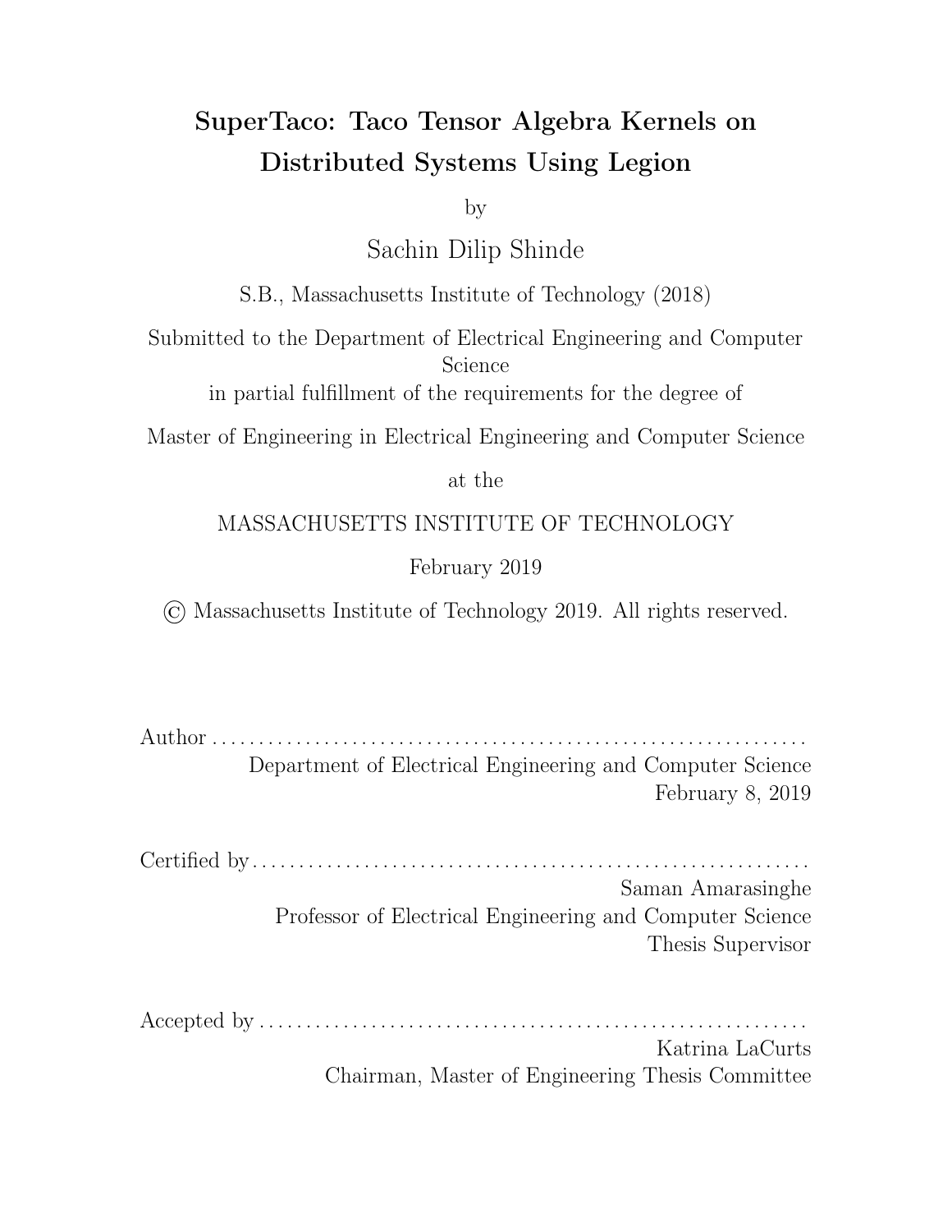# SuperTaco: Taco Tensor Algebra Kernels on Distributed Systems Using Legion

by

Sachin Dilip Shinde

S.B., Massachusetts Institute of Technology (2018)

Submitted to the Department of Electrical Engineering and Computer Science
in partial fulfillment of the requirements for the degree of

Master of Engineering in Electrical Engineering and Computer Science

at the

MASSACHUSETTS INSTITUTE OF TECHNOLOGY

February 2019

© Massachusetts Institute of Technology 2019. All rights reserved.

Author . . . . . . . . . . . . . . . . . . . . . . . . . . . . . . . . . . . . . . . . . . . . . . . . . . . . . . . . . . . . . .
Department of Electrical Engineering and Computer Science
February 8, 2019

Certified by . . . . . . . . . . . . . . . . . . . . . . . . . . . . . . . . . . . . . . . . . . . . . . . . . . . . . . . . . . .
Saman Amarasinghe
Professor of Electrical Engineering and Computer Science
Thesis Supervisor

Accepted by . . . . . . . . . . . . . . . . . . . . . . . . . . . . . . . . . . . . . . . . . . . . . . . . . . . . . . . . . .
Katrina LaCurts
Chairman, Master of Engineering Thesis Committee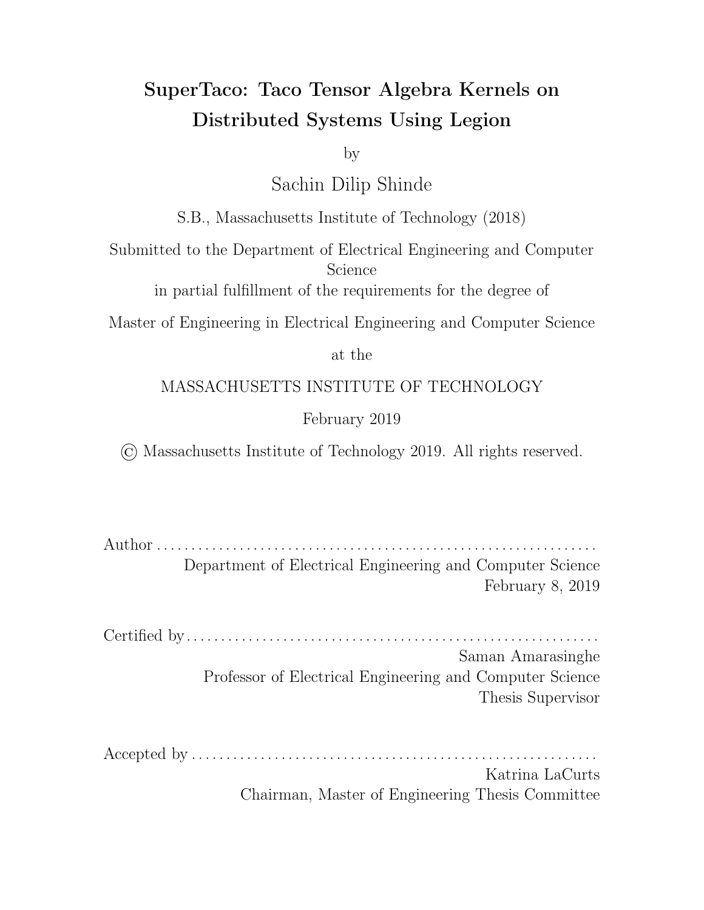# SuperTaco: Taco Tensor Algebra Kernels on Distributed Systems Using Legion

by

Sachin Dilip Shinde

S.B., Massachusetts Institute of Technology (2018)

Submitted to the Department of Electrical Engineering and Computer Science
in partial fulfillment of the requirements for the degree of

Master of Engineering in Electrical Engineering and Computer Science

at the

MASSACHUSETTS INSTITUTE OF TECHNOLOGY

February 2019

© Massachusetts Institute of Technology 2019. All rights reserved.

Author . . . . . . . . . . . . . . . . . . . . . . . . . . . . . . . . . . . . . . . . . . . . . . . . . . . . . . . . . . . . . . .
Department of Electrical Engineering and Computer Science
February 8, 2019

Certified by . . . . . . . . . . . . . . . . . . . . . . . . . . . . . . . . . . . . . . . . . . . . . . . . . . . . . . . . . . .
Saman Amarasinghe
Professor of Electrical Engineering and Computer Science
Thesis Supervisor

Accepted by . . . . . . . . . . . . . . . . . . . . . . . . . . . . . . . . . . . . . . . . . . . . . . . . . . . . . . . . . .
Katrina LaCurts
Chairman, Master of Engineering Thesis Committee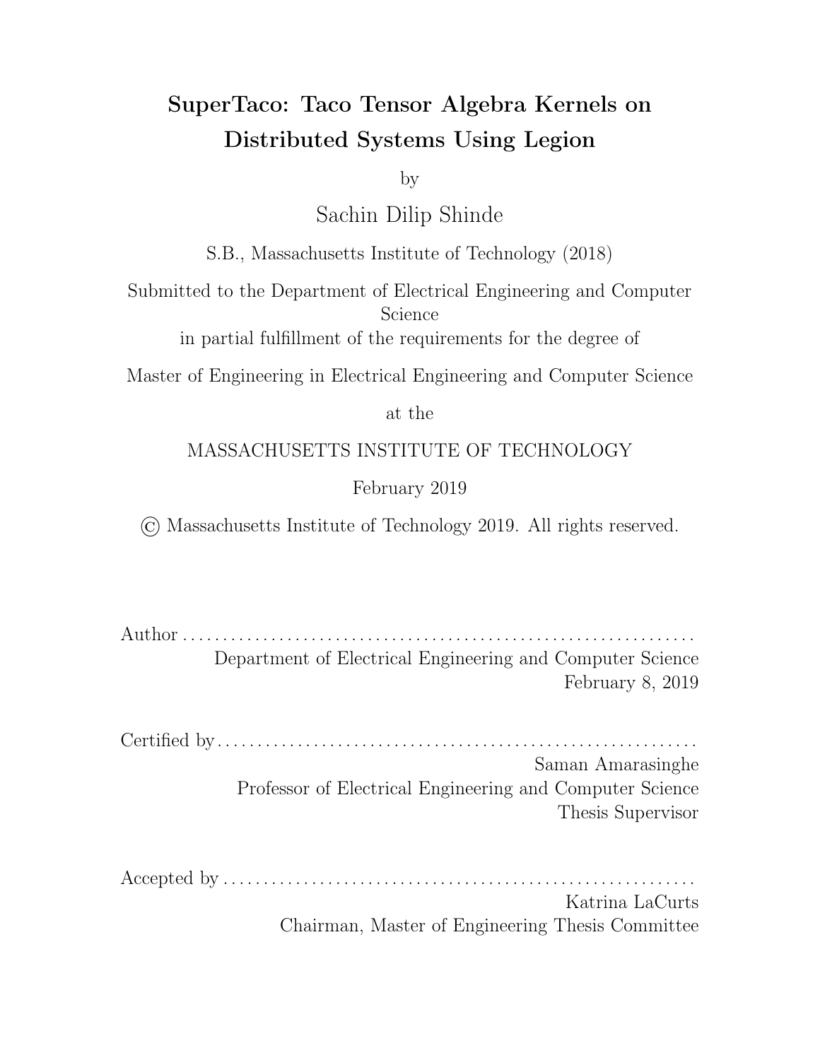# SuperTaco: Taco Tensor Algebra Kernels on Distributed Systems Using Legion

by

Sachin Dilip Shinde

S.B., Massachusetts Institute of Technology (2018)

Submitted to the Department of Electrical Engineering and Computer Science

in partial fulfillment of the requirements for the degree of

Master of Engineering in Electrical Engineering and Computer Science

at the

MASSACHUSETTS INSTITUTE OF TECHNOLOGY

February 2019

© Massachusetts Institute of Technology 2019. All rights reserved.

Author . . . . . . . . . . . . . . . . . . . . . . . . . . . . . . . . . . . . . . . . . . . . . . . . . . . . . . . . . . . . . . .
Department of Electrical Engineering and Computer Science
February 8, 2019

Certified by . . . . . . . . . . . . . . . . . . . . . . . . . . . . . . . . . . . . . . . . . . . . . . . . . . . . . . . . . . .
Saman Amarasinghe
Professor of Electrical Engineering and Computer Science
Thesis Supervisor

Accepted by . . . . . . . . . . . . . . . . . . . . . . . . . . . . . . . . . . . . . . . . . . . . . . . . . . . . . . . . . .
Katrina LaCurts
Chairman, Master of Engineering Thesis Committee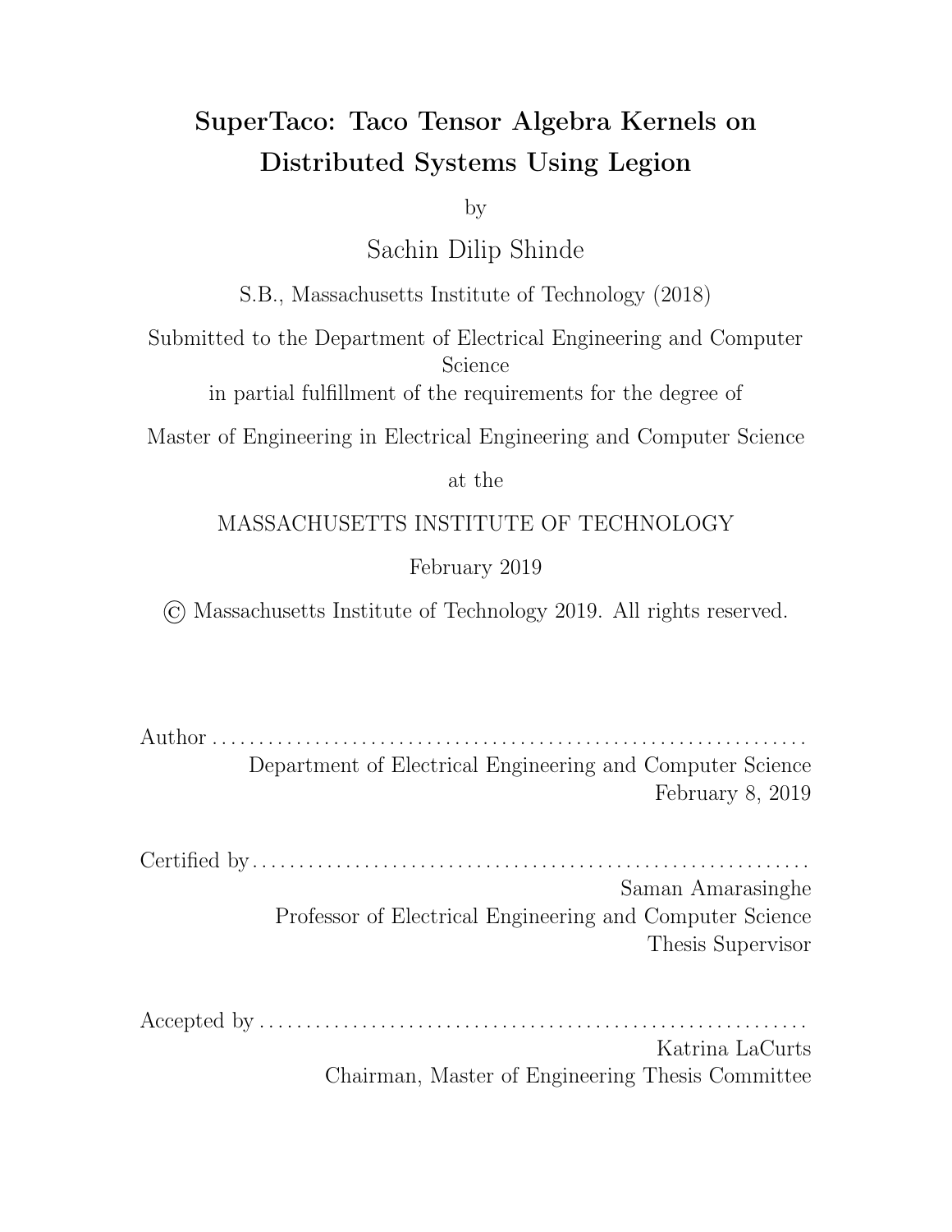# SuperTaco: Taco Tensor Algebra Kernels on Distributed Systems Using Legion

by

Sachin Dilip Shinde

S.B., Massachusetts Institute of Technology (2018)

Submitted to the Department of Electrical Engineering and Computer Science

in partial fulfillment of the requirements for the degree of

Master of Engineering in Electrical Engineering and Computer Science

at the

MASSACHUSETTS INSTITUTE OF TECHNOLOGY

February 2019

© Massachusetts Institute of Technology 2019. All rights reserved.

Author . . . . . . . . . . . . . . . . . . . . . . . . . . . . . . . . . . . . . . . . . . . . . . . . . . . . . . . . . . . . . .
Department of Electrical Engineering and Computer Science
February 8, 2019

Certified by . . . . . . . . . . . . . . . . . . . . . . . . . . . . . . . . . . . . . . . . . . . . . . . . . . . . . . . . . .
Saman Amarasinghe
Professor of Electrical Engineering and Computer Science
Thesis Supervisor

Accepted by . . . . . . . . . . . . . . . . . . . . . . . . . . . . . . . . . . . . . . . . . . . . . . . . . . . . . . . . .
Katrina LaCurts
Chairman, Master of Engineering Thesis Committee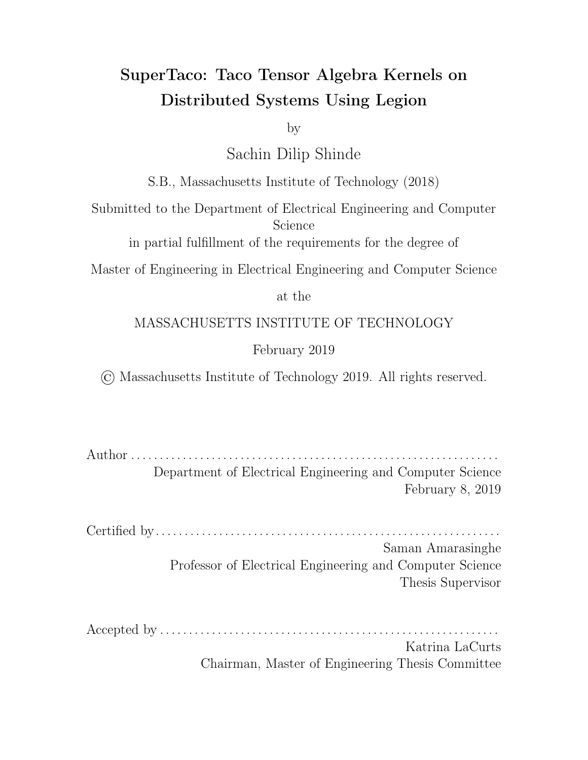# SuperTaco: Taco Tensor Algebra Kernels on Distributed Systems Using Legion

by

Sachin Dilip Shinde

S.B., Massachusetts Institute of Technology (2018)

Submitted to the Department of Electrical Engineering and Computer Science

in partial fulfillment of the requirements for the degree of

Master of Engineering in Electrical Engineering and Computer Science

at the

MASSACHUSETTS INSTITUTE OF TECHNOLOGY

February 2019

© Massachusetts Institute of Technology 2019. All rights reserved.

Author . . . . . . . . . . . . . . . . . . . . . . . . . . . . . . . . . . . . . . . . . . . . . . . . . . . . . . . . . . . . .

Department of Electrical Engineering and Computer Science

February 8, 2019

Certified by . . . . . . . . . . . . . . . . . . . . . . . . . . . . . . . . . . . . . . . . . . . . . . . . . . . . . . . . .

Saman Amarasinghe

Professor of Electrical Engineering and Computer Science

Thesis Supervisor

Accepted by . . . . . . . . . . . . . . . . . . . . . . . . . . . . . . . . . . . . . . . . . . . . . . . . . . . . . . . .

Katrina LaCurts

Chairman, Master of Engineering Thesis Committee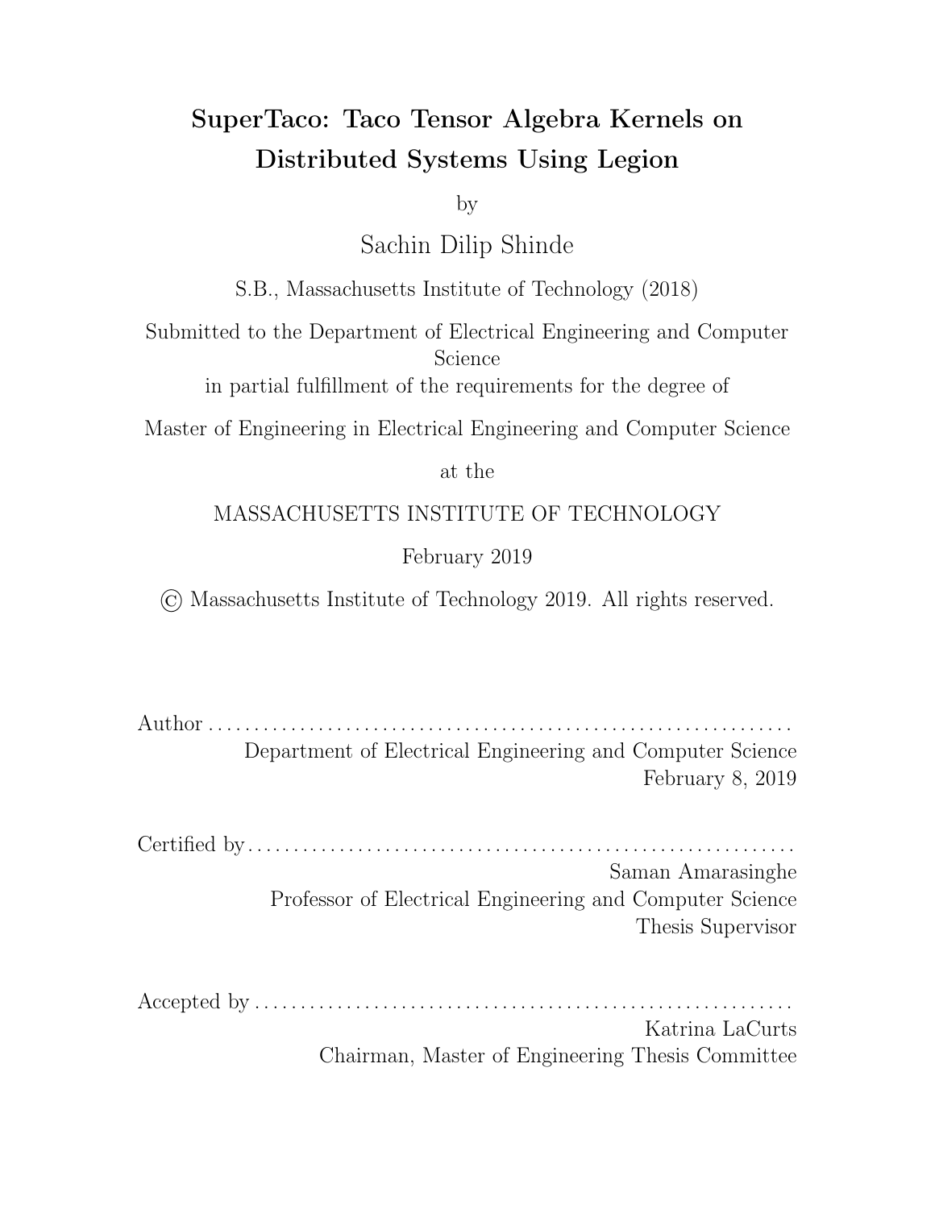# SuperTaco: Taco Tensor Algebra Kernels on Distributed Systems Using Legion

by

Sachin Dilip Shinde

S.B., Massachusetts Institute of Technology (2018)

Submitted to the Department of Electrical Engineering and Computer Science
in partial fulfillment of the requirements for the degree of

Master of Engineering in Electrical Engineering and Computer Science

at the

MASSACHUSETTS INSTITUTE OF TECHNOLOGY

February 2019

© Massachusetts Institute of Technology 2019. All rights reserved.

Author . . . . . . . . . . . . . . . . . . . . . . . . . . . . . . . . . . . . . . . . . . . . . . . . . . . . . . . . . . . . . .
Department of Electrical Engineering and Computer Science
February 8, 2019

Certified by . . . . . . . . . . . . . . . . . . . . . . . . . . . . . . . . . . . . . . . . . . . . . . . . . . . . . . . . . . .
Saman Amarasinghe
Professor of Electrical Engineering and Computer Science
Thesis Supervisor

Accepted by . . . . . . . . . . . . . . . . . . . . . . . . . . . . . . . . . . . . . . . . . . . . . . . . . . . . . . . . . .
Katrina LaCurts
Chairman, Master of Engineering Thesis Committee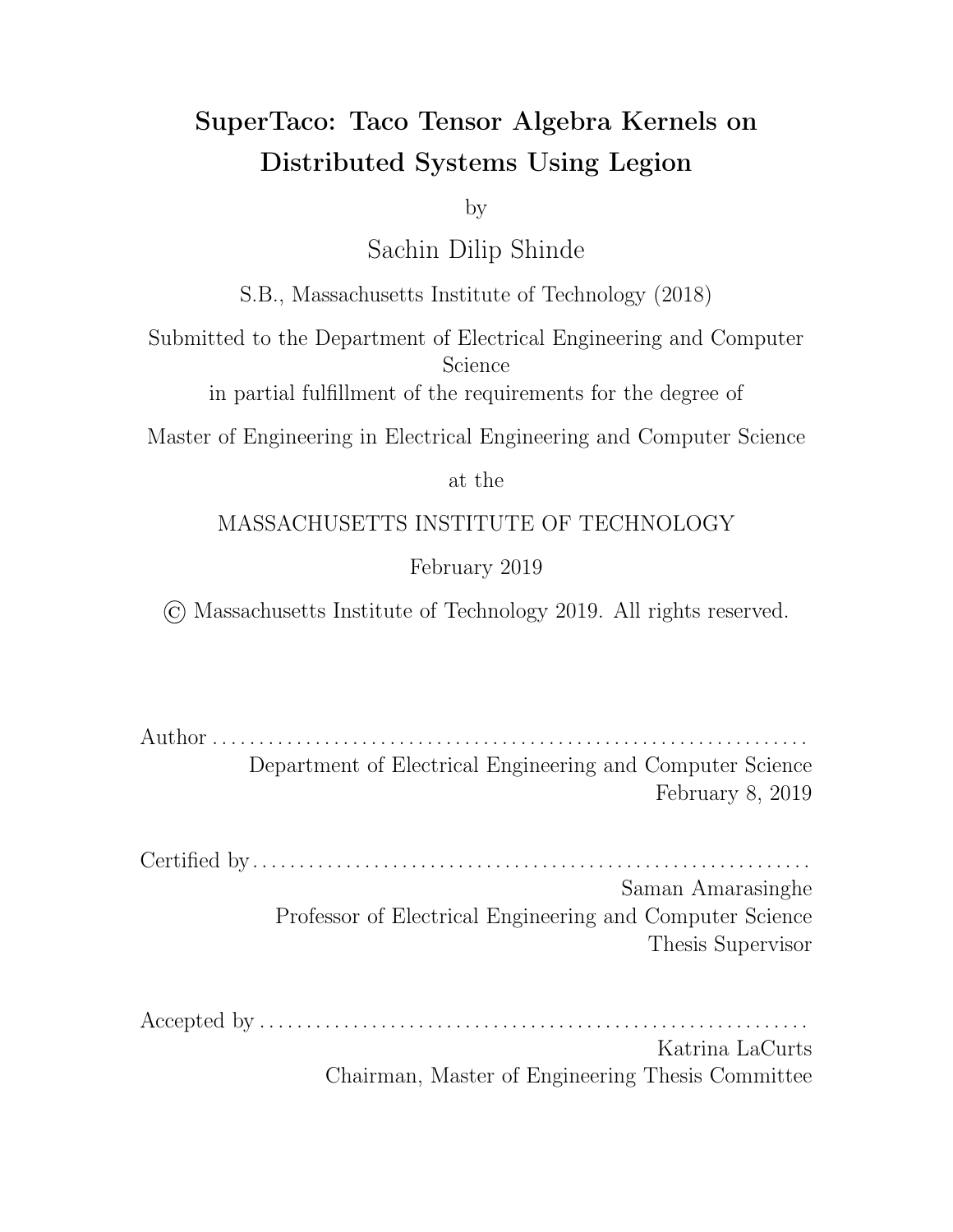# SuperTaco: Taco Tensor Algebra Kernels on Distributed Systems Using Legion

by

Sachin Dilip Shinde

S.B., Massachusetts Institute of Technology (2018)

Submitted to the Department of Electrical Engineering and Computer Science
in partial fulfillment of the requirements for the degree of

Master of Engineering in Electrical Engineering and Computer Science

at the

MASSACHUSETTS INSTITUTE OF TECHNOLOGY

February 2019

© Massachusetts Institute of Technology 2019. All rights reserved.

Author . . . . . . . . . . . . . . . . . . . . . . . . . . . . . . . . . . . . . . . . . . . . . . . . . . . . . . . . . . . . . .
Department of Electrical Engineering and Computer Science
February 8, 2019

Certified by . . . . . . . . . . . . . . . . . . . . . . . . . . . . . . . . . . . . . . . . . . . . . . . . . . . . . . . . . . .
Saman Amarasinghe
Professor of Electrical Engineering and Computer Science
Thesis Supervisor

Accepted by . . . . . . . . . . . . . . . . . . . . . . . . . . . . . . . . . . . . . . . . . . . . . . . . . . . . . . . . . .
Katrina LaCurts
Chairman, Master of Engineering Thesis Committee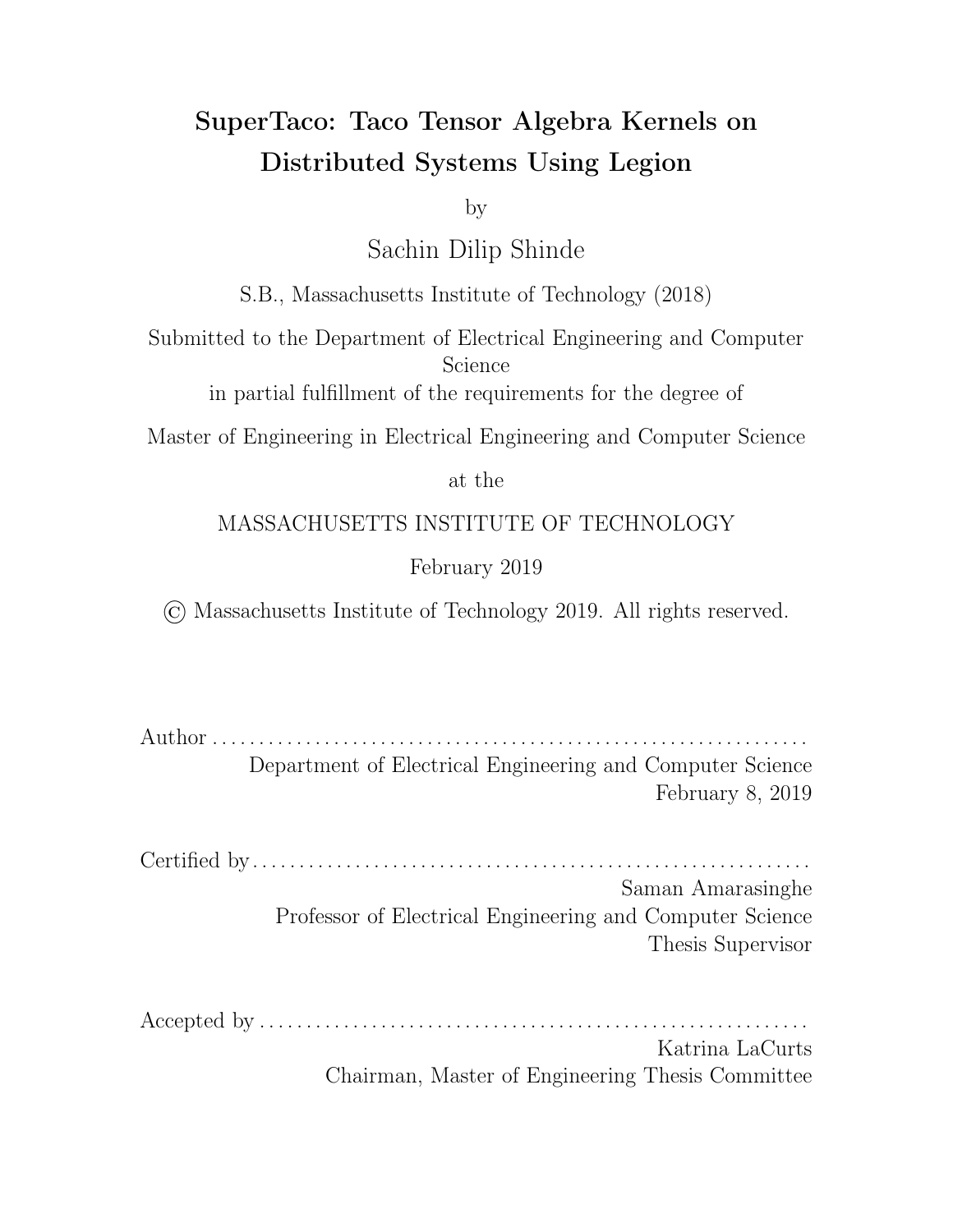# SuperTaco: Taco Tensor Algebra Kernels on Distributed Systems Using Legion

by

Sachin Dilip Shinde

S.B., Massachusetts Institute of Technology (2018)

Submitted to the Department of Electrical Engineering and Computer Science

in partial fulfillment of the requirements for the degree of

Master of Engineering in Electrical Engineering and Computer Science

at the

MASSACHUSETTS INSTITUTE OF TECHNOLOGY

February 2019

© Massachusetts Institute of Technology 2019. All rights reserved.

Author . . . . . . . . . . . . . . . . . . . . . . . . . . . . . . . . . . . . . . . . . . . . . . . . . . . . . . . . . . . . . .

Department of Electrical Engineering and Computer Science

February 8, 2019

Certified by . . . . . . . . . . . . . . . . . . . . . . . . . . . . . . . . . . . . . . . . . . . . . . . . . . . . . . . . . .

Saman Amarasinghe

Professor of Electrical Engineering and Computer Science

Thesis Supervisor

Accepted by . . . . . . . . . . . . . . . . . . . . . . . . . . . . . . . . . . . . . . . . . . . . . . . . . . . . . . . . .

Katrina LaCurts

Chairman, Master of Engineering Thesis Committee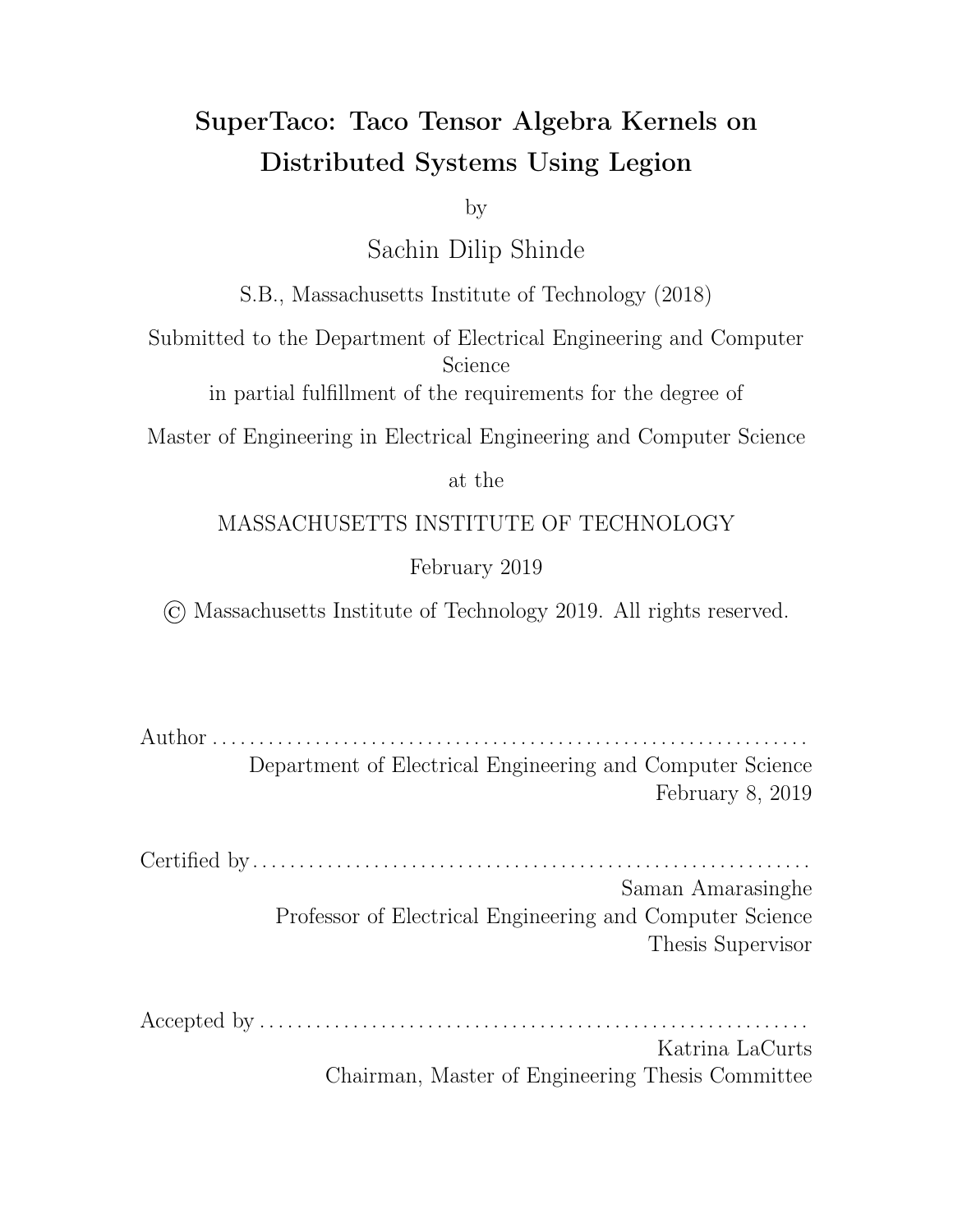# SuperTaco: Taco Tensor Algebra Kernels on Distributed Systems Using Legion

by

Sachin Dilip Shinde

S.B., Massachusetts Institute of Technology (2018)

Submitted to the Department of Electrical Engineering and Computer Science
in partial fulfillment of the requirements for the degree of

Master of Engineering in Electrical Engineering and Computer Science

at the

MASSACHUSETTS INSTITUTE OF TECHNOLOGY

February 2019

© Massachusetts Institute of Technology 2019. All rights reserved.

Author . . . . . . . . . . . . . . . . . . . . . . . . . . . . . . . . . . . . . . . . . . . . . . . . . . . . . . . . . . . . . .
Department of Electrical Engineering and Computer Science
February 8, 2019

Certified by . . . . . . . . . . . . . . . . . . . . . . . . . . . . . . . . . . . . . . . . . . . . . . . . . . . . . . . . . .
Saman Amarasinghe
Professor of Electrical Engineering and Computer Science
Thesis Supervisor

Accepted by . . . . . . . . . . . . . . . . . . . . . . . . . . . . . . . . . . . . . . . . . . . . . . . . . . . . . . . . .
Katrina LaCurts
Chairman, Master of Engineering Thesis Committee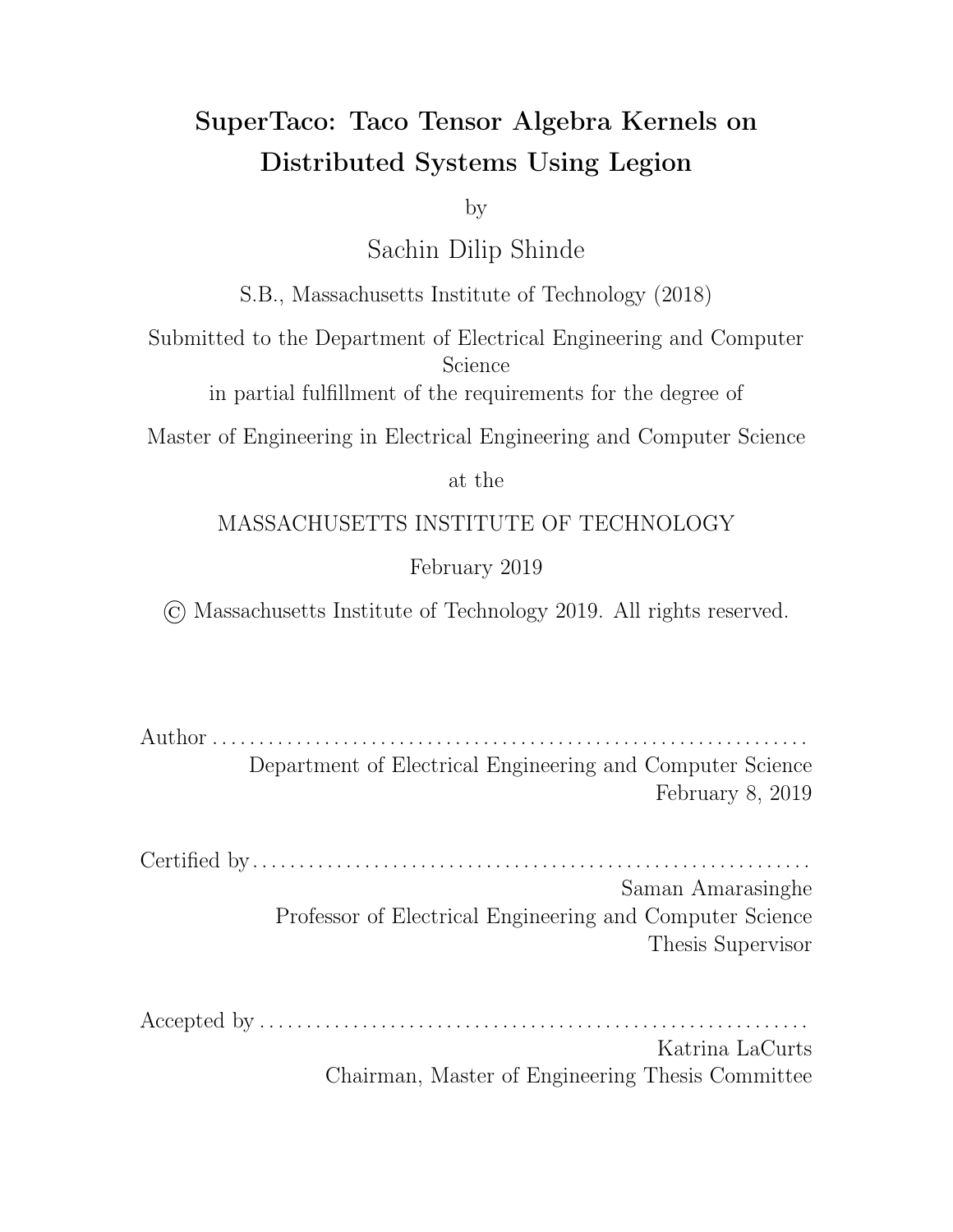# SuperTaco: Taco Tensor Algebra Kernels on Distributed Systems Using Legion

by

Sachin Dilip Shinde

S.B., Massachusetts Institute of Technology (2018)

Submitted to the Department of Electrical Engineering and Computer Science

in partial fulfillment of the requirements for the degree of

Master of Engineering in Electrical Engineering and Computer Science

at the

MASSACHUSETTS INSTITUTE OF TECHNOLOGY

February 2019

© Massachusetts Institute of Technology 2019. All rights reserved.

Author . . . . . . . . . . . . . . . . . . . . . . . . . . . . . . . . . . . . . . . . . . . . . . . . . . . . . . . . . . . . . .

Department of Electrical Engineering and Computer Science

February 8, 2019

Certified by . . . . . . . . . . . . . . . . . . . . . . . . . . . . . . . . . . . . . . . . . . . . . . . . . . . . . . . . . . .

Saman Amarasinghe

Professor of Electrical Engineering and Computer Science

Thesis Supervisor

Accepted by . . . . . . . . . . . . . . . . . . . . . . . . . . . . . . . . . . . . . . . . . . . . . . . . . . . . . . . . . .

Katrina LaCurts

Chairman, Master of Engineering Thesis Committee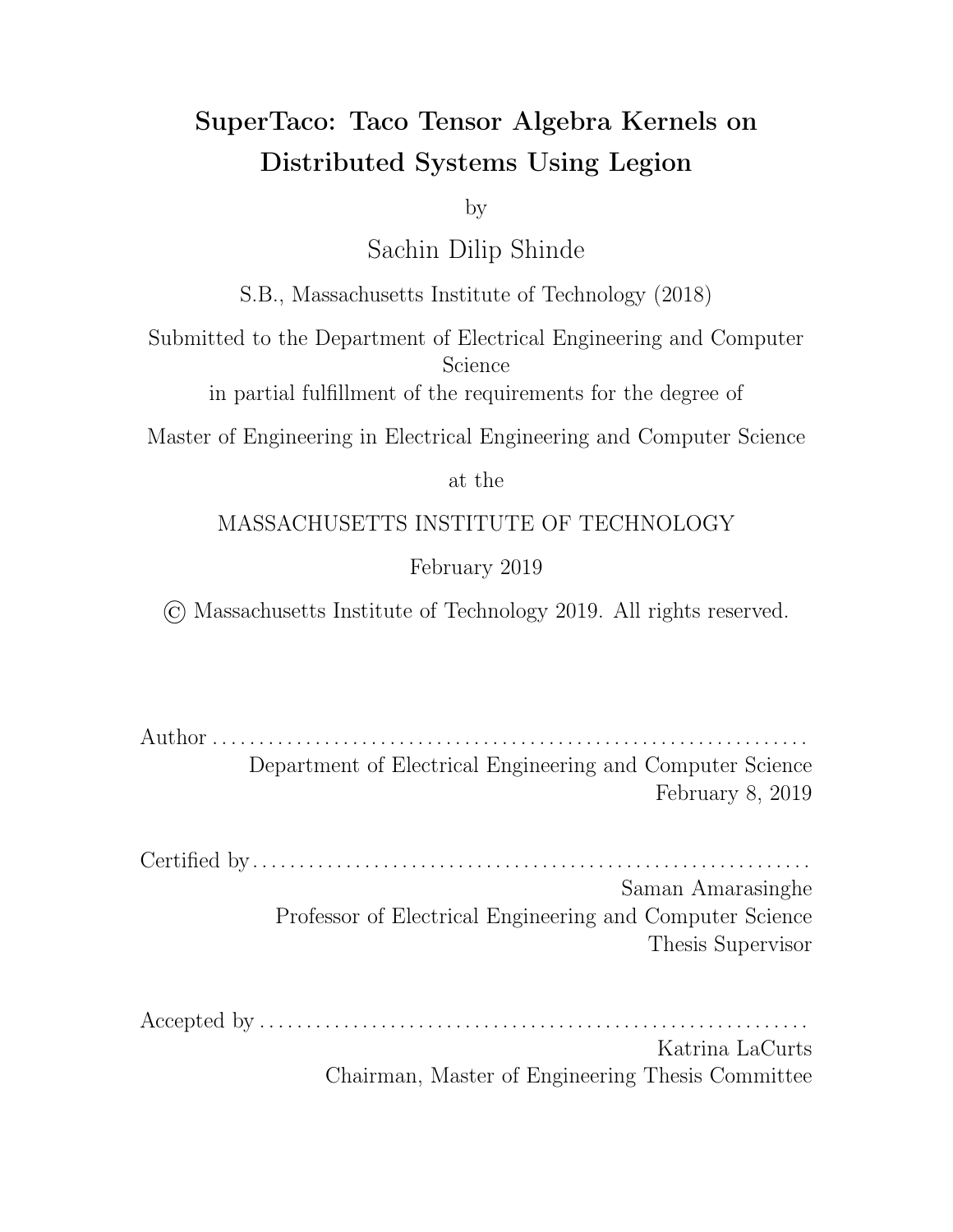# SuperTaco: Taco Tensor Algebra Kernels on Distributed Systems Using Legion

by

Sachin Dilip Shinde

S.B., Massachusetts Institute of Technology (2018)

Submitted to the Department of Electrical Engineering and Computer Science
in partial fulfillment of the requirements for the degree of

Master of Engineering in Electrical Engineering and Computer Science

at the

MASSACHUSETTS INSTITUTE OF TECHNOLOGY

February 2019

© Massachusetts Institute of Technology 2019. All rights reserved.

Author . . . . . . . . . . . . . . . . . . . . . . . . . . . . . . . . . . . . . . . . . . . . . . . . . . . . . . . . . . . . . .
Department of Electrical Engineering and Computer Science
February 8, 2019

Certified by . . . . . . . . . . . . . . . . . . . . . . . . . . . . . . . . . . . . . . . . . . . . . . . . . . . . . . . . . .
Saman Amarasinghe
Professor of Electrical Engineering and Computer Science
Thesis Supervisor

Accepted by . . . . . . . . . . . . . . . . . . . . . . . . . . . . . . . . . . . . . . . . . . . . . . . . . . . . . . . . .
Katrina LaCurts
Chairman, Master of Engineering Thesis Committee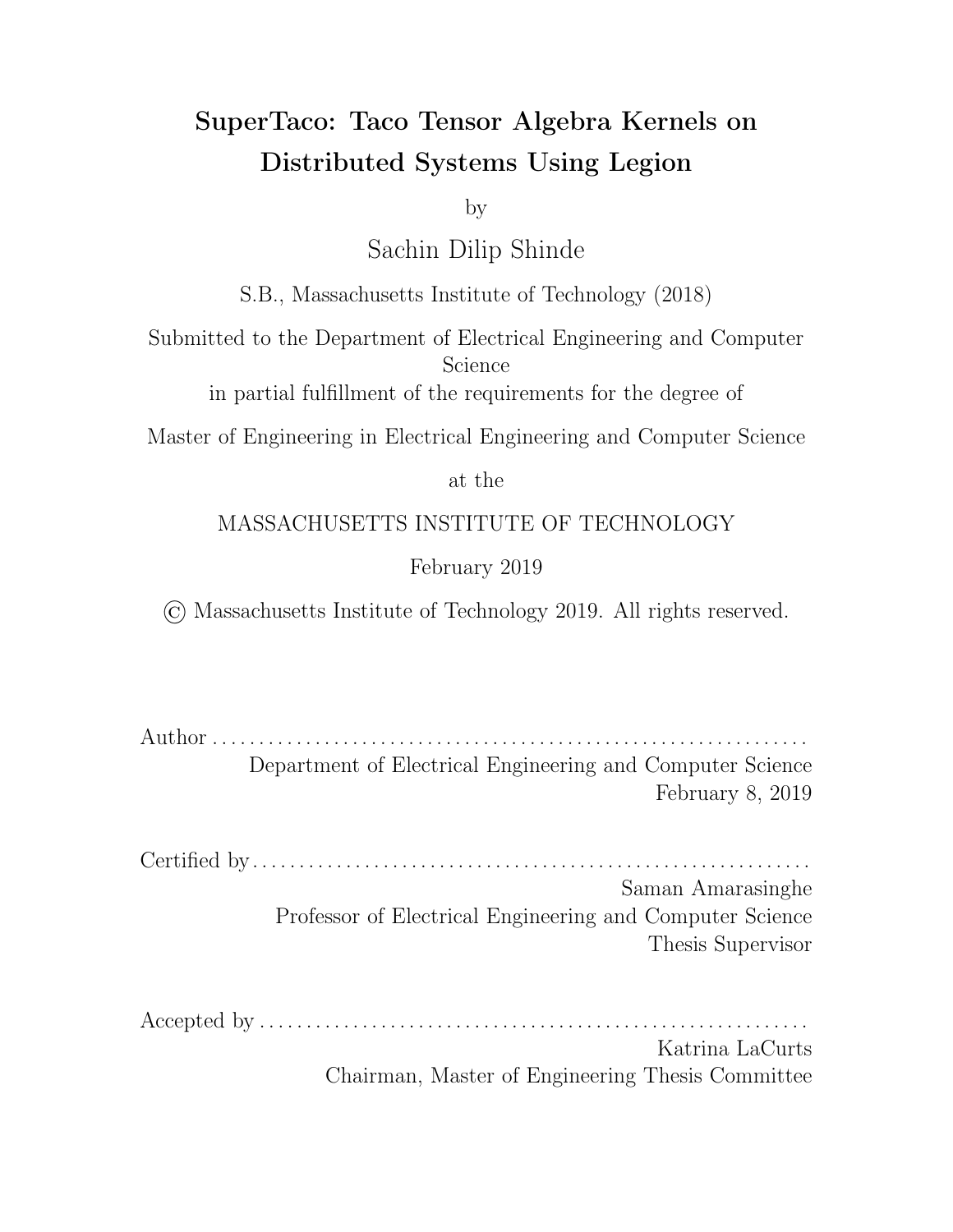# SuperTaco: Taco Tensor Algebra Kernels on Distributed Systems Using Legion

by

Sachin Dilip Shinde

S.B., Massachusetts Institute of Technology (2018)

Submitted to the Department of Electrical Engineering and Computer Science

in partial fulfillment of the requirements for the degree of

Master of Engineering in Electrical Engineering and Computer Science

at the

MASSACHUSETTS INSTITUTE OF TECHNOLOGY

February 2019

© Massachusetts Institute of Technology 2019. All rights reserved.

Author . . . . . . . . . . . . . . . . . . . . . . . . . . . . . . . . . . . . . . . . . . . . . . . . . . . . . . . . . . . . . .

Department of Electrical Engineering and Computer Science

February 8, 2019

Certified by . . . . . . . . . . . . . . . . . . . . . . . . . . . . . . . . . . . . . . . . . . . . . . . . . . . . . . . . . . .

Saman Amarasinghe

Professor of Electrical Engineering and Computer Science

Thesis Supervisor

Accepted by . . . . . . . . . . . . . . . . . . . . . . . . . . . . . . . . . . . . . . . . . . . . . . . . . . . . . . . . . .

Katrina LaCurts

Chairman, Master of Engineering Thesis Committee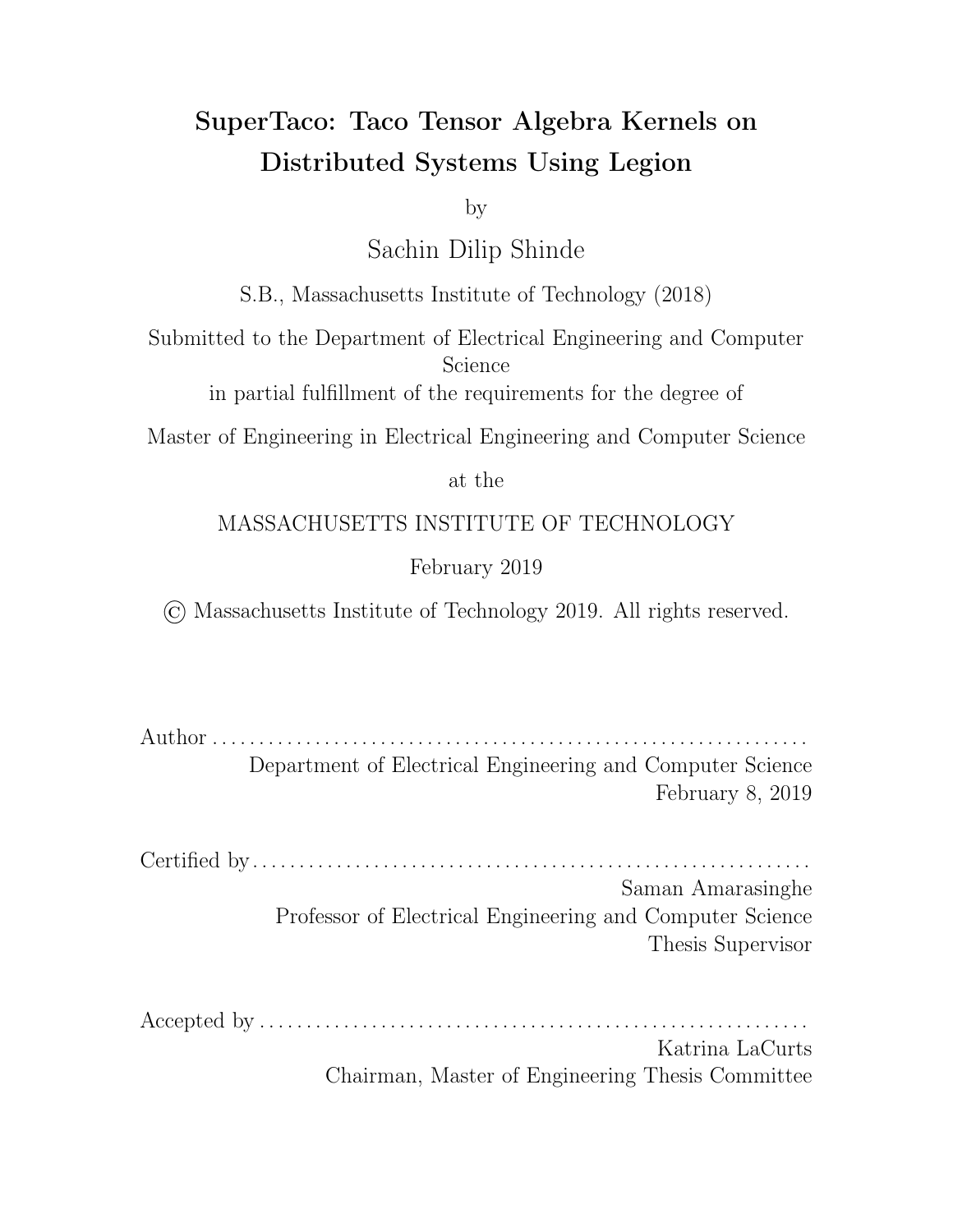# SuperTaco: Taco Tensor Algebra Kernels on Distributed Systems Using Legion

by

Sachin Dilip Shinde

S.B., Massachusetts Institute of Technology (2018)

Submitted to the Department of Electrical Engineering and Computer Science

in partial fulfillment of the requirements for the degree of

Master of Engineering in Electrical Engineering and Computer Science

at the

MASSACHUSETTS INSTITUTE OF TECHNOLOGY

February 2019

© Massachusetts Institute of Technology 2019. All rights reserved.

Author . . . . . . . . . . . . . . . . . . . . . . . . . . . . . . . . . . . . . . . . . . . . . . . . . . . . . . . . . . . . . .
Department of Electrical Engineering and Computer Science
February 8, 2019

Certified by . . . . . . . . . . . . . . . . . . . . . . . . . . . . . . . . . . . . . . . . . . . . . . . . . . . . . . . . . . .
Saman Amarasinghe
Professor of Electrical Engineering and Computer Science
Thesis Supervisor

Accepted by . . . . . . . . . . . . . . . . . . . . . . . . . . . . . . . . . . . . . . . . . . . . . . . . . . . . . . . . . .
Katrina LaCurts
Chairman, Master of Engineering Thesis Committee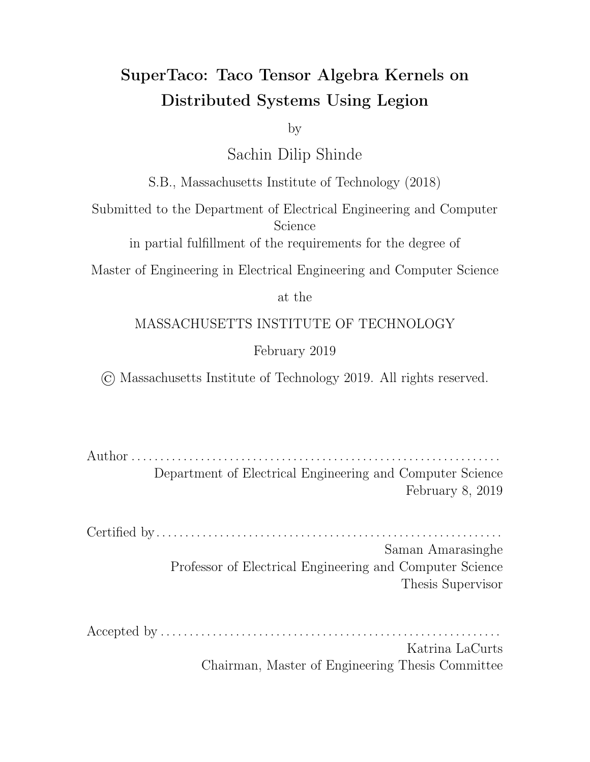# SuperTaco: Taco Tensor Algebra Kernels on Distributed Systems Using Legion

by

Sachin Dilip Shinde

S.B., Massachusetts Institute of Technology (2018)

Submitted to the Department of Electrical Engineering and Computer Science

in partial fulfillment of the requirements for the degree of

Master of Engineering in Electrical Engineering and Computer Science

at the

MASSACHUSETTS INSTITUTE OF TECHNOLOGY

February 2019

© Massachusetts Institute of Technology 2019. All rights reserved.

Author . . . . . . . . . . . . . . . . . . . . . . . . . . . . . . . . . . . . . . . . . . . . . . . . . . . . . . . . . . . . . . .
Department of Electrical Engineering and Computer Science
February 8, 2019

Certified by . . . . . . . . . . . . . . . . . . . . . . . . . . . . . . . . . . . . . . . . . . . . . . . . . . . . . . . . . . .
Saman Amarasinghe
Professor of Electrical Engineering and Computer Science
Thesis Supervisor

Accepted by . . . . . . . . . . . . . . . . . . . . . . . . . . . . . . . . . . . . . . . . . . . . . . . . . . . . . . . . . .
Katrina LaCurts
Chairman, Master of Engineering Thesis Committee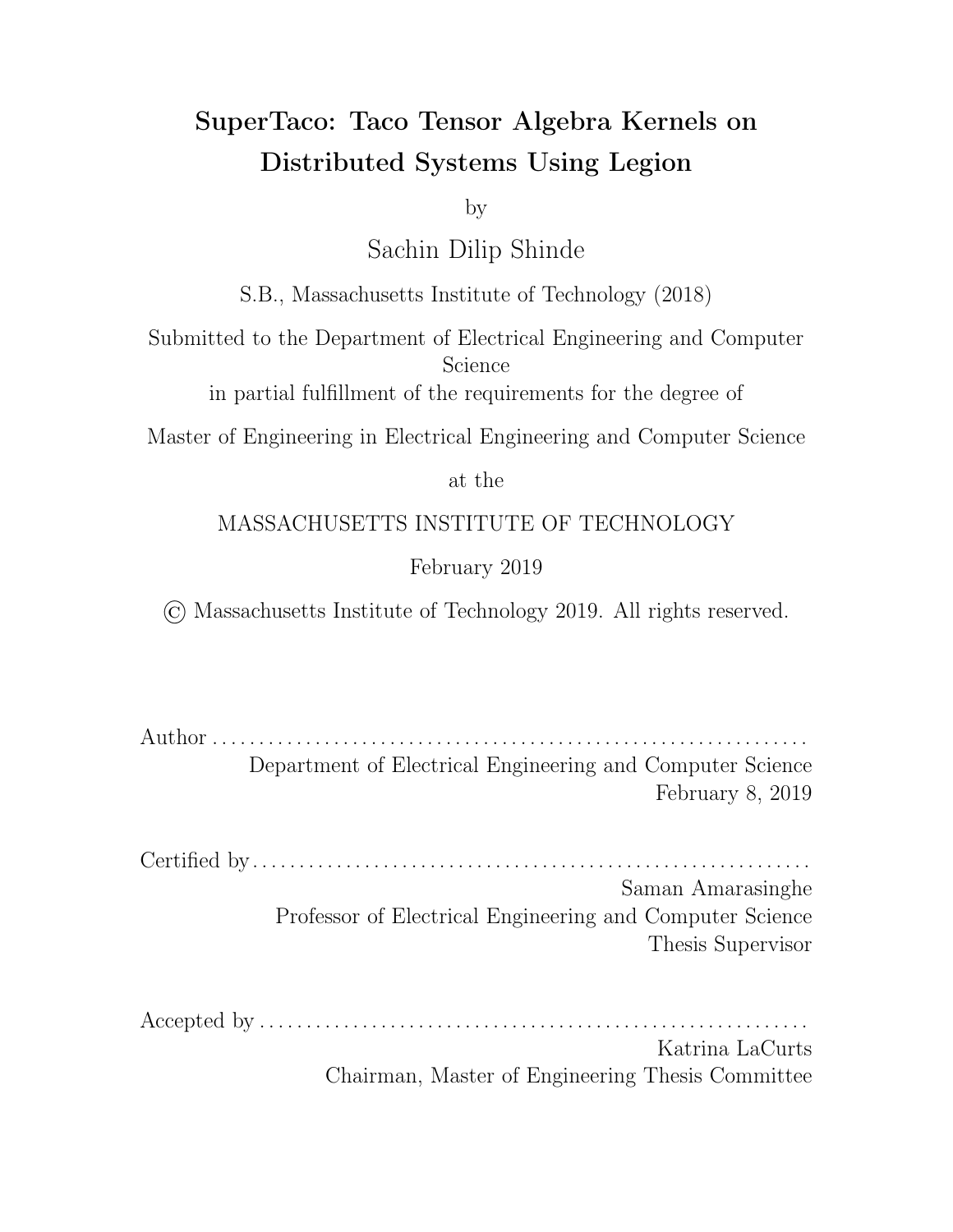# SuperTaco: Taco Tensor Algebra Kernels on Distributed Systems Using Legion

by

Sachin Dilip Shinde

S.B., Massachusetts Institute of Technology (2018)

Submitted to the Department of Electrical Engineering and Computer Science

in partial fulfillment of the requirements for the degree of

Master of Engineering in Electrical Engineering and Computer Science

at the

MASSACHUSETTS INSTITUTE OF TECHNOLOGY

February 2019

© Massachusetts Institute of Technology 2019. All rights reserved.

Author ...............................................................

Department of Electrical Engineering and Computer Science

February 8, 2019

Certified by...........................................................

Saman Amarasinghe

Professor of Electrical Engineering and Computer Science

Thesis Supervisor

Accepted by ..........................................................

Katrina LaCurts

Chairman, Master of Engineering Thesis Committee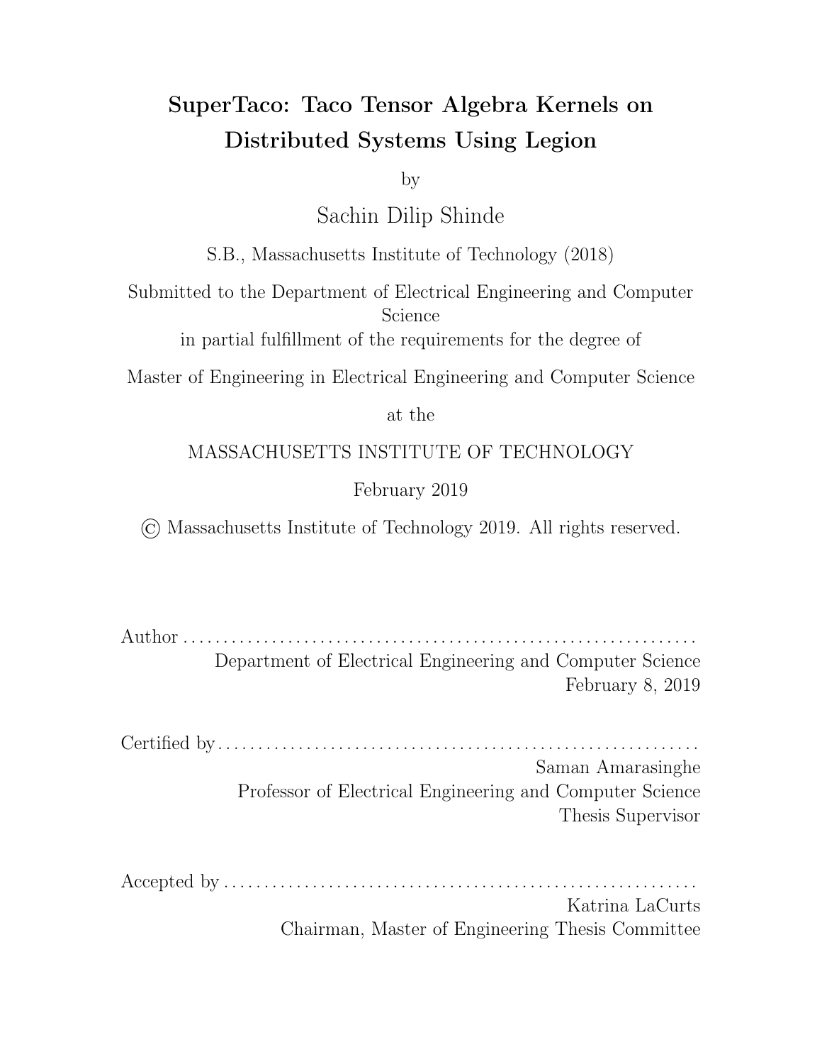# SuperTaco: Taco Tensor Algebra Kernels on Distributed Systems Using Legion

by

Sachin Dilip Shinde

S.B., Massachusetts Institute of Technology (2018)

Submitted to the Department of Electrical Engineering and Computer Science

in partial fulfillment of the requirements for the degree of

Master of Engineering in Electrical Engineering and Computer Science

at the

MASSACHUSETTS INSTITUTE OF TECHNOLOGY

February 2019

© Massachusetts Institute of Technology 2019. All rights reserved.

Author . . . . . . . . . . . . . . . . . . . . . . . . . . . . . . . . . . . . . . . . . . . . . . . . . . . . . . . . . . . . . .

Department of Electrical Engineering and Computer Science

February 8, 2019

Certified by . . . . . . . . . . . . . . . . . . . . . . . . . . . . . . . . . . . . . . . . . . . . . . . . . . . . . . . . . .

Saman Amarasinghe

Professor of Electrical Engineering and Computer Science

Thesis Supervisor

Accepted by . . . . . . . . . . . . . . . . . . . . . . . . . . . . . . . . . . . . . . . . . . . . . . . . . . . . . . . .

Katrina LaCurts

Chairman, Master of Engineering Thesis Committee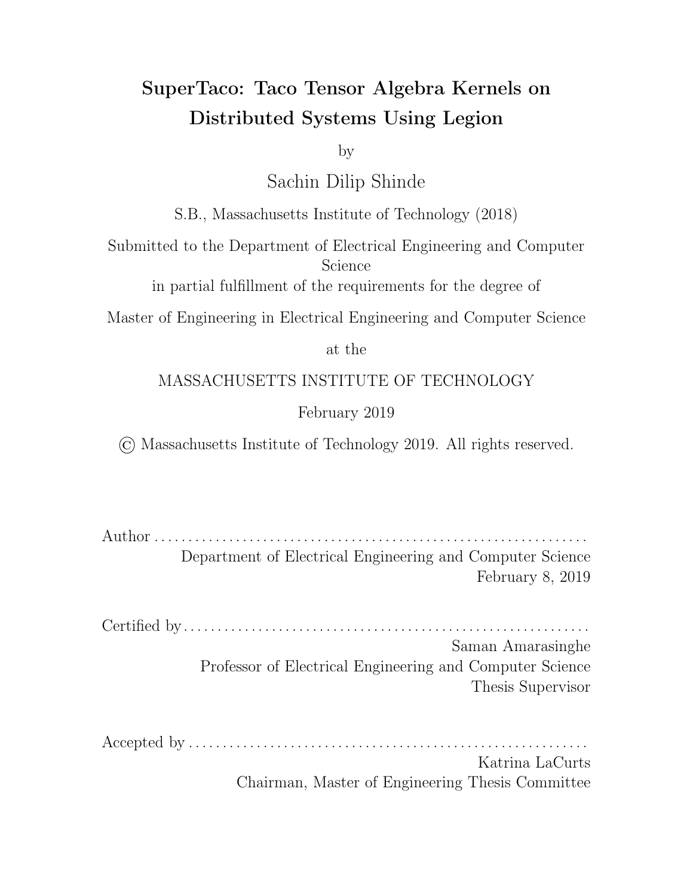# SuperTaco: Taco Tensor Algebra Kernels on Distributed Systems Using Legion

by

Sachin Dilip Shinde

S.B., Massachusetts Institute of Technology (2018)

Submitted to the Department of Electrical Engineering and Computer Science

in partial fulfillment of the requirements for the degree of

Master of Engineering in Electrical Engineering and Computer Science

at the

MASSACHUSETTS INSTITUTE OF TECHNOLOGY

February 2019

© Massachusetts Institute of Technology 2019. All rights reserved.

Author . . . . . . . . . . . . . . . . . . . . . . . . . . . . . . . . . . . . . . . . . . . . . . . . . . . . . . . . . . . . . .
Department of Electrical Engineering and Computer Science
February 8, 2019

Certified by . . . . . . . . . . . . . . . . . . . . . . . . . . . . . . . . . . . . . . . . . . . . . . . . . . . . . . . . . . .
Saman Amarasinghe
Professor of Electrical Engineering and Computer Science
Thesis Supervisor

Accepted by . . . . . . . . . . . . . . . . . . . . . . . . . . . . . . . . . . . . . . . . . . . . . . . . . . . . . . . . . .
Katrina LaCurts
Chairman, Master of Engineering Thesis Committee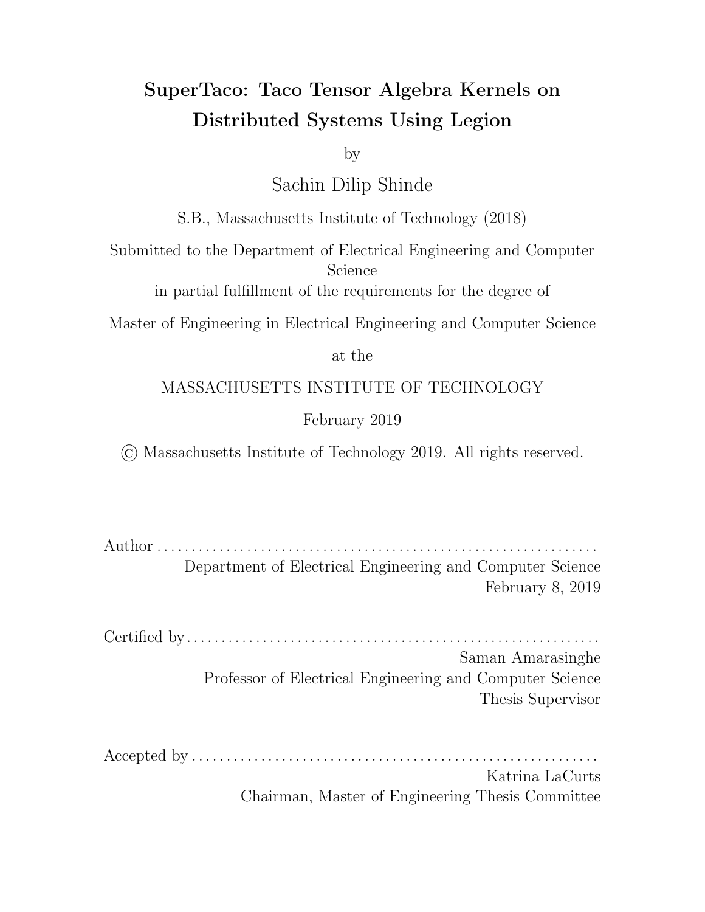# SuperTaco: Taco Tensor Algebra Kernels on Distributed Systems Using Legion

by

Sachin Dilip Shinde

S.B., Massachusetts Institute of Technology (2018)

Submitted to the Department of Electrical Engineering and Computer Science
in partial fulfillment of the requirements for the degree of

Master of Engineering in Electrical Engineering and Computer Science

at the

MASSACHUSETTS INSTITUTE OF TECHNOLOGY

February 2019

© Massachusetts Institute of Technology 2019. All rights reserved.

Author . . . . . . . . . . . . . . . . . . . . . . . . . . . . . . . . . . . . . . . . . . . . . . . . . . . . . . . . . . . . . .
Department of Electrical Engineering and Computer Science
February 8, 2019

Certified by . . . . . . . . . . . . . . . . . . . . . . . . . . . . . . . . . . . . . . . . . . . . . . . . . . . . . . . . . . .
Saman Amarasinghe
Professor of Electrical Engineering and Computer Science
Thesis Supervisor

Accepted by . . . . . . . . . . . . . . . . . . . . . . . . . . . . . . . . . . . . . . . . . . . . . . . . . . . . . . . . . .
Katrina LaCurts
Chairman, Master of Engineering Thesis Committee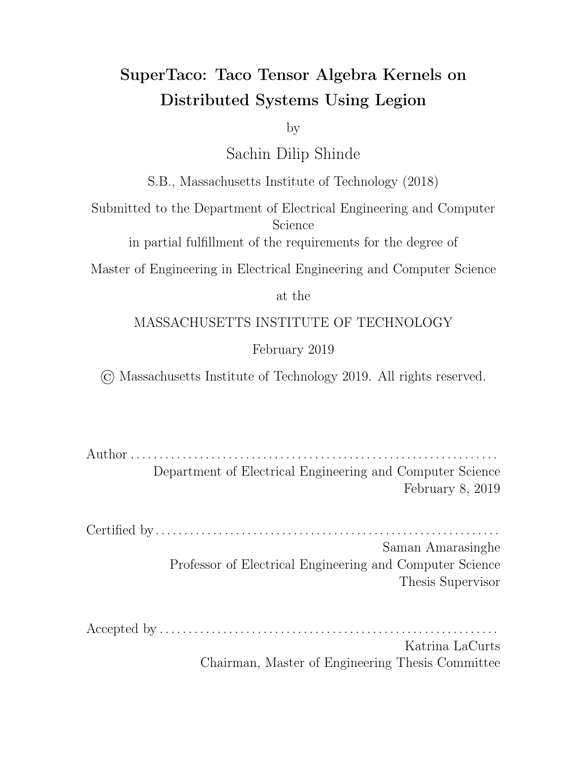# SuperTaco: Taco Tensor Algebra Kernels on Distributed Systems Using Legion

by

Sachin Dilip Shinde

S.B., Massachusetts Institute of Technology (2018)

Submitted to the Department of Electrical Engineering and Computer Science

in partial fulfillment of the requirements for the degree of

Master of Engineering in Electrical Engineering and Computer Science

at the

MASSACHUSETTS INSTITUTE OF TECHNOLOGY

February 2019

© Massachusetts Institute of Technology 2019. All rights reserved.

Author . . . . . . . . . . . . . . . . . . . . . . . . . . . . . . . . . . . . . . . . . . . . . . . . . . . . . . . . . . . . . . .

Department of Electrical Engineering and Computer Science

February 8, 2019

Certified by . . . . . . . . . . . . . . . . . . . . . . . . . . . . . . . . . . . . . . . . . . . . . . . . . . . . . . . . . . .

Saman Amarasinghe

Professor of Electrical Engineering and Computer Science

Thesis Supervisor

Accepted by . . . . . . . . . . . . . . . . . . . . . . . . . . . . . . . . . . . . . . . . . . . . . . . . . . . . . . . . . .

Katrina LaCurts

Chairman, Master of Engineering Thesis Committee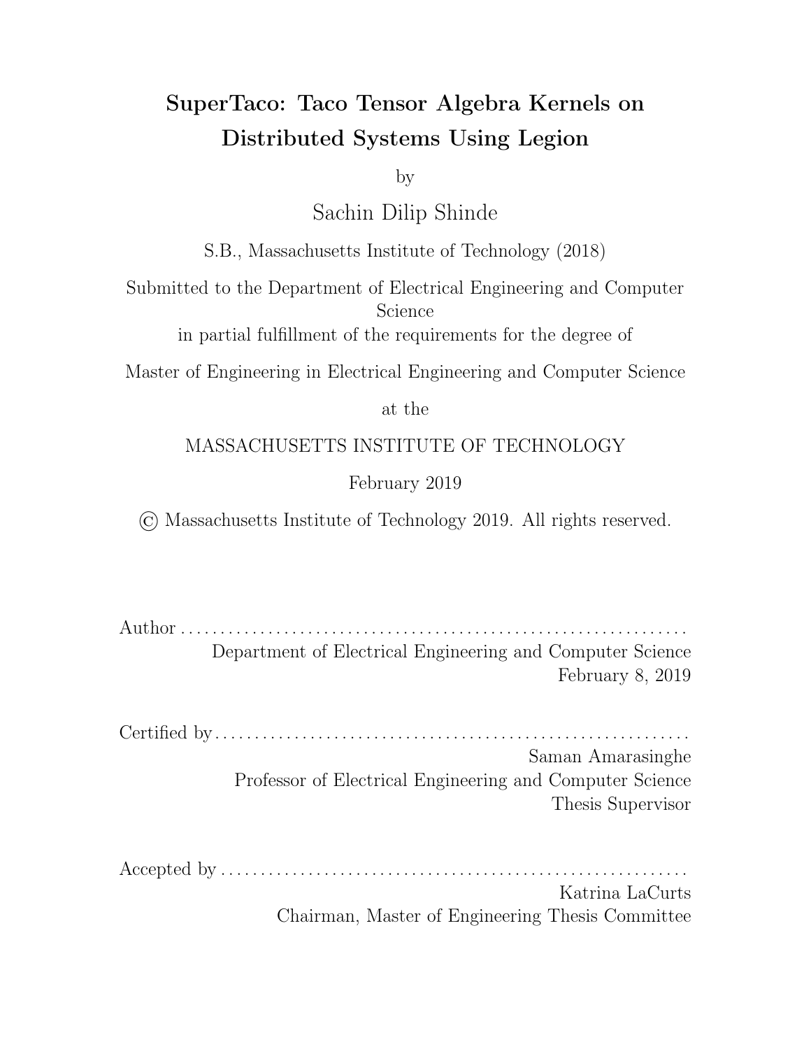# SuperTaco: Taco Tensor Algebra Kernels on Distributed Systems Using Legion

by

Sachin Dilip Shinde

S.B., Massachusetts Institute of Technology (2018)

Submitted to the Department of Electrical Engineering and Computer Science

in partial fulfillment of the requirements for the degree of

Master of Engineering in Electrical Engineering and Computer Science

at the

MASSACHUSETTS INSTITUTE OF TECHNOLOGY

February 2019

© Massachusetts Institute of Technology 2019. All rights reserved.

Author . . . . . . . . . . . . . . . . . . . . . . . . . . . . . . . . . . . . . . . . . . . . . . . . . . . . . . . . . . . . . .
Department of Electrical Engineering and Computer Science
February 8, 2019

Certified by. . . . . . . . . . . . . . . . . . . . . . . . . . . . . . . . . . . . . . . . . . . . . . . . . . . . . . . . . . .
Saman Amarasinghe
Professor of Electrical Engineering and Computer Science
Thesis Supervisor

Accepted by . . . . . . . . . . . . . . . . . . . . . . . . . . . . . . . . . . . . . . . . . . . . . . . . . . . . . . . . .
Katrina LaCurts
Chairman, Master of Engineering Thesis Committee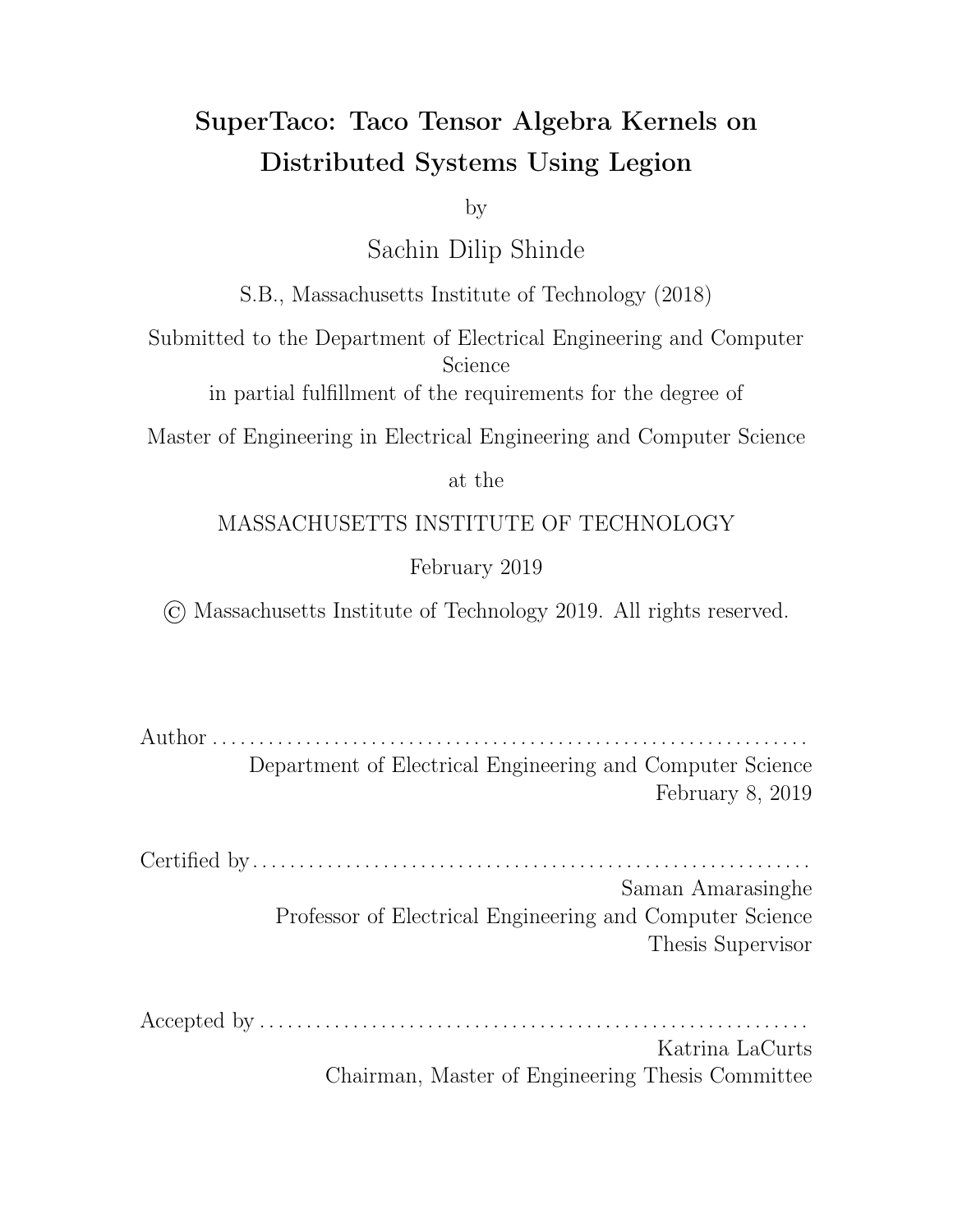# SuperTaco: Taco Tensor Algebra Kernels on Distributed Systems Using Legion

by

Sachin Dilip Shinde

S.B., Massachusetts Institute of Technology (2018)

Submitted to the Department of Electrical Engineering and Computer Science

in partial fulfillment of the requirements for the degree of

Master of Engineering in Electrical Engineering and Computer Science

at the

MASSACHUSETTS INSTITUTE OF TECHNOLOGY

February 2019

© Massachusetts Institute of Technology 2019. All rights reserved.

Author . . . . . . . . . . . . . . . . . . . . . . . . . . . . . . . . . . . . . . . . . . . . . . . . . . . . . . . . . . . . . .

Department of Electrical Engineering and Computer Science

February 8, 2019

Certified by . . . . . . . . . . . . . . . . . . . . . . . . . . . . . . . . . . . . . . . . . . . . . . . . . . . . . . . . . .

Saman Amarasinghe

Professor of Electrical Engineering and Computer Science

Thesis Supervisor

Accepted by . . . . . . . . . . . . . . . . . . . . . . . . . . . . . . . . . . . . . . . . . . . . . . . . . . . . . . . . .

Katrina LaCurts

Chairman, Master of Engineering Thesis Committee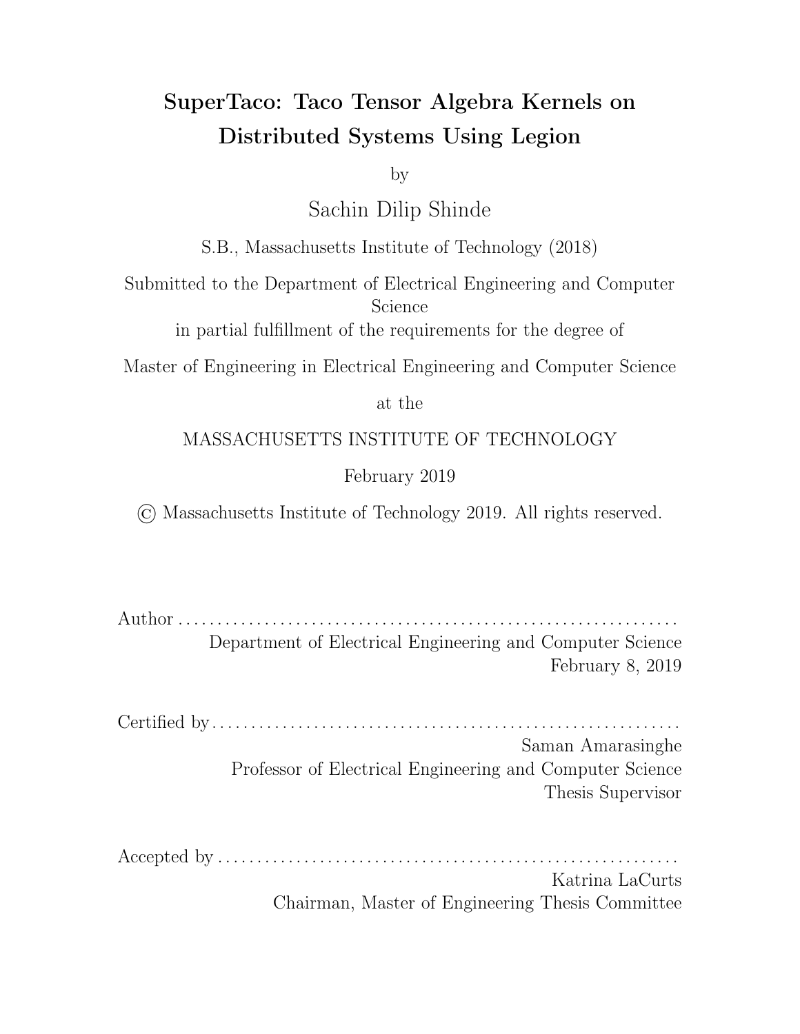# SuperTaco: Taco Tensor Algebra Kernels on Distributed Systems Using Legion

by

Sachin Dilip Shinde

S.B., Massachusetts Institute of Technology (2018)

Submitted to the Department of Electrical Engineering and Computer Science

in partial fulfillment of the requirements for the degree of

Master of Engineering in Electrical Engineering and Computer Science

at the

MASSACHUSETTS INSTITUTE OF TECHNOLOGY

February 2019

© Massachusetts Institute of Technology 2019. All rights reserved.

Author . . . . . . . . . . . . . . . . . . . . . . . . . . . . . . . . . . . . . . . . . . . . . . . . . . . . . . . . . . . . . . .
Department of Electrical Engineering and Computer Science
February 8, 2019

Certified by . . . . . . . . . . . . . . . . . . . . . . . . . . . . . . . . . . . . . . . . . . . . . . . . . . . . . . . . . . .
Saman Amarasinghe
Professor of Electrical Engineering and Computer Science
Thesis Supervisor

Accepted by . . . . . . . . . . . . . . . . . . . . . . . . . . . . . . . . . . . . . . . . . . . . . . . . . . . . . . . . . .
Katrina LaCurts
Chairman, Master of Engineering Thesis Committee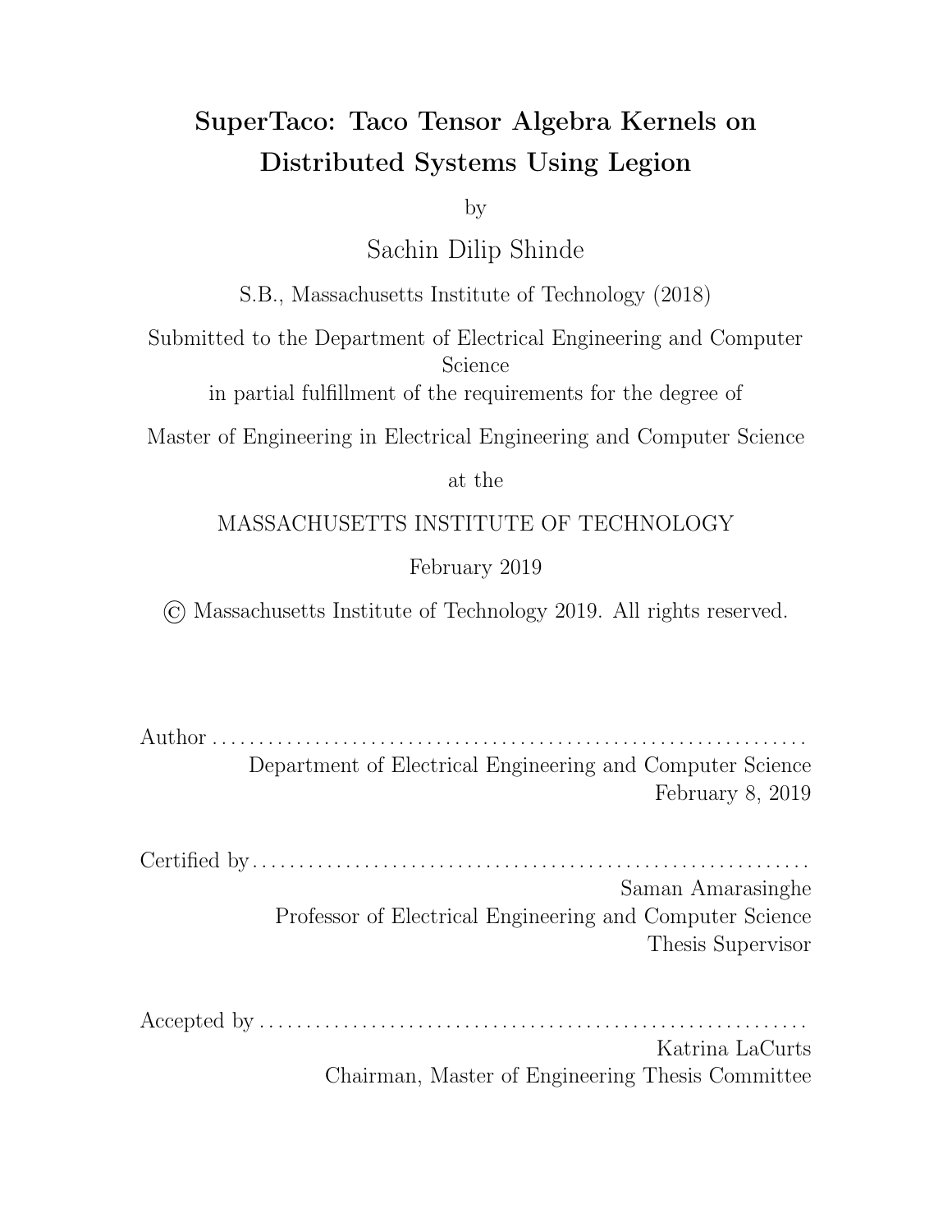# SuperTaco: Taco Tensor Algebra Kernels on Distributed Systems Using Legion

by

Sachin Dilip Shinde

S.B., Massachusetts Institute of Technology (2018)

Submitted to the Department of Electrical Engineering and Computer Science

in partial fulfillment of the requirements for the degree of

Master of Engineering in Electrical Engineering and Computer Science

at the

MASSACHUSETTS INSTITUTE OF TECHNOLOGY

February 2019

© Massachusetts Institute of Technology 2019. All rights reserved.

Author . . . . . . . . . . . . . . . . . . . . . . . . . . . . . . . . . . . . . . . . . . . . . . . . . . . . . . . . . . . . . .

Department of Electrical Engineering and Computer Science

February 8, 2019

Certified by . . . . . . . . . . . . . . . . . . . . . . . . . . . . . . . . . . . . . . . . . . . . . . . . . . . . . . . . . . .

Saman Amarasinghe

Professor of Electrical Engineering and Computer Science

Thesis Supervisor

Accepted by . . . . . . . . . . . . . . . . . . . . . . . . . . . . . . . . . . . . . . . . . . . . . . . . . . . . . . . . . .

Katrina LaCurts

Chairman, Master of Engineering Thesis Committee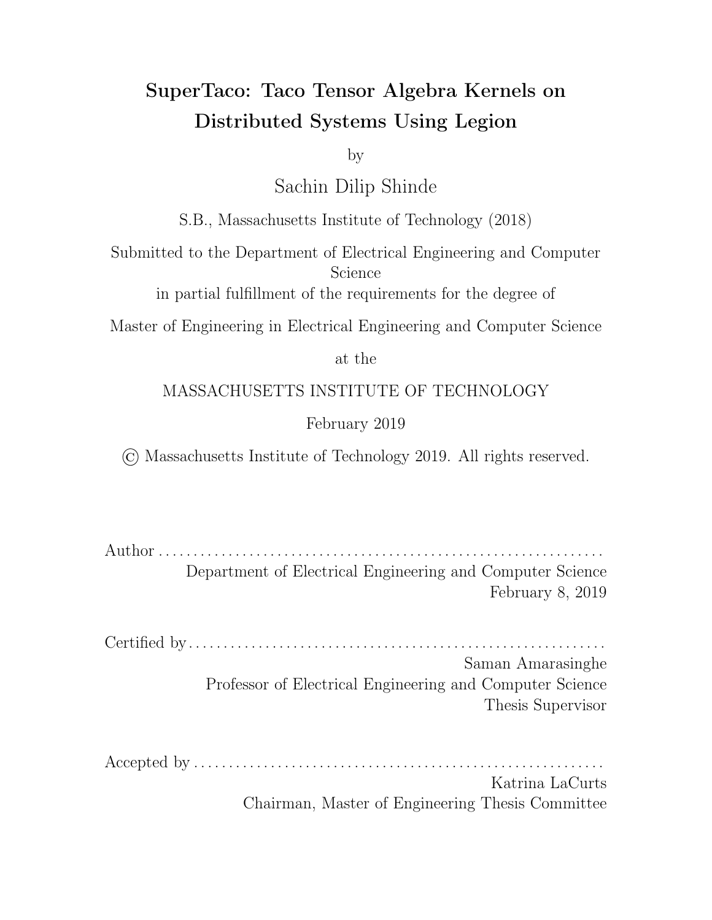# SuperTaco: Taco Tensor Algebra Kernels on Distributed Systems Using Legion

by

Sachin Dilip Shinde

S.B., Massachusetts Institute of Technology (2018)

Submitted to the Department of Electrical Engineering and Computer Science

in partial fulfillment of the requirements for the degree of

Master of Engineering in Electrical Engineering and Computer Science

at the

MASSACHUSETTS INSTITUTE OF TECHNOLOGY

February 2019

© Massachusetts Institute of Technology 2019. All rights reserved.

Author . . . . . . . . . . . . . . . . . . . . . . . . . . . . . . . . . . . . . . . . . . . . . . . . . . . . . . . . . . . . . . .

Department of Electrical Engineering and Computer Science

February 8, 2019

Certified by . . . . . . . . . . . . . . . . . . . . . . . . . . . . . . . . . . . . . . . . . . . . . . . . . . . . . . . . . . .

Saman Amarasinghe

Professor of Electrical Engineering and Computer Science

Thesis Supervisor

Accepted by . . . . . . . . . . . . . . . . . . . . . . . . . . . . . . . . . . . . . . . . . . . . . . . . . . . . . . . . . .

Katrina LaCurts

Chairman, Master of Engineering Thesis Committee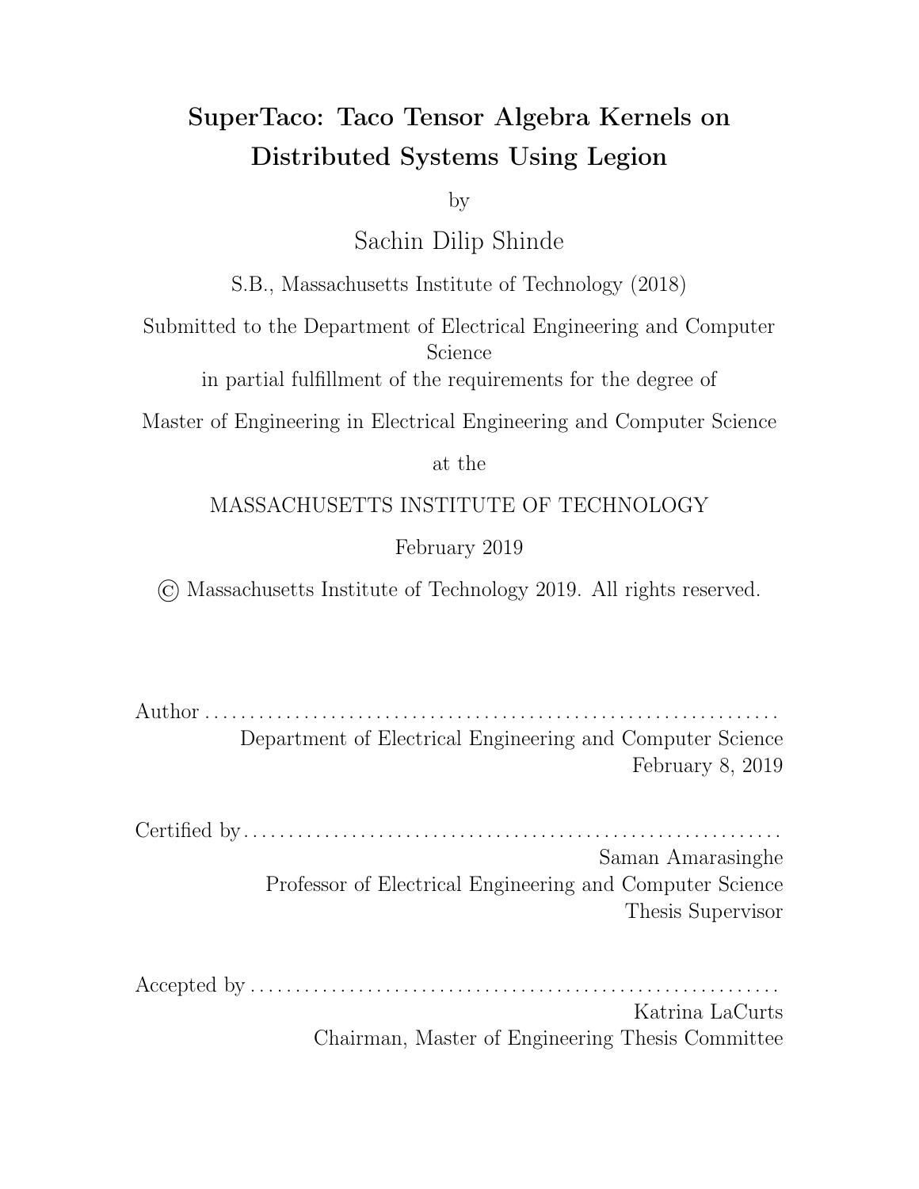# SuperTaco: Taco Tensor Algebra Kernels on Distributed Systems Using Legion

by

Sachin Dilip Shinde

S.B., Massachusetts Institute of Technology (2018)

Submitted to the Department of Electrical Engineering and Computer Science

in partial fulfillment of the requirements for the degree of

Master of Engineering in Electrical Engineering and Computer Science

at the

MASSACHUSETTS INSTITUTE OF TECHNOLOGY

February 2019

© Massachusetts Institute of Technology 2019. All rights reserved.

Author . . . . . . . . . . . . . . . . . . . . . . . . . . . . . . . . . . . . . . . . . . . . . . . . . . . . . . . . . . . . . . .

Department of Electrical Engineering and Computer Science

February 8, 2019

Certified by . . . . . . . . . . . . . . . . . . . . . . . . . . . . . . . . . . . . . . . . . . . . . . . . . . . . . . . . . . .

Saman Amarasinghe

Professor of Electrical Engineering and Computer Science

Thesis Supervisor

Accepted by . . . . . . . . . . . . . . . . . . . . . . . . . . . . . . . . . . . . . . . . . . . . . . . . . . . . . . . . . .

Katrina LaCurts

Chairman, Master of Engineering Thesis Committee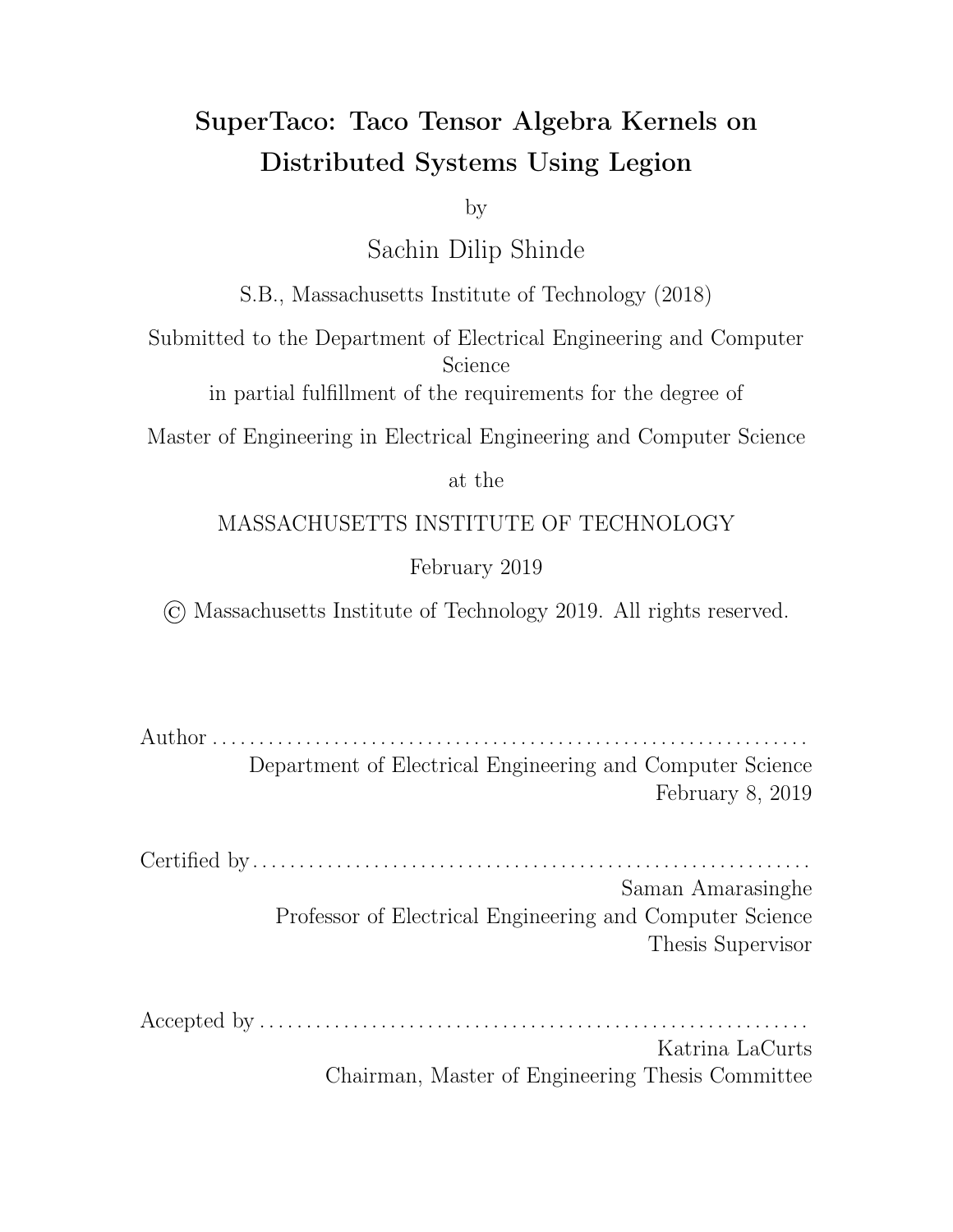# SuperTaco: Taco Tensor Algebra Kernels on Distributed Systems Using Legion

by

Sachin Dilip Shinde

S.B., Massachusetts Institute of Technology (2018)

Submitted to the Department of Electrical Engineering and Computer Science

in partial fulfillment of the requirements for the degree of

Master of Engineering in Electrical Engineering and Computer Science

at the

MASSACHUSETTS INSTITUTE OF TECHNOLOGY

February 2019

© Massachusetts Institute of Technology 2019. All rights reserved.

Author . . . . . . . . . . . . . . . . . . . . . . . . . . . . . . . . . . . . . . . . . . . . . . . . . . . . . . . . . . . . . .

Department of Electrical Engineering and Computer Science

February 8, 2019

Certified by . . . . . . . . . . . . . . . . . . . . . . . . . . . . . . . . . . . . . . . . . . . . . . . . . . . . . . . . . . .

Saman Amarasinghe

Professor of Electrical Engineering and Computer Science

Thesis Supervisor

Accepted by . . . . . . . . . . . . . . . . . . . . . . . . . . . . . . . . . . . . . . . . . . . . . . . . . . . . . . . . .

Katrina LaCurts

Chairman, Master of Engineering Thesis Committee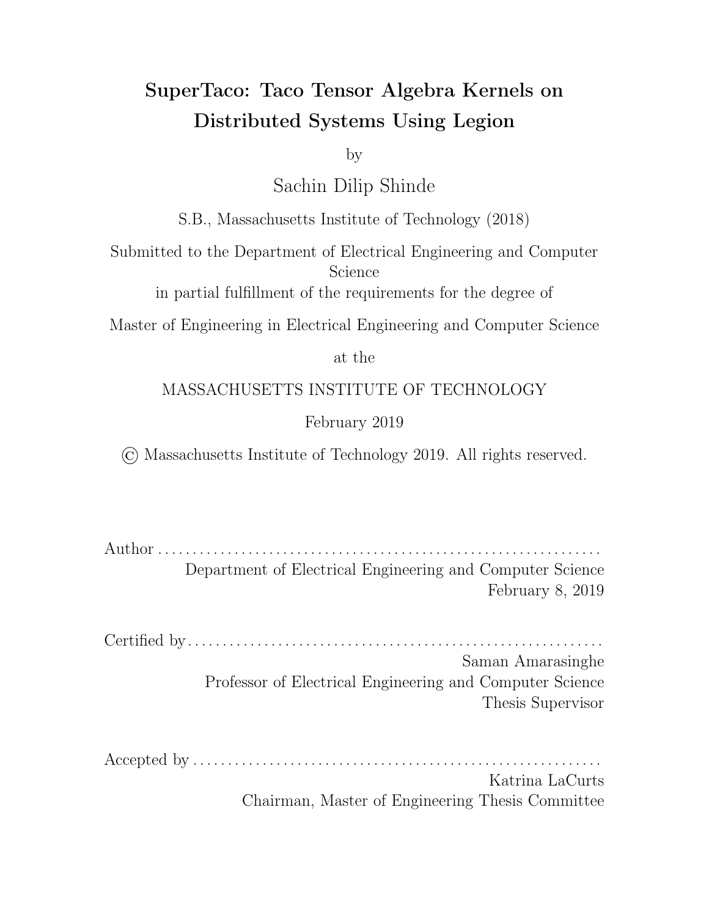# SuperTaco: Taco Tensor Algebra Kernels on Distributed Systems Using Legion

by

Sachin Dilip Shinde

S.B., Massachusetts Institute of Technology (2018)

Submitted to the Department of Electrical Engineering and Computer Science

in partial fulfillment of the requirements for the degree of

Master of Engineering in Electrical Engineering and Computer Science

at the

MASSACHUSETTS INSTITUTE OF TECHNOLOGY

February 2019

© Massachusetts Institute of Technology 2019. All rights reserved.

Author . . . . . . . . . . . . . . . . . . . . . . . . . . . . . . . . . . . . . . . . . . . . . . . . . . . . . . . . . . . . . . .
Department of Electrical Engineering and Computer Science
February 8, 2019

Certified by . . . . . . . . . . . . . . . . . . . . . . . . . . . . . . . . . . . . . . . . . . . . . . . . . . . . . . . . . . .
Saman Amarasinghe
Professor of Electrical Engineering and Computer Science
Thesis Supervisor

Accepted by . . . . . . . . . . . . . . . . . . . . . . . . . . . . . . . . . . . . . . . . . . . . . . . . . . . . . . . . . .
Katrina LaCurts
Chairman, Master of Engineering Thesis Committee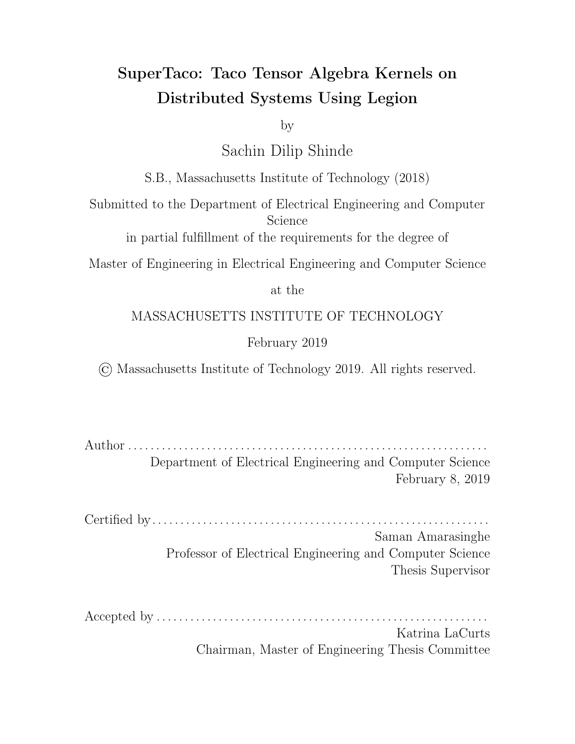# SuperTaco: Taco Tensor Algebra Kernels on Distributed Systems Using Legion

by

Sachin Dilip Shinde

S.B., Massachusetts Institute of Technology (2018)

Submitted to the Department of Electrical Engineering and Computer Science

in partial fulfillment of the requirements for the degree of

Master of Engineering in Electrical Engineering and Computer Science

at the

MASSACHUSETTS INSTITUTE OF TECHNOLOGY

February 2019

© Massachusetts Institute of Technology 2019. All rights reserved.

Author . . . . . . . . . . . . . . . . . . . . . . . . . . . . . . . . . . . . . . . . . . . . . . . . . . . . . . . . . . . . . .
Department of Electrical Engineering and Computer Science
February 8, 2019

Certified by . . . . . . . . . . . . . . . . . . . . . . . . . . . . . . . . . . . . . . . . . . . . . . . . . . . . . . . . . . .
Saman Amarasinghe
Professor of Electrical Engineering and Computer Science
Thesis Supervisor

Accepted by . . . . . . . . . . . . . . . . . . . . . . . . . . . . . . . . . . . . . . . . . . . . . . . . . . . . . . . . . .
Katrina LaCurts
Chairman, Master of Engineering Thesis Committee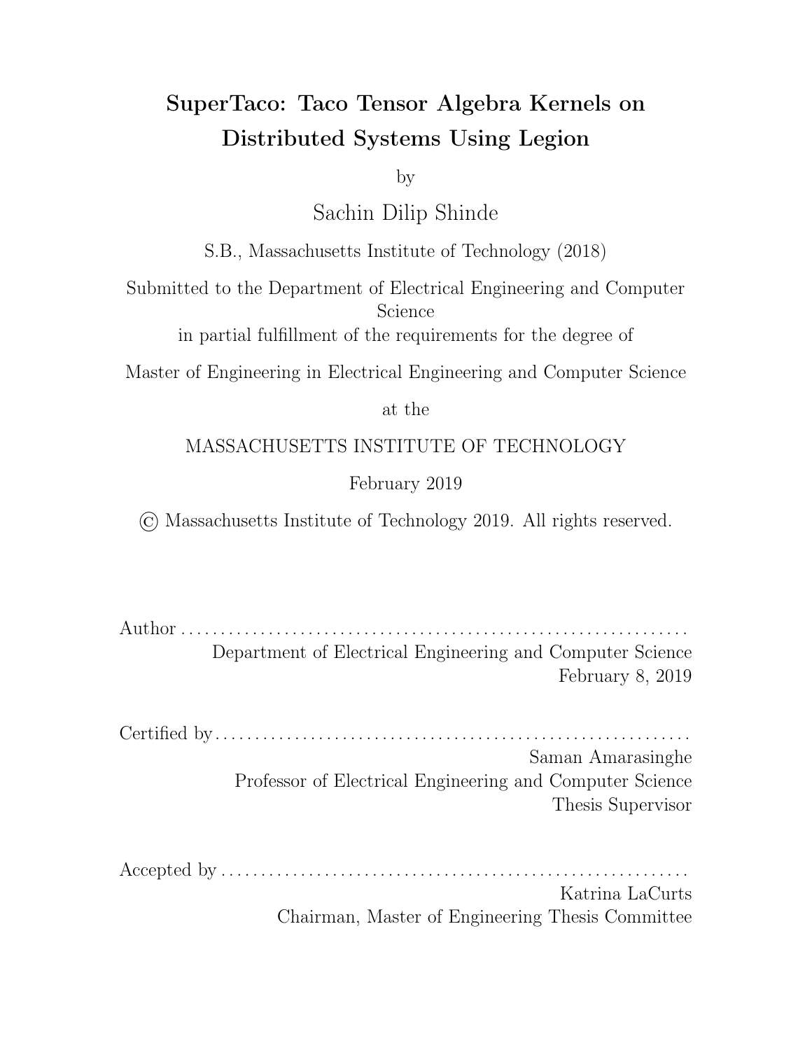# SuperTaco: Taco Tensor Algebra Kernels on Distributed Systems Using Legion

by

Sachin Dilip Shinde

S.B., Massachusetts Institute of Technology (2018)

Submitted to the Department of Electrical Engineering and Computer Science

in partial fulfillment of the requirements for the degree of

Master of Engineering in Electrical Engineering and Computer Science

at the

MASSACHUSETTS INSTITUTE OF TECHNOLOGY

February 2019

© Massachusetts Institute of Technology 2019. All rights reserved.

Author . . . . . . . . . . . . . . . . . . . . . . . . . . . . . . . . . . . . . . . . . . . . . . . . . . . . . . . . . . . . . . .

Department of Electrical Engineering and Computer Science

February 8, 2019

Certified by . . . . . . . . . . . . . . . . . . . . . . . . . . . . . . . . . . . . . . . . . . . . . . . . . . . . . . . . . . . .

Saman Amarasinghe

Professor of Electrical Engineering and Computer Science

Thesis Supervisor

Accepted by . . . . . . . . . . . . . . . . . . . . . . . . . . . . . . . . . . . . . . . . . . . . . . . . . . . . . . . . . . .

Katrina LaCurts

Chairman, Master of Engineering Thesis Committee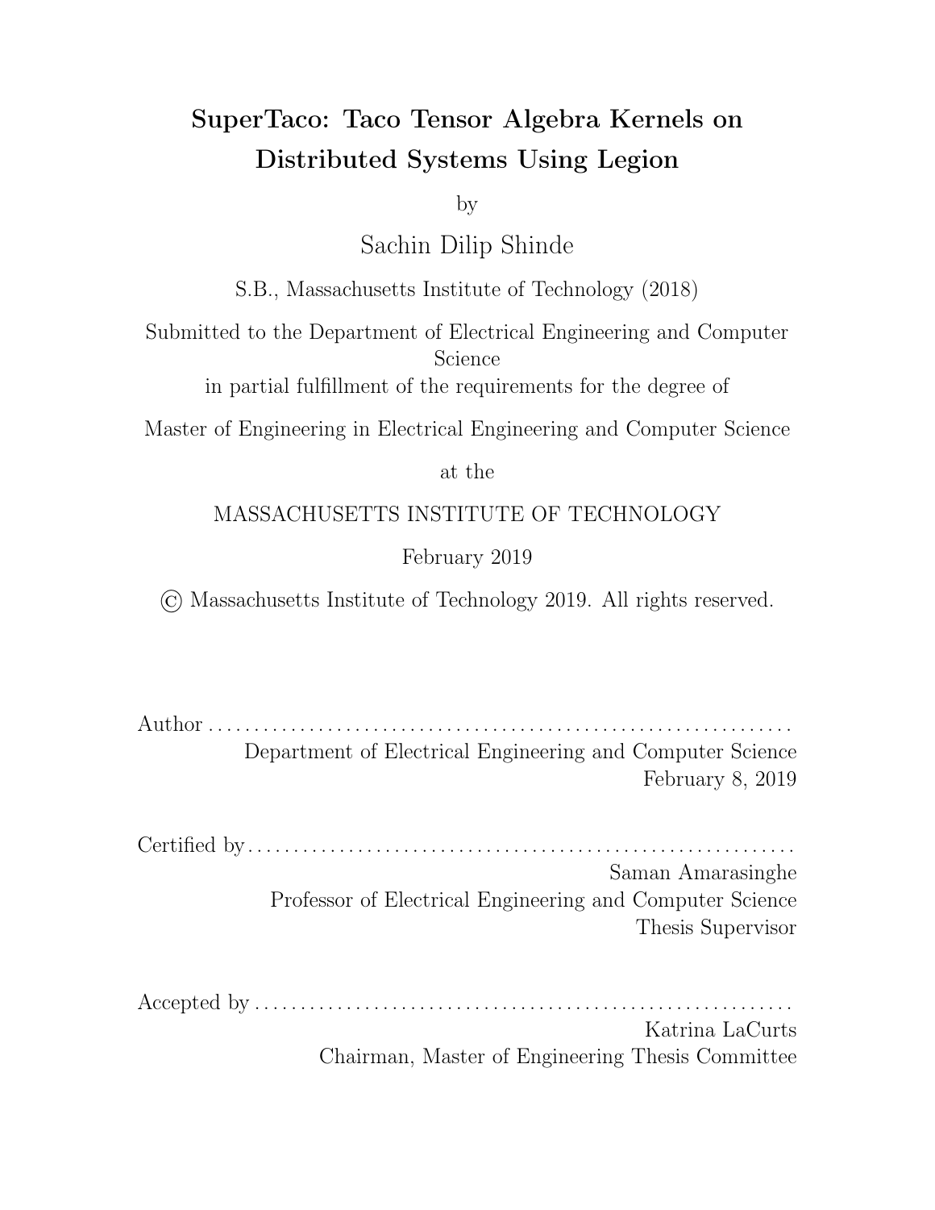# SuperTaco: Taco Tensor Algebra Kernels on Distributed Systems Using Legion

by

Sachin Dilip Shinde

S.B., Massachusetts Institute of Technology (2018)

Submitted to the Department of Electrical Engineering and Computer Science

in partial fulfillment of the requirements for the degree of

Master of Engineering in Electrical Engineering and Computer Science

at the

MASSACHUSETTS INSTITUTE OF TECHNOLOGY

February 2019

© Massachusetts Institute of Technology 2019. All rights reserved.

Author . . . . . . . . . . . . . . . . . . . . . . . . . . . . . . . . . . . . . . . . . . . . . . . . . . . . . . . . . . . . . .

Department of Electrical Engineering and Computer Science

February 8, 2019

Certified by . . . . . . . . . . . . . . . . . . . . . . . . . . . . . . . . . . . . . . . . . . . . . . . . . . . . . . . . . .

Saman Amarasinghe

Professor of Electrical Engineering and Computer Science

Thesis Supervisor

Accepted by . . . . . . . . . . . . . . . . . . . . . . . . . . . . . . . . . . . . . . . . . . . . . . . . . . . . . . . . .

Katrina LaCurts

Chairman, Master of Engineering Thesis Committee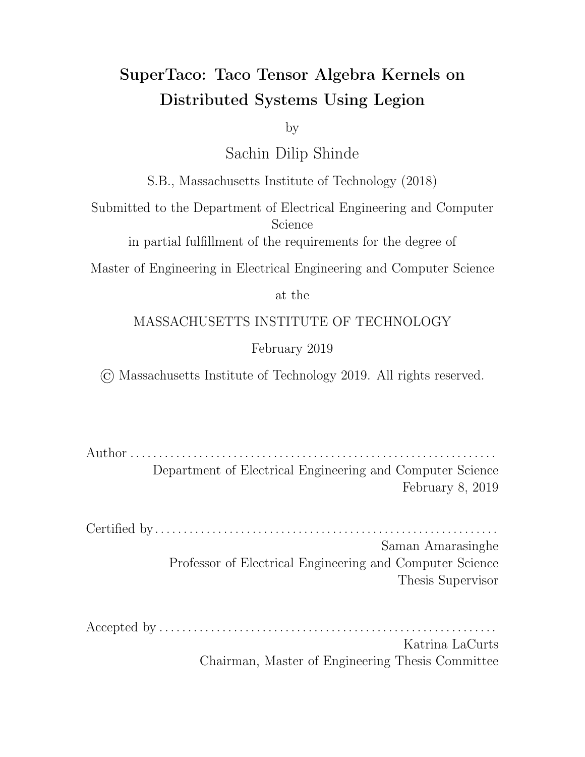# SuperTaco: Taco Tensor Algebra Kernels on Distributed Systems Using Legion

by

Sachin Dilip Shinde

S.B., Massachusetts Institute of Technology (2018)

Submitted to the Department of Electrical Engineering and Computer Science

in partial fulfillment of the requirements for the degree of

Master of Engineering in Electrical Engineering and Computer Science

at the

MASSACHUSETTS INSTITUTE OF TECHNOLOGY

February 2019

© Massachusetts Institute of Technology 2019. All rights reserved.

Author ................................................................

Department of Electrical Engineering and Computer Science

February 8, 2019

Certified by ................................................................

Saman Amarasinghe

Professor of Electrical Engineering and Computer Science

Thesis Supervisor

Accepted by ................................................................

Katrina LaCurts

Chairman, Master of Engineering Thesis Committee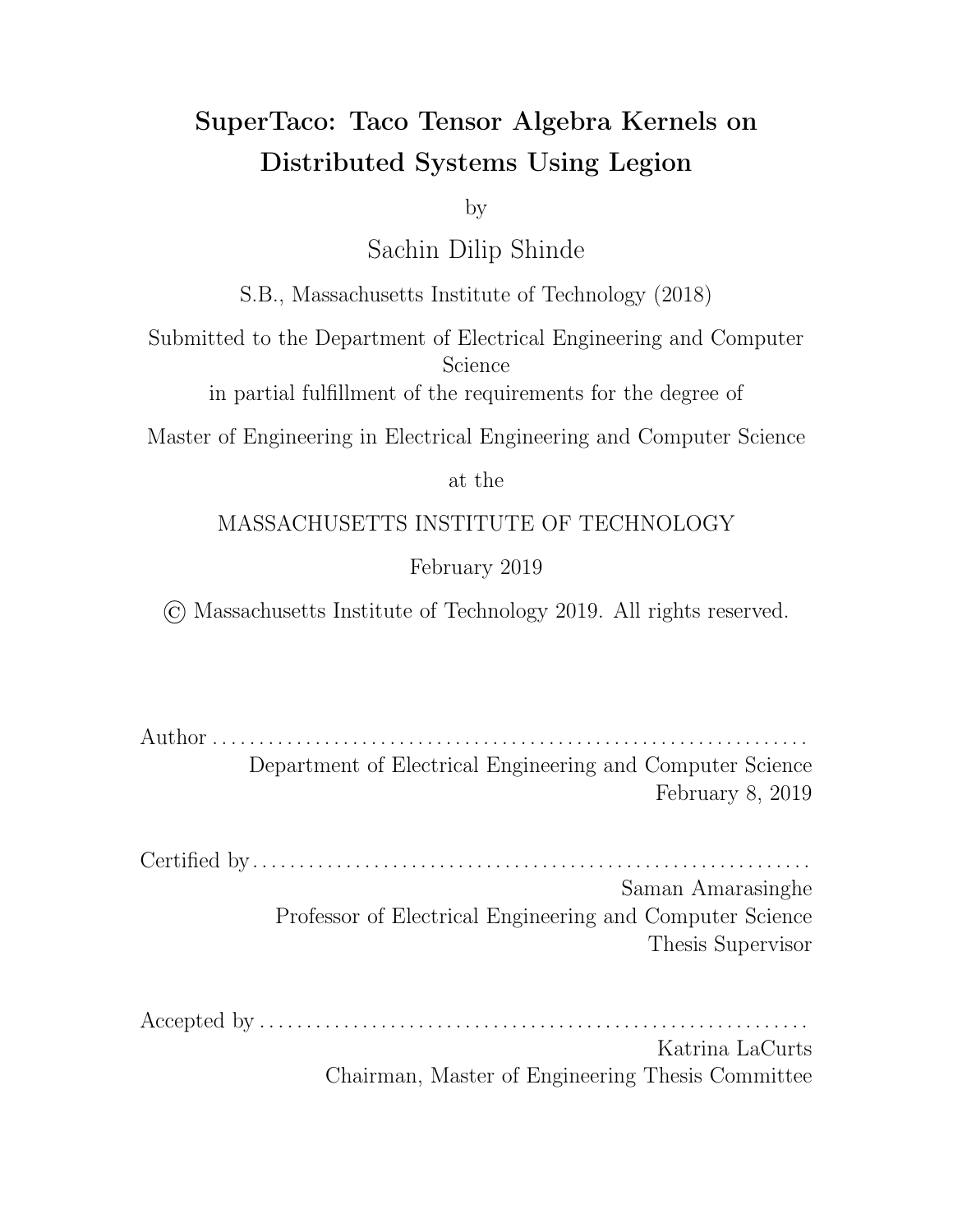# SuperTaco: Taco Tensor Algebra Kernels on Distributed Systems Using Legion

by

Sachin Dilip Shinde

S.B., Massachusetts Institute of Technology (2018)

Submitted to the Department of Electrical Engineering and Computer Science

in partial fulfillment of the requirements for the degree of

Master of Engineering in Electrical Engineering and Computer Science

at the

MASSACHUSETTS INSTITUTE OF TECHNOLOGY

February 2019

© Massachusetts Institute of Technology 2019. All rights reserved.

Author . . . . . . . . . . . . . . . . . . . . . . . . . . . . . . . . . . . . . . . . . . . . . . . . . . . . . . . . . . . . . .

Department of Electrical Engineering and Computer Science

February 8, 2019

Certified by. . . . . . . . . . . . . . . . . . . . . . . . . . . . . . . . . . . . . . . . . . . . . . . . . . . . . . . . . . .

Saman Amarasinghe

Professor of Electrical Engineering and Computer Science

Thesis Supervisor

Accepted by . . . . . . . . . . . . . . . . . . . . . . . . . . . . . . . . . . . . . . . . . . . . . . . . . . . . . . . . .

Katrina LaCurts

Chairman, Master of Engineering Thesis Committee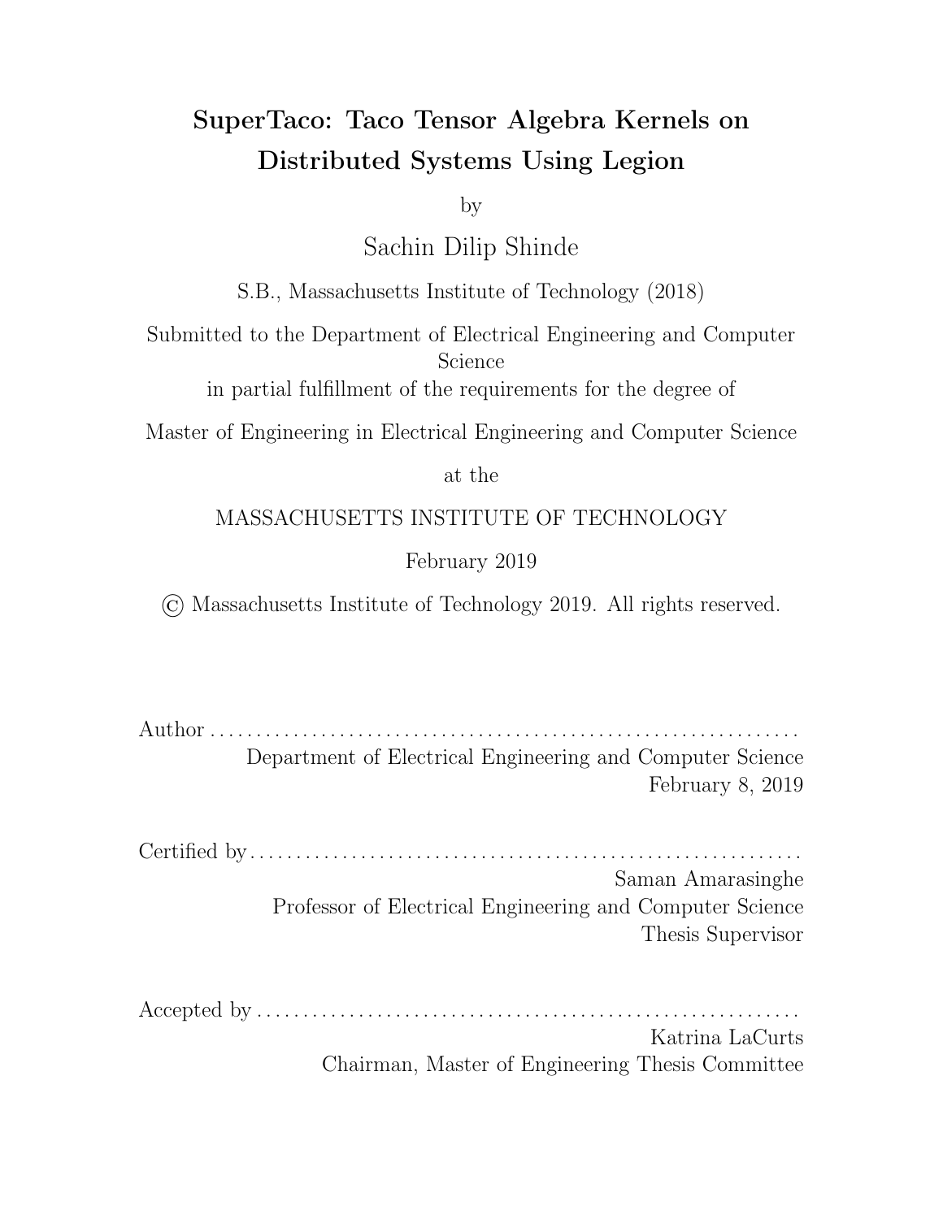# SuperTaco: Taco Tensor Algebra Kernels on Distributed Systems Using Legion

by

Sachin Dilip Shinde

S.B., Massachusetts Institute of Technology (2018)

Submitted to the Department of Electrical Engineering and Computer Science

in partial fulfillment of the requirements for the degree of

Master of Engineering in Electrical Engineering and Computer Science

at the

MASSACHUSETTS INSTITUTE OF TECHNOLOGY

February 2019

© Massachusetts Institute of Technology 2019. All rights reserved.

Author . . . . . . . . . . . . . . . . . . . . . . . . . . . . . . . . . . . . . . . . . . . . . . . . . . . . . . . . . . . . . . .

Department of Electrical Engineering and Computer Science

February 8, 2019

Certified by . . . . . . . . . . . . . . . . . . . . . . . . . . . . . . . . . . . . . . . . . . . . . . . . . . . . . . . . . . .

Saman Amarasinghe

Professor of Electrical Engineering and Computer Science

Thesis Supervisor

Accepted by . . . . . . . . . . . . . . . . . . . . . . . . . . . . . . . . . . . . . . . . . . . . . . . . . . . . . . . . . .

Katrina LaCurts

Chairman, Master of Engineering Thesis Committee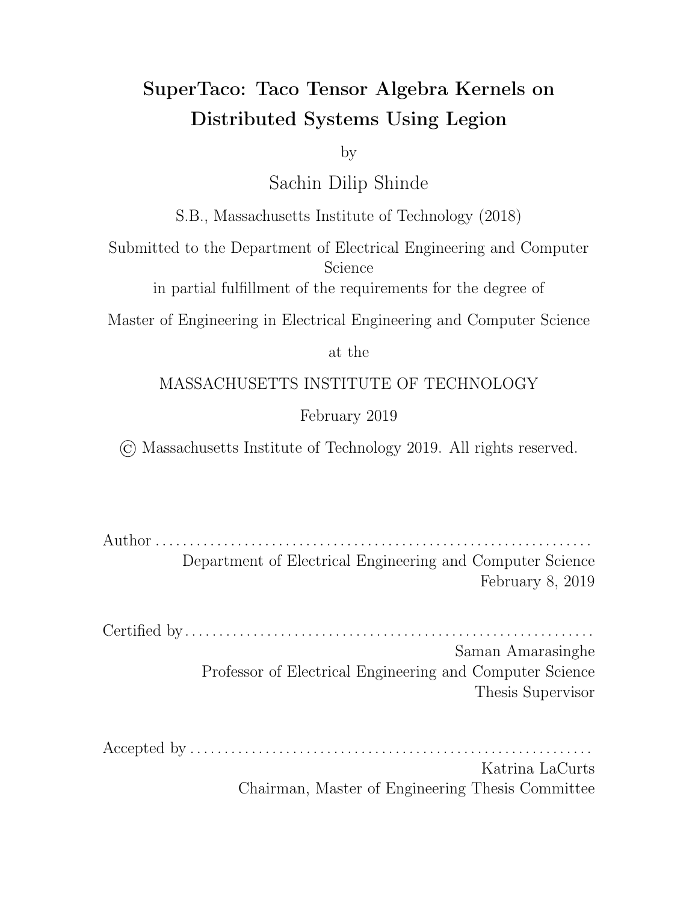# SuperTaco: Taco Tensor Algebra Kernels on Distributed Systems Using Legion

by

Sachin Dilip Shinde

S.B., Massachusetts Institute of Technology (2018)

Submitted to the Department of Electrical Engineering and Computer Science

in partial fulfillment of the requirements for the degree of

Master of Engineering in Electrical Engineering and Computer Science

at the

MASSACHUSETTS INSTITUTE OF TECHNOLOGY

February 2019

© Massachusetts Institute of Technology 2019. All rights reserved.

Author . . . . . . . . . . . . . . . . . . . . . . . . . . . . . . . . . . . . . . . . . . . . . . . . . . . . . . . . . . . . . .
Department of Electrical Engineering and Computer Science
February 8, 2019

Certified by . . . . . . . . . . . . . . . . . . . . . . . . . . . . . . . . . . . . . . . . . . . . . . . . . . . . . . . . . . .
Saman Amarasinghe
Professor of Electrical Engineering and Computer Science
Thesis Supervisor

Accepted by . . . . . . . . . . . . . . . . . . . . . . . . . . . . . . . . . . . . . . . . . . . . . . . . . . . . . . . . . .
Katrina LaCurts
Chairman, Master of Engineering Thesis Committee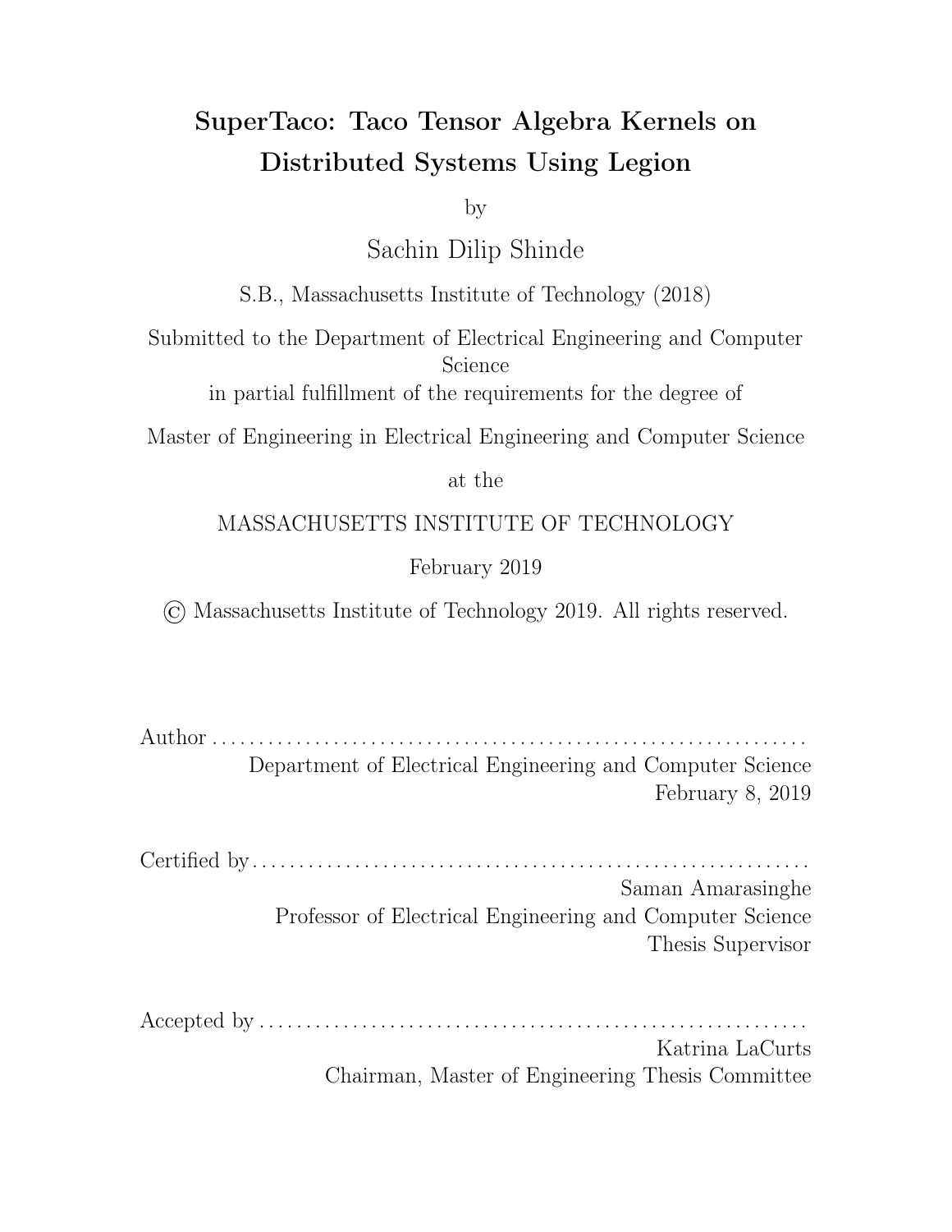# SuperTaco: Taco Tensor Algebra Kernels on Distributed Systems Using Legion

by

Sachin Dilip Shinde

S.B., Massachusetts Institute of Technology (2018)

Submitted to the Department of Electrical Engineering and Computer Science

in partial fulfillment of the requirements for the degree of

Master of Engineering in Electrical Engineering and Computer Science

at the

MASSACHUSETTS INSTITUTE OF TECHNOLOGY

February 2019

© Massachusetts Institute of Technology 2019. All rights reserved.

Author . . . . . . . . . . . . . . . . . . . . . . . . . . . . . . . . . . . . . . . . . . . . . . . . . . . . . . . . . . . . . .

Department of Electrical Engineering and Computer Science

February 8, 2019

Certified by . . . . . . . . . . . . . . . . . . . . . . . . . . . . . . . . . . . . . . . . . . . . . . . . . . . . . . . . . . .

Saman Amarasinghe

Professor of Electrical Engineering and Computer Science

Thesis Supervisor

Accepted by . . . . . . . . . . . . . . . . . . . . . . . . . . . . . . . . . . . . . . . . . . . . . . . . . . . . . . . . . .

Katrina LaCurts

Chairman, Master of Engineering Thesis Committee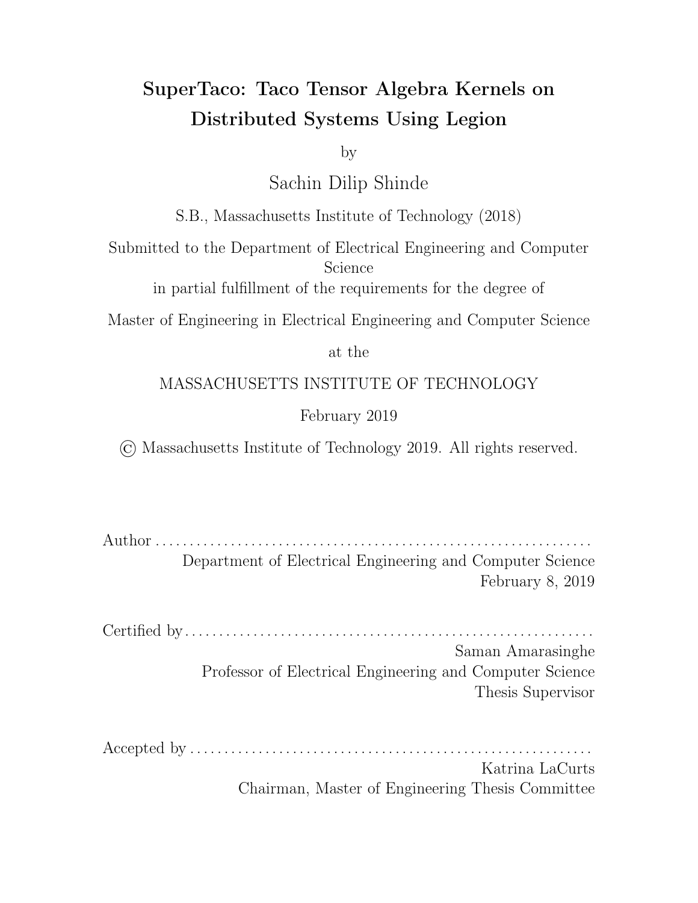# SuperTaco: Taco Tensor Algebra Kernels on Distributed Systems Using Legion

by

Sachin Dilip Shinde

S.B., Massachusetts Institute of Technology (2018)

Submitted to the Department of Electrical Engineering and Computer Science

in partial fulfillment of the requirements for the degree of

Master of Engineering in Electrical Engineering and Computer Science

at the

MASSACHUSETTS INSTITUTE OF TECHNOLOGY

February 2019

© Massachusetts Institute of Technology 2019. All rights reserved.

Author . . . . . . . . . . . . . . . . . . . . . . . . . . . . . . . . . . . . . . . . . . . . . . . . . . . . . . . . . . . . . .

Department of Electrical Engineering and Computer Science

February 8, 2019

Certified by. . . . . . . . . . . . . . . . . . . . . . . . . . . . . . . . . . . . . . . . . . . . . . . . . . . . . . . . . . .

Saman Amarasinghe

Professor of Electrical Engineering and Computer Science

Thesis Supervisor

Accepted by . . . . . . . . . . . . . . . . . . . . . . . . . . . . . . . . . . . . . . . . . . . . . . . . . . . . . . . . .

Katrina LaCurts

Chairman, Master of Engineering Thesis Committee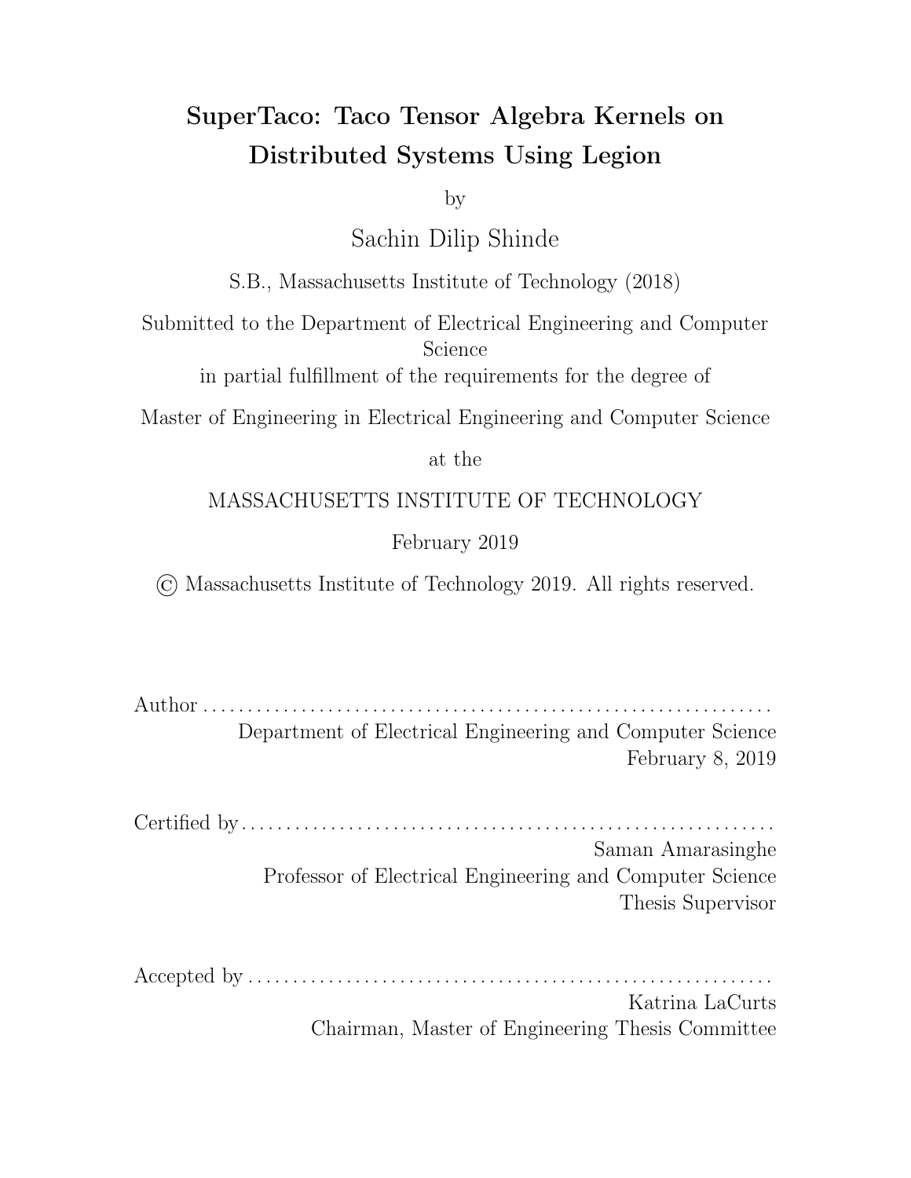# SuperTaco: Taco Tensor Algebra Kernels on Distributed Systems Using Legion

by

Sachin Dilip Shinde

S.B., Massachusetts Institute of Technology (2018)

Submitted to the Department of Electrical Engineering and Computer Science

in partial fulfillment of the requirements for the degree of

Master of Engineering in Electrical Engineering and Computer Science

at the

MASSACHUSETTS INSTITUTE OF TECHNOLOGY

February 2019

© Massachusetts Institute of Technology 2019. All rights reserved.

Author . . . . . . . . . . . . . . . . . . . . . . . . . . . . . . . . . . . . . . . . . . . . . . . . . . . . . . . . . . . . . .

Department of Electrical Engineering and Computer Science

February 8, 2019

Certified by . . . . . . . . . . . . . . . . . . . . . . . . . . . . . . . . . . . . . . . . . . . . . . . . . . . . . . . . . . .

Saman Amarasinghe

Professor of Electrical Engineering and Computer Science

Thesis Supervisor

Accepted by . . . . . . . . . . . . . . . . . . . . . . . . . . . . . . . . . . . . . . . . . . . . . . . . . . . . . . . . . .

Katrina LaCurts

Chairman, Master of Engineering Thesis Committee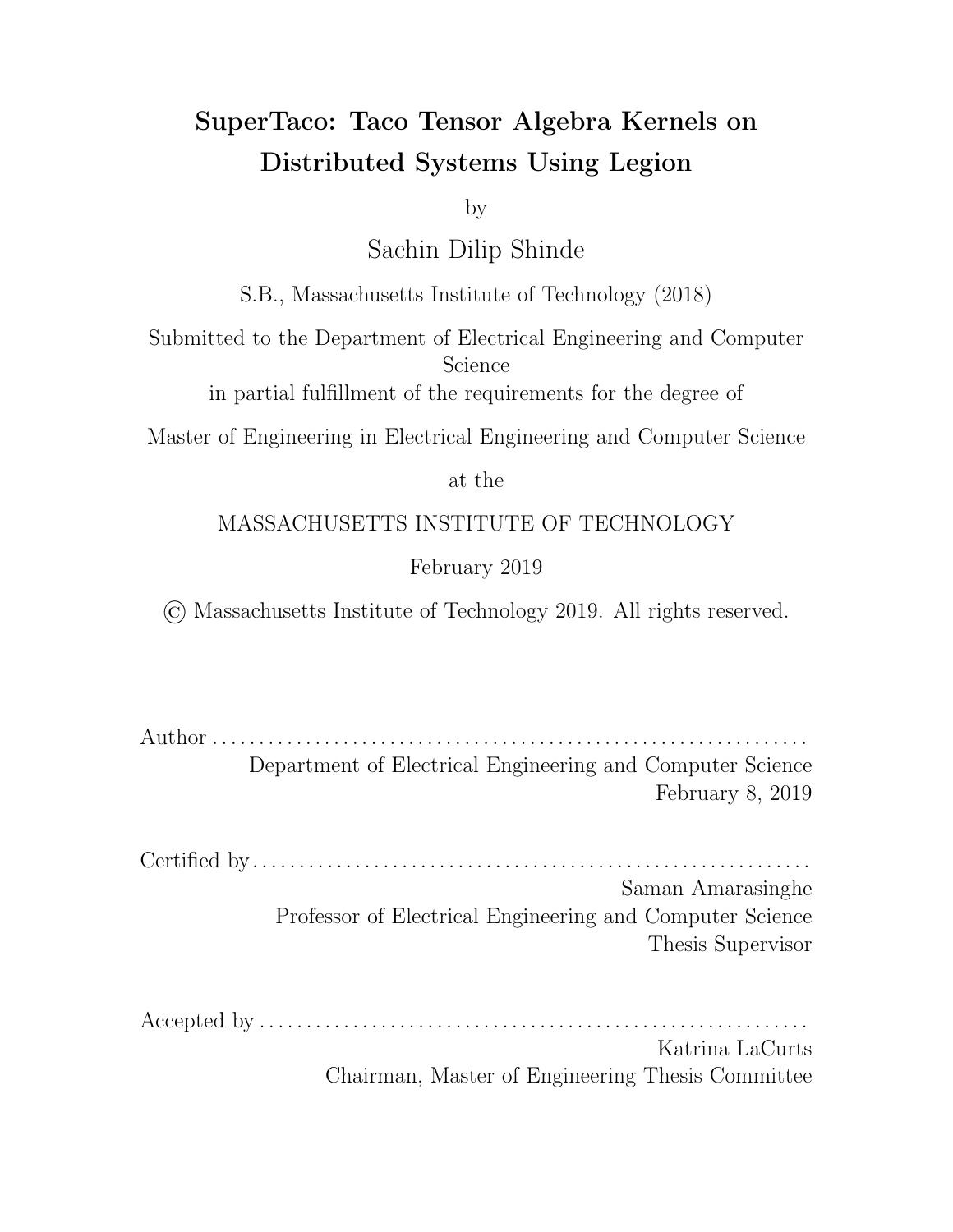# SuperTaco: Taco Tensor Algebra Kernels on Distributed Systems Using Legion

by

Sachin Dilip Shinde

S.B., Massachusetts Institute of Technology (2018)

Submitted to the Department of Electrical Engineering and Computer Science

in partial fulfillment of the requirements for the degree of

Master of Engineering in Electrical Engineering and Computer Science

at the

MASSACHUSETTS INSTITUTE OF TECHNOLOGY

February 2019

© Massachusetts Institute of Technology 2019. All rights reserved.

Author . . . . . . . . . . . . . . . . . . . . . . . . . . . . . . . . . . . . . . . . . . . . . . . . . . . . . . . . . . . . . .
Department of Electrical Engineering and Computer Science
February 8, 2019

Certified by . . . . . . . . . . . . . . . . . . . . . . . . . . . . . . . . . . . . . . . . . . . . . . . . . . . . . . . . . . .
Saman Amarasinghe
Professor of Electrical Engineering and Computer Science
Thesis Supervisor

Accepted by . . . . . . . . . . . . . . . . . . . . . . . . . . . . . . . . . . . . . . . . . . . . . . . . . . . . . . . . . .
Katrina LaCurts
Chairman, Master of Engineering Thesis Committee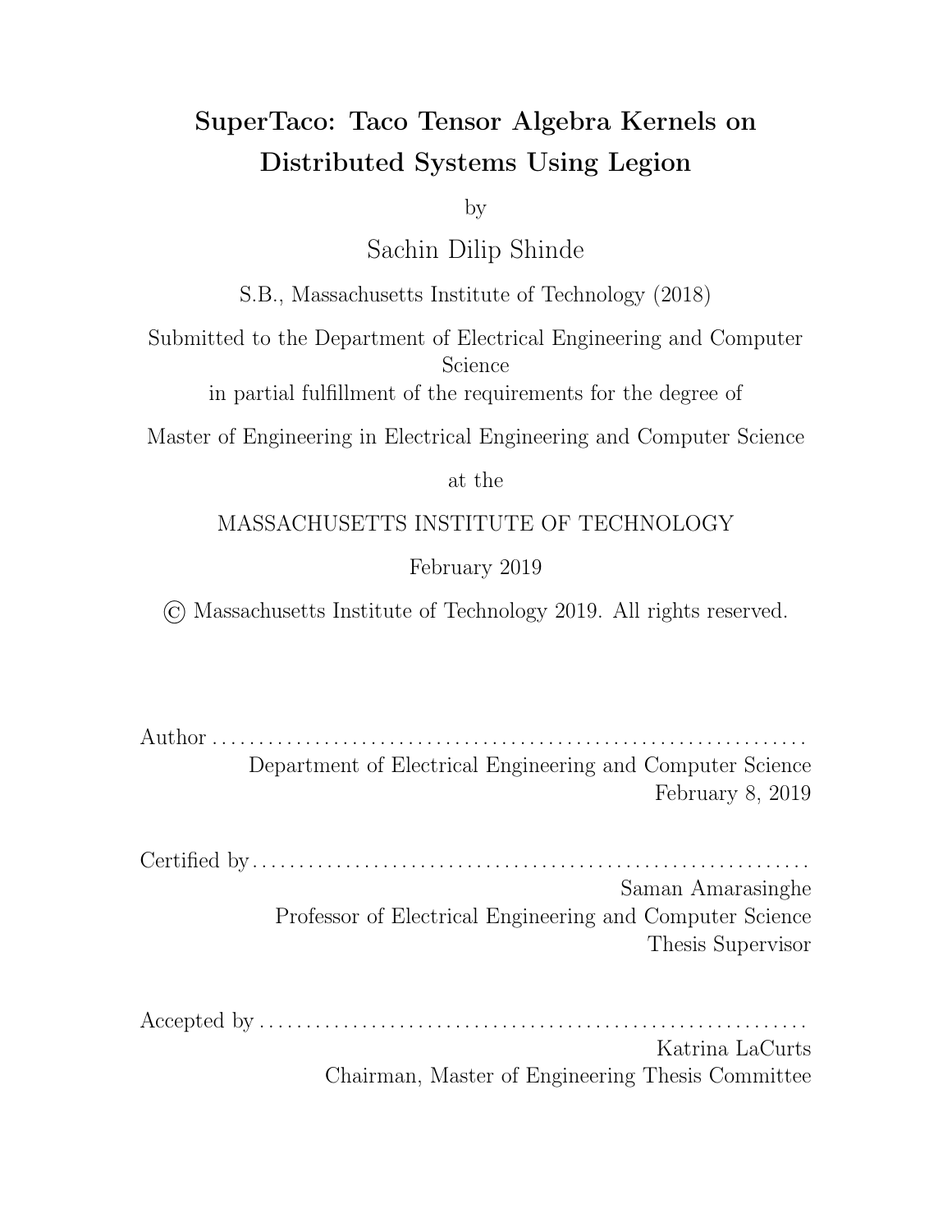# SuperTaco: Taco Tensor Algebra Kernels on Distributed Systems Using Legion

by

Sachin Dilip Shinde

S.B., Massachusetts Institute of Technology (2018)

Submitted to the Department of Electrical Engineering and Computer Science

in partial fulfillment of the requirements for the degree of

Master of Engineering in Electrical Engineering and Computer Science

at the

MASSACHUSETTS INSTITUTE OF TECHNOLOGY

February 2019

© Massachusetts Institute of Technology 2019. All rights reserved.

Author . . . . . . . . . . . . . . . . . . . . . . . . . . . . . . . . . . . . . . . . . . . . . . . . . . . . . . . . . . . . . .

Department of Electrical Engineering and Computer Science

February 8, 2019

Certified by . . . . . . . . . . . . . . . . . . . . . . . . . . . . . . . . . . . . . . . . . . . . . . . . . . . . . . . . . .

Saman Amarasinghe

Professor of Electrical Engineering and Computer Science

Thesis Supervisor

Accepted by . . . . . . . . . . . . . . . . . . . . . . . . . . . . . . . . . . . . . . . . . . . . . . . . . . . . . . . . .

Katrina LaCurts

Chairman, Master of Engineering Thesis Committee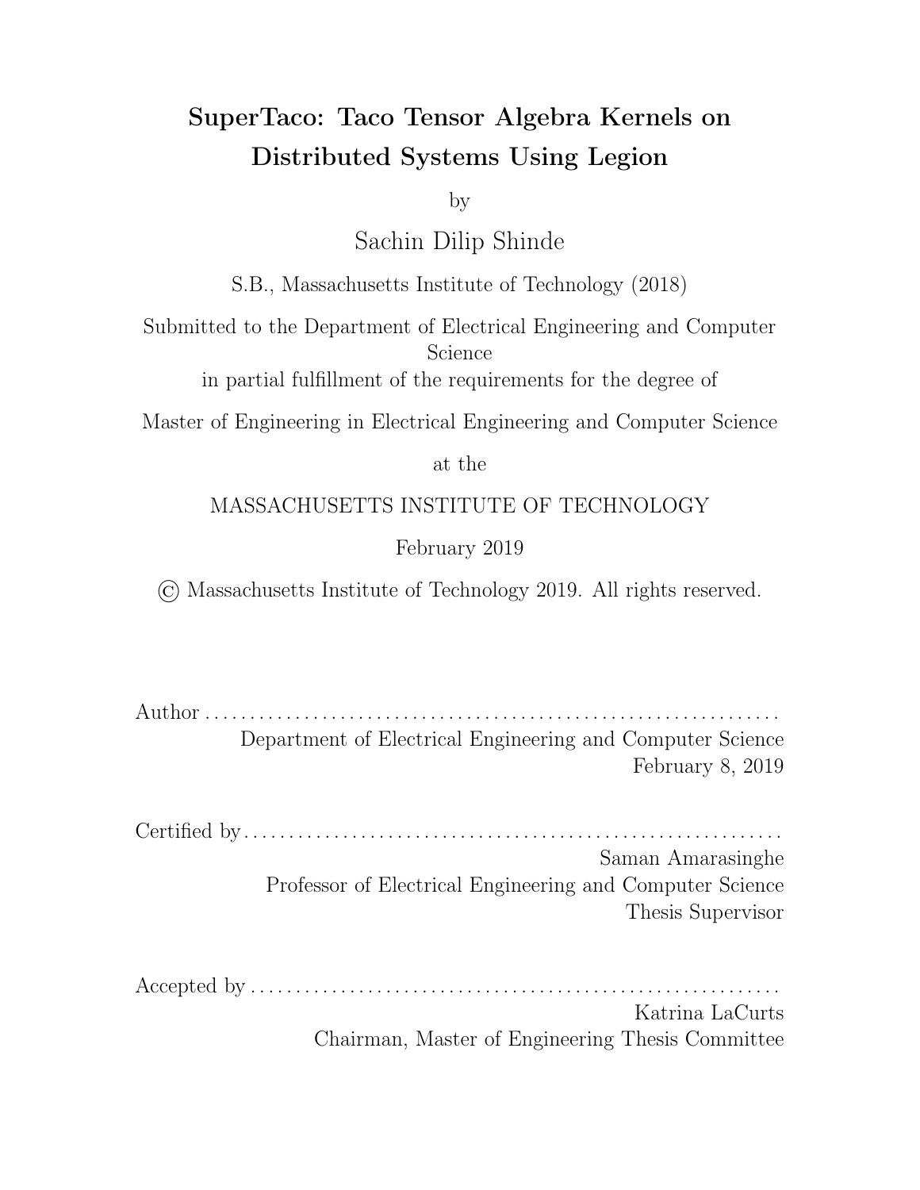# SuperTaco: Taco Tensor Algebra Kernels on Distributed Systems Using Legion

by

Sachin Dilip Shinde

S.B., Massachusetts Institute of Technology (2018)

Submitted to the Department of Electrical Engineering and Computer Science

in partial fulfillment of the requirements for the degree of

Master of Engineering in Electrical Engineering and Computer Science

at the

MASSACHUSETTS INSTITUTE OF TECHNOLOGY

February 2019

© Massachusetts Institute of Technology 2019. All rights reserved.

Author ..............................................................
Department of Electrical Engineering and Computer Science
February 8, 2019

Certified by ..........................................................
Saman Amarasinghe
Professor of Electrical Engineering and Computer Science
Thesis Supervisor

Accepted by .........................................................
Katrina LaCurts
Chairman, Master of Engineering Thesis Committee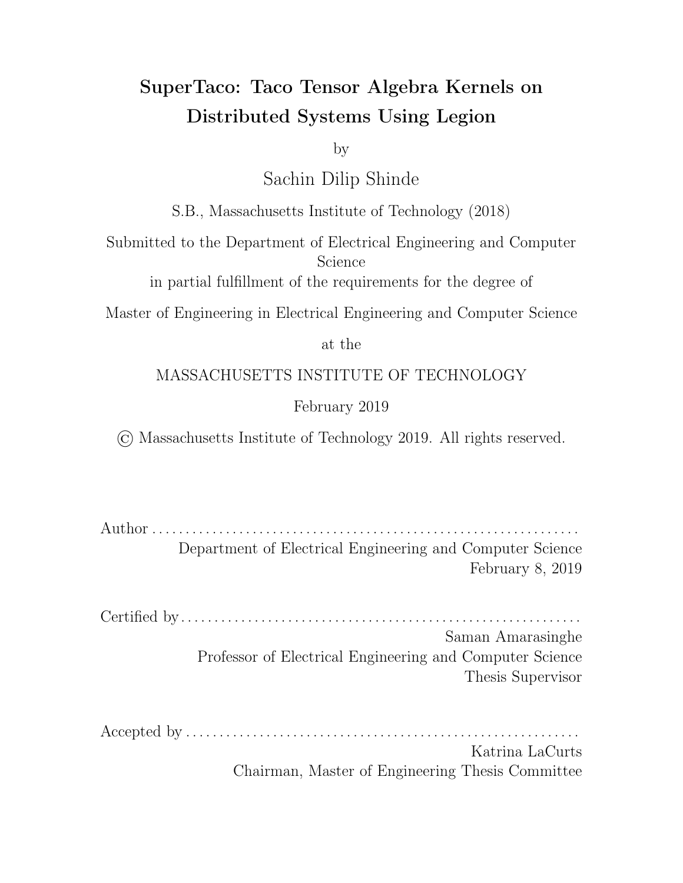# SuperTaco: Taco Tensor Algebra Kernels on Distributed Systems Using Legion

by

Sachin Dilip Shinde

S.B., Massachusetts Institute of Technology (2018)

Submitted to the Department of Electrical Engineering and Computer Science

in partial fulfillment of the requirements for the degree of

Master of Engineering in Electrical Engineering and Computer Science

at the

MASSACHUSETTS INSTITUTE OF TECHNOLOGY

February 2019

© Massachusetts Institute of Technology 2019. All rights reserved.

Author . . . . . . . . . . . . . . . . . . . . . . . . . . . . . . . . . . . . . . . . . . . . . . . . . . . . . . . . . . . . . .
Department of Electrical Engineering and Computer Science
February 8, 2019

Certified by . . . . . . . . . . . . . . . . . . . . . . . . . . . . . . . . . . . . . . . . . . . . . . . . . . . . . . . . . . . .
Saman Amarasinghe
Professor of Electrical Engineering and Computer Science
Thesis Supervisor

Accepted by . . . . . . . . . . . . . . . . . . . . . . . . . . . . . . . . . . . . . . . . . . . . . . . . . . . . . . . . . . .
Katrina LaCurts
Chairman, Master of Engineering Thesis Committee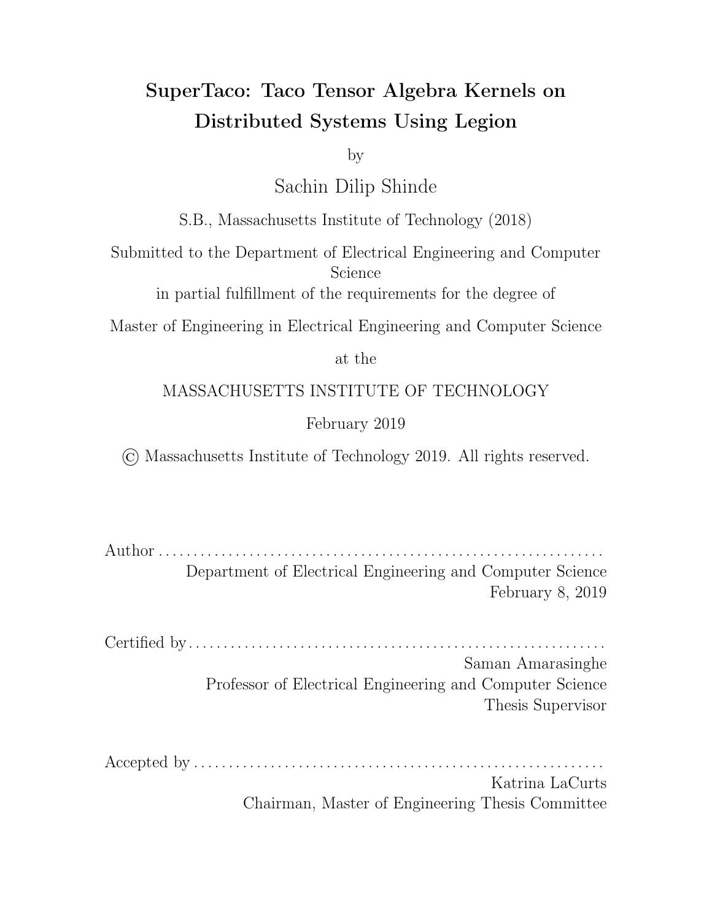# SuperTaco: Taco Tensor Algebra Kernels on Distributed Systems Using Legion

by

Sachin Dilip Shinde

S.B., Massachusetts Institute of Technology (2018)

Submitted to the Department of Electrical Engineering and Computer Science

in partial fulfillment of the requirements for the degree of

Master of Engineering in Electrical Engineering and Computer Science

at the

MASSACHUSETTS INSTITUTE OF TECHNOLOGY

February 2019

© Massachusetts Institute of Technology 2019. All rights reserved.

Author . . . . . . . . . . . . . . . . . . . . . . . . . . . . . . . . . . . . . . . . . . . . . . . . . . . . . . . . . . . . . .
Department of Electrical Engineering and Computer Science
February 8, 2019

Certified by . . . . . . . . . . . . . . . . . . . . . . . . . . . . . . . . . . . . . . . . . . . . . . . . . . . . . . . . . . .
Saman Amarasinghe
Professor of Electrical Engineering and Computer Science
Thesis Supervisor

Accepted by . . . . . . . . . . . . . . . . . . . . . . . . . . . . . . . . . . . . . . . . . . . . . . . . . . . . . . . . . .
Katrina LaCurts
Chairman, Master of Engineering Thesis Committee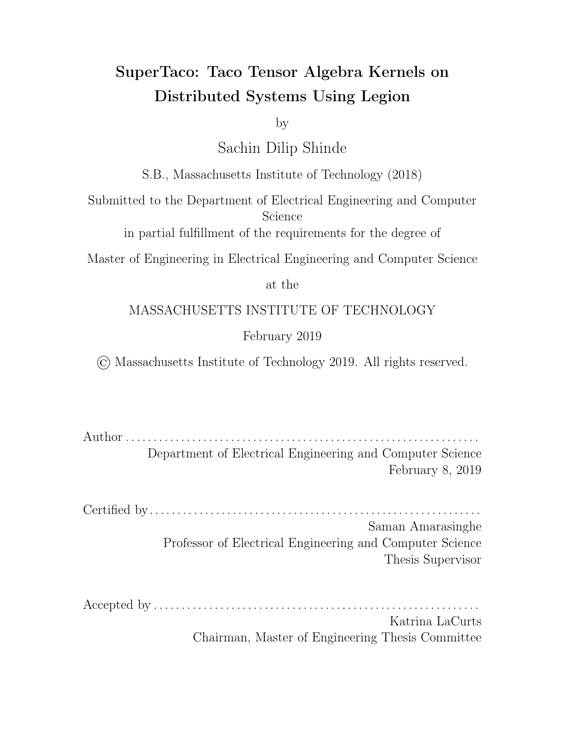# SuperTaco: Taco Tensor Algebra Kernels on Distributed Systems Using Legion

by

Sachin Dilip Shinde

S.B., Massachusetts Institute of Technology (2018)

Submitted to the Department of Electrical Engineering and Computer Science

in partial fulfillment of the requirements for the degree of

Master of Engineering in Electrical Engineering and Computer Science

at the

MASSACHUSETTS INSTITUTE OF TECHNOLOGY

February 2019

© Massachusetts Institute of Technology 2019. All rights reserved.

Author . . . . . . . . . . . . . . . . . . . . . . . . . . . . . . . . . . . . . . . . . . . . . . . . . . . . . . . . . . . . . .
Department of Electrical Engineering and Computer Science
February 8, 2019

Certified by . . . . . . . . . . . . . . . . . . . . . . . . . . . . . . . . . . . . . . . . . . . . . . . . . . . . . . . . . . .
Saman Amarasinghe
Professor of Electrical Engineering and Computer Science
Thesis Supervisor

Accepted by . . . . . . . . . . . . . . . . . . . . . . . . . . . . . . . . . . . . . . . . . . . . . . . . . . . . . . . . . .
Katrina LaCurts
Chairman, Master of Engineering Thesis Committee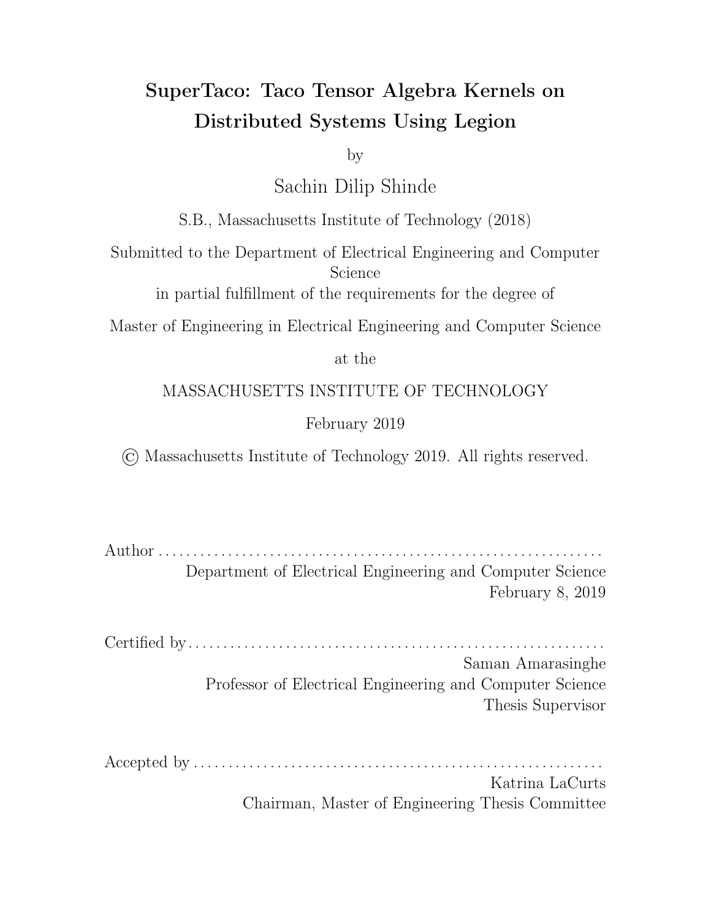# SuperTaco: Taco Tensor Algebra Kernels on Distributed Systems Using Legion

by

Sachin Dilip Shinde

S.B., Massachusetts Institute of Technology (2018)

Submitted to the Department of Electrical Engineering and Computer Science
in partial fulfillment of the requirements for the degree of

Master of Engineering in Electrical Engineering and Computer Science

at the

MASSACHUSETTS INSTITUTE OF TECHNOLOGY

February 2019

© Massachusetts Institute of Technology 2019. All rights reserved.

Author . . . . . . . . . . . . . . . . . . . . . . . . . . . . . . . . . . . . . . . . . . . . . . . . . . . . . . . . . . . . . .
Department of Electrical Engineering and Computer Science
February 8, 2019

Certified by . . . . . . . . . . . . . . . . . . . . . . . . . . . . . . . . . . . . . . . . . . . . . . . . . . . . . . . . . .
Saman Amarasinghe
Professor of Electrical Engineering and Computer Science
Thesis Supervisor

Accepted by . . . . . . . . . . . . . . . . . . . . . . . . . . . . . . . . . . . . . . . . . . . . . . . . . . . . . . . . .
Katrina LaCurts
Chairman, Master of Engineering Thesis Committee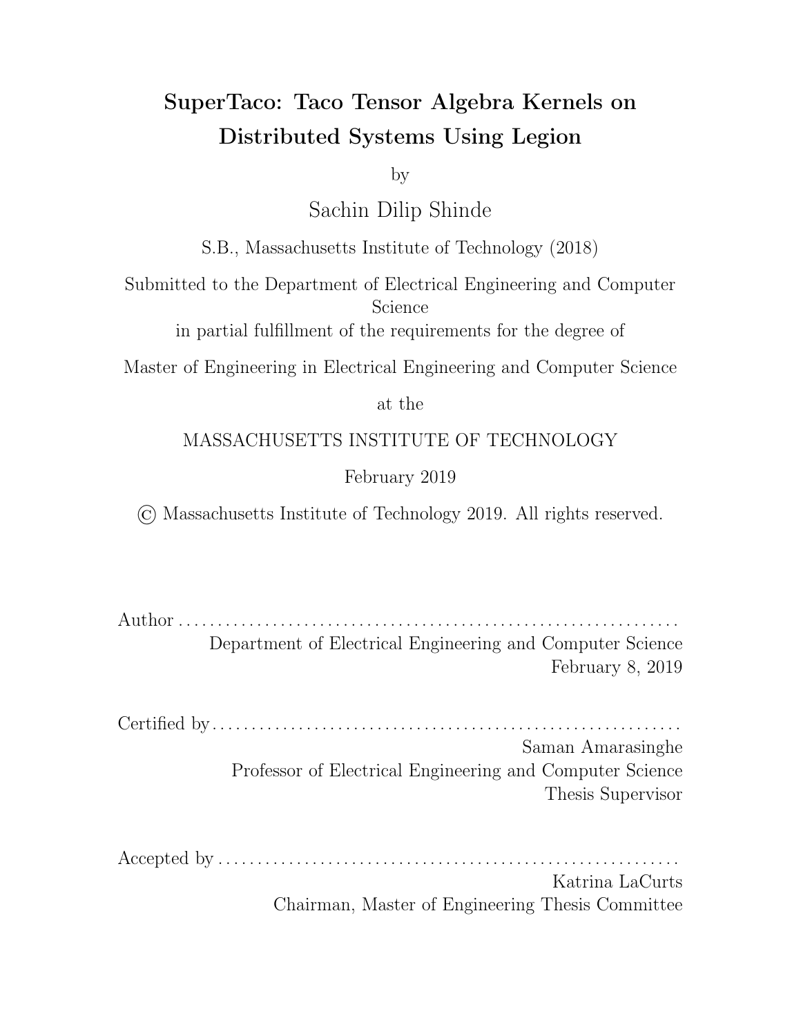# SuperTaco: Taco Tensor Algebra Kernels on Distributed Systems Using Legion

by

Sachin Dilip Shinde

S.B., Massachusetts Institute of Technology (2018)

Submitted to the Department of Electrical Engineering and Computer Science
in partial fulfillment of the requirements for the degree of

Master of Engineering in Electrical Engineering and Computer Science

at the

MASSACHUSETTS INSTITUTE OF TECHNOLOGY

February 2019

© Massachusetts Institute of Technology 2019. All rights reserved.

Author . . . . . . . . . . . . . . . . . . . . . . . . . . . . . . . . . . . . . . . . . . . . . . . . . . . . . . . . . . . . . . .
Department of Electrical Engineering and Computer Science
February 8, 2019

Certified by . . . . . . . . . . . . . . . . . . . . . . . . . . . . . . . . . . . . . . . . . . . . . . . . . . . . . . . . . . .
Saman Amarasinghe
Professor of Electrical Engineering and Computer Science
Thesis Supervisor

Accepted by . . . . . . . . . . . . . . . . . . . . . . . . . . . . . . . . . . . . . . . . . . . . . . . . . . . . . . . . . .
Katrina LaCurts
Chairman, Master of Engineering Thesis Committee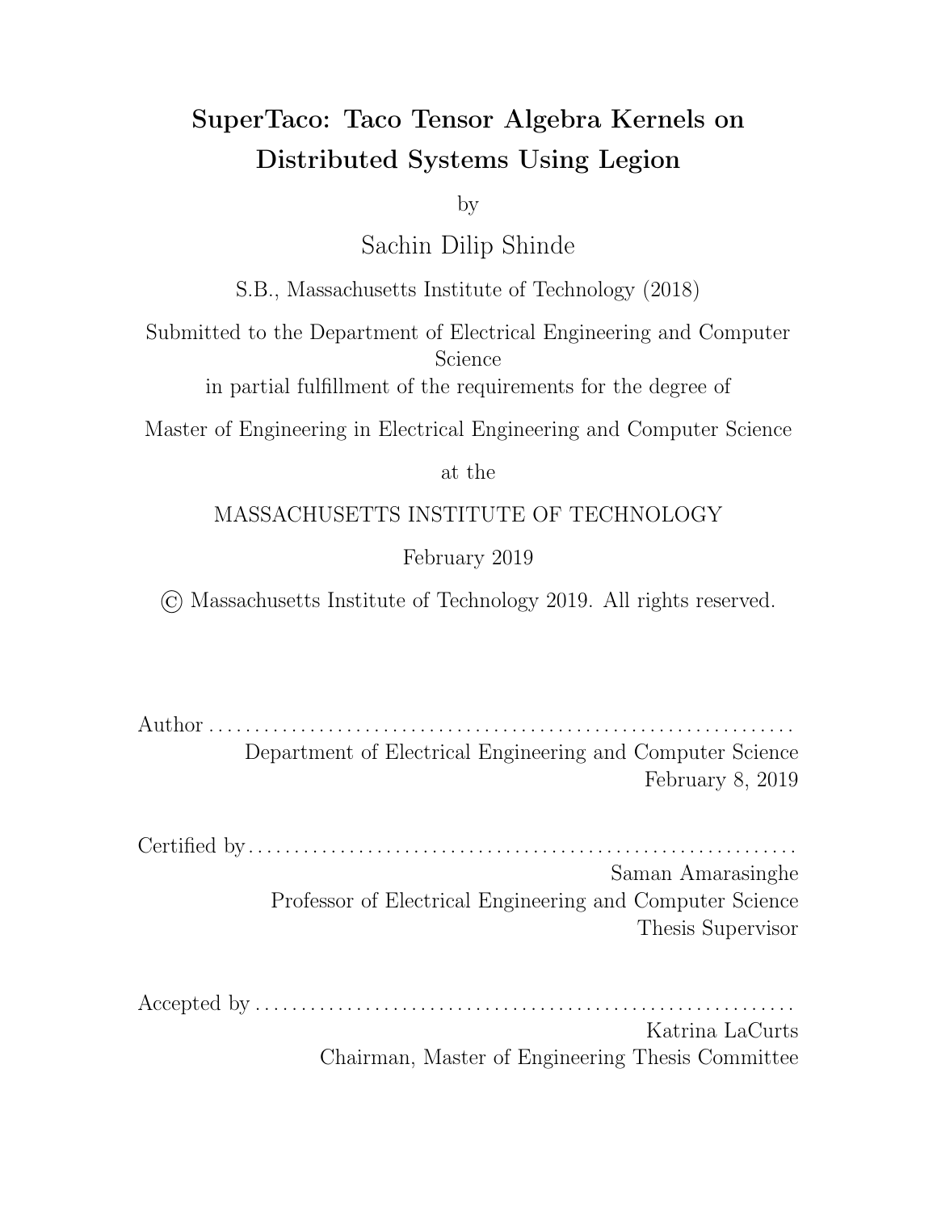# SuperTaco: Taco Tensor Algebra Kernels on Distributed Systems Using Legion

by

Sachin Dilip Shinde

S.B., Massachusetts Institute of Technology (2018)

Submitted to the Department of Electrical Engineering and Computer Science

in partial fulfillment of the requirements for the degree of

Master of Engineering in Electrical Engineering and Computer Science

at the

MASSACHUSETTS INSTITUTE OF TECHNOLOGY

February 2019

© Massachusetts Institute of Technology 2019. All rights reserved.

Author . . . . . . . . . . . . . . . . . . . . . . . . . . . . . . . . . . . . . . . . . . . . . . . . . . . . . . . . . . . . . .

Department of Electrical Engineering and Computer Science

February 8, 2019

Certified by . . . . . . . . . . . . . . . . . . . . . . . . . . . . . . . . . . . . . . . . . . . . . . . . . . . . . . . . . . .

Saman Amarasinghe

Professor of Electrical Engineering and Computer Science

Thesis Supervisor

Accepted by . . . . . . . . . . . . . . . . . . . . . . . . . . . . . . . . . . . . . . . . . . . . . . . . . . . . . . . . .

Katrina LaCurts

Chairman, Master of Engineering Thesis Committee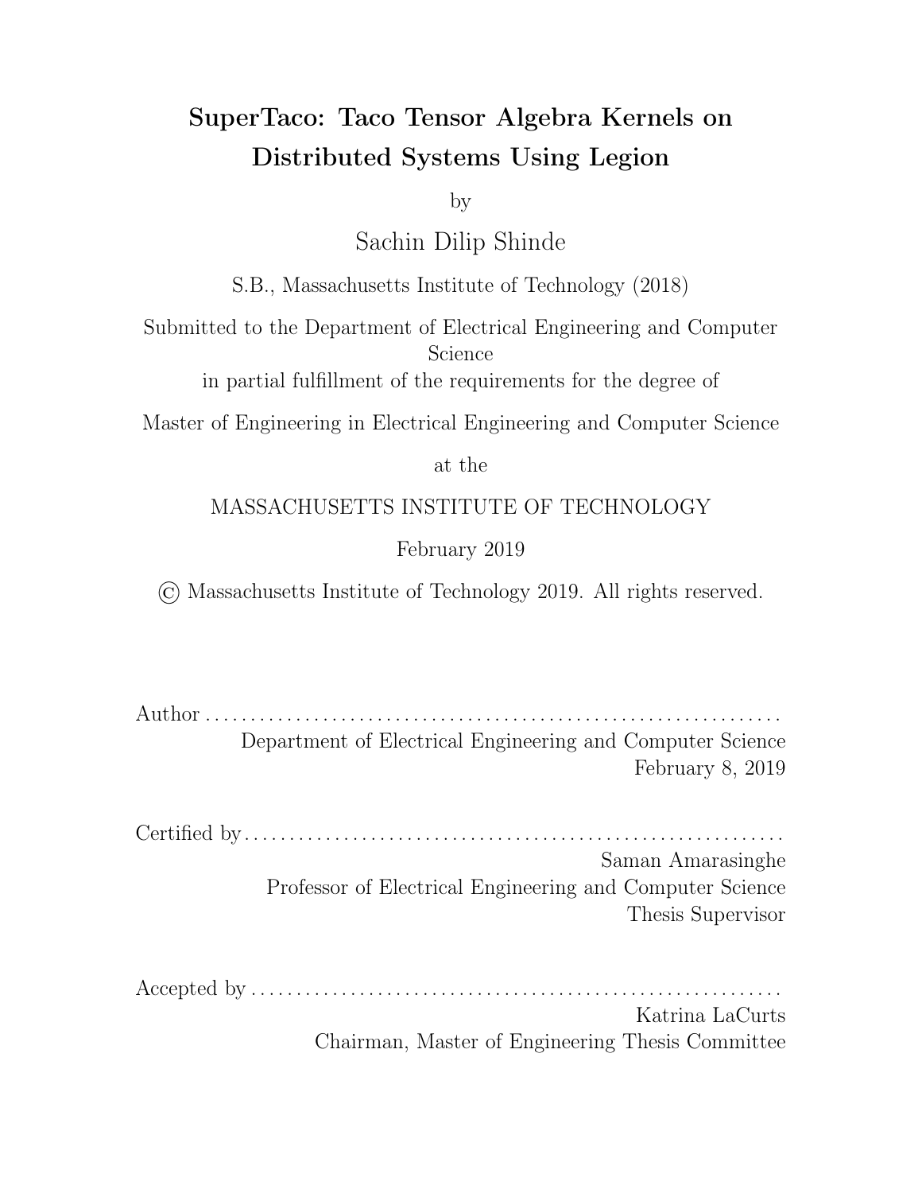# SuperTaco: Taco Tensor Algebra Kernels on Distributed Systems Using Legion

by

Sachin Dilip Shinde

S.B., Massachusetts Institute of Technology (2018)

Submitted to the Department of Electrical Engineering and Computer Science

in partial fulfillment of the requirements for the degree of

Master of Engineering in Electrical Engineering and Computer Science

at the

MASSACHUSETTS INSTITUTE OF TECHNOLOGY

February 2019

© Massachusetts Institute of Technology 2019. All rights reserved.

Author . . . . . . . . . . . . . . . . . . . . . . . . . . . . . . . . . . . . . . . . . . . . . . . . . . . . . . . . . . . . . .

Department of Electrical Engineering and Computer Science

February 8, 2019

Certified by . . . . . . . . . . . . . . . . . . . . . . . . . . . . . . . . . . . . . . . . . . . . . . . . . . . . . . . . . . .

Saman Amarasinghe

Professor of Electrical Engineering and Computer Science

Thesis Supervisor

Accepted by . . . . . . . . . . . . . . . . . . . . . . . . . . . . . . . . . . . . . . . . . . . . . . . . . . . . . . . . . .

Katrina LaCurts

Chairman, Master of Engineering Thesis Committee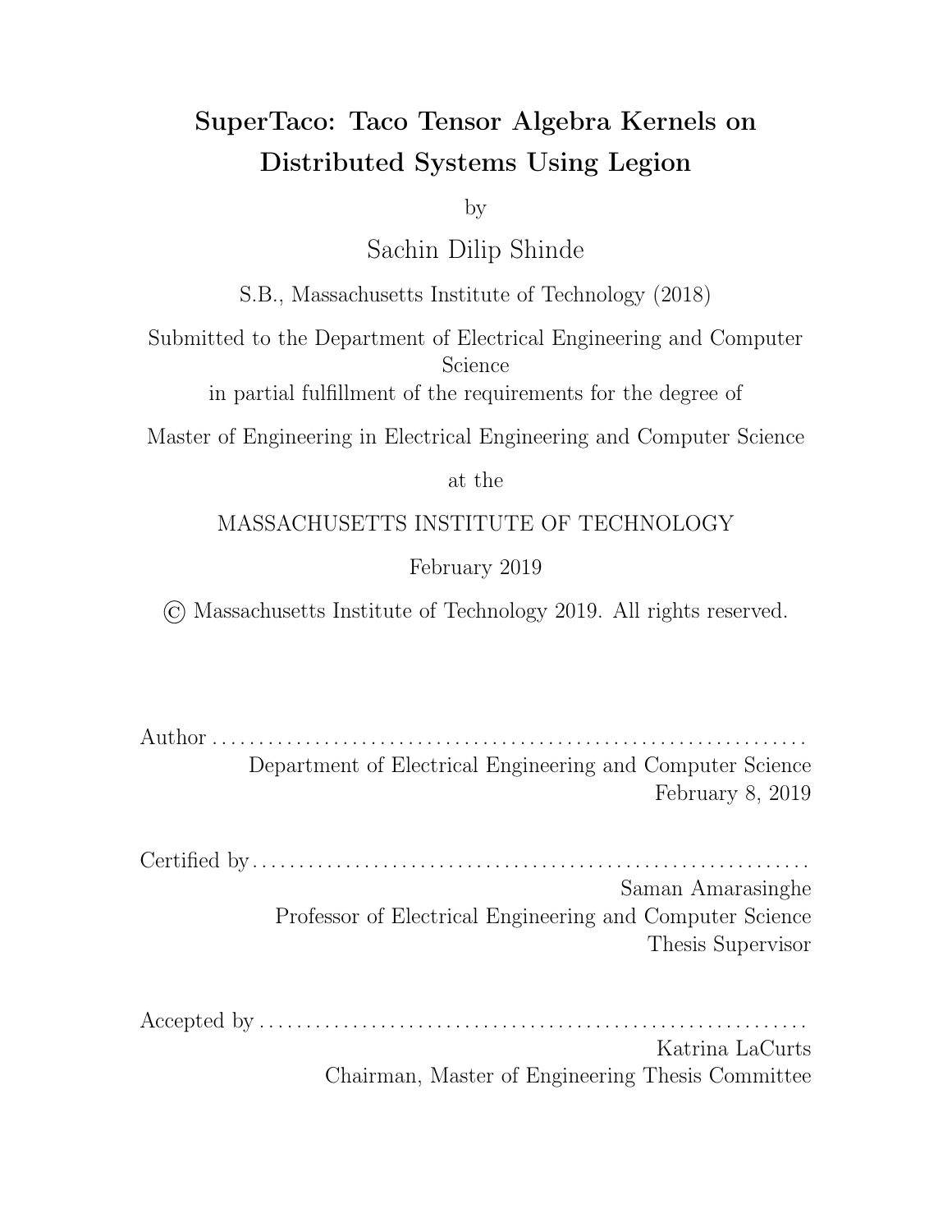# SuperTaco: Taco Tensor Algebra Kernels on Distributed Systems Using Legion

by

Sachin Dilip Shinde

S.B., Massachusetts Institute of Technology (2018)

Submitted to the Department of Electrical Engineering and Computer Science
in partial fulfillment of the requirements for the degree of

Master of Engineering in Electrical Engineering and Computer Science

at the

MASSACHUSETTS INSTITUTE OF TECHNOLOGY

February 2019

© Massachusetts Institute of Technology 2019. All rights reserved.

Author . . . . . . . . . . . . . . . . . . . . . . . . . . . . . . . . . . . . . . . . . . . . . . . . . . . . . . . . . . . . . .
Department of Electrical Engineering and Computer Science
February 8, 2019

Certified by . . . . . . . . . . . . . . . . . . . . . . . . . . . . . . . . . . . . . . . . . . . . . . . . . . . . . . . . . . .
Saman Amarasinghe
Professor of Electrical Engineering and Computer Science
Thesis Supervisor

Accepted by . . . . . . . . . . . . . . . . . . . . . . . . . . . . . . . . . . . . . . . . . . . . . . . . . . . . . . . . . .
Katrina LaCurts
Chairman, Master of Engineering Thesis Committee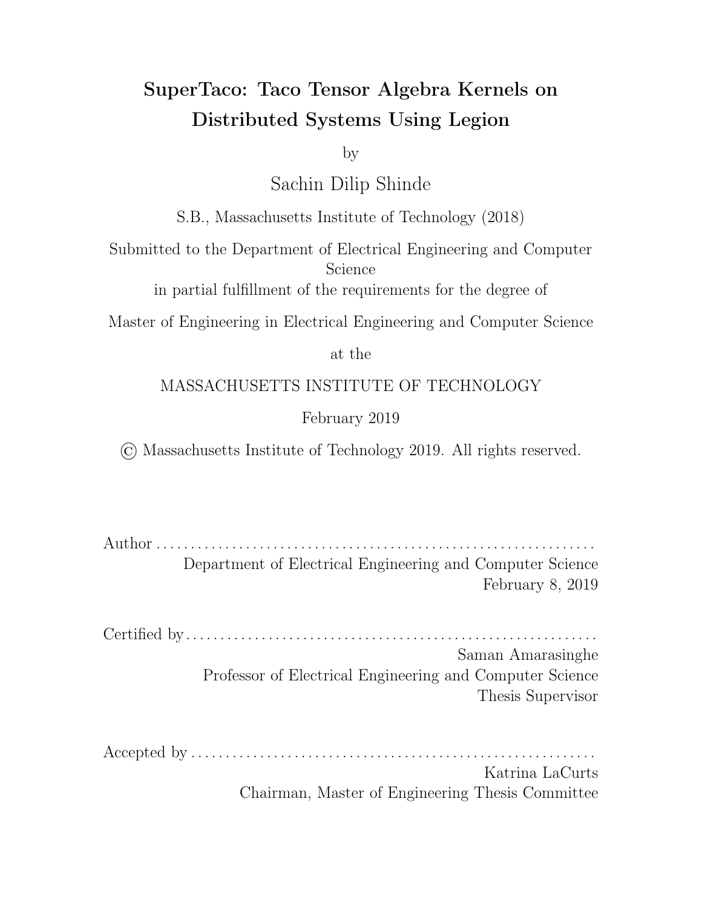# SuperTaco: Taco Tensor Algebra Kernels on Distributed Systems Using Legion

by

Sachin Dilip Shinde

S.B., Massachusetts Institute of Technology (2018)

Submitted to the Department of Electrical Engineering and Computer Science

in partial fulfillment of the requirements for the degree of

Master of Engineering in Electrical Engineering and Computer Science

at the

MASSACHUSETTS INSTITUTE OF TECHNOLOGY

February 2019

© Massachusetts Institute of Technology 2019. All rights reserved.

Author . . . . . . . . . . . . . . . . . . . . . . . . . . . . . . . . . . . . . . . . . . . . . . . . . . . . . . . . . . . . . .
Department of Electrical Engineering and Computer Science
February 8, 2019

Certified by . . . . . . . . . . . . . . . . . . . . . . . . . . . . . . . . . . . . . . . . . . . . . . . . . . . . . . . . . . .
Saman Amarasinghe
Professor of Electrical Engineering and Computer Science
Thesis Supervisor

Accepted by . . . . . . . . . . . . . . . . . . . . . . . . . . . . . . . . . . . . . . . . . . . . . . . . . . . . . . . . .
Katrina LaCurts
Chairman, Master of Engineering Thesis Committee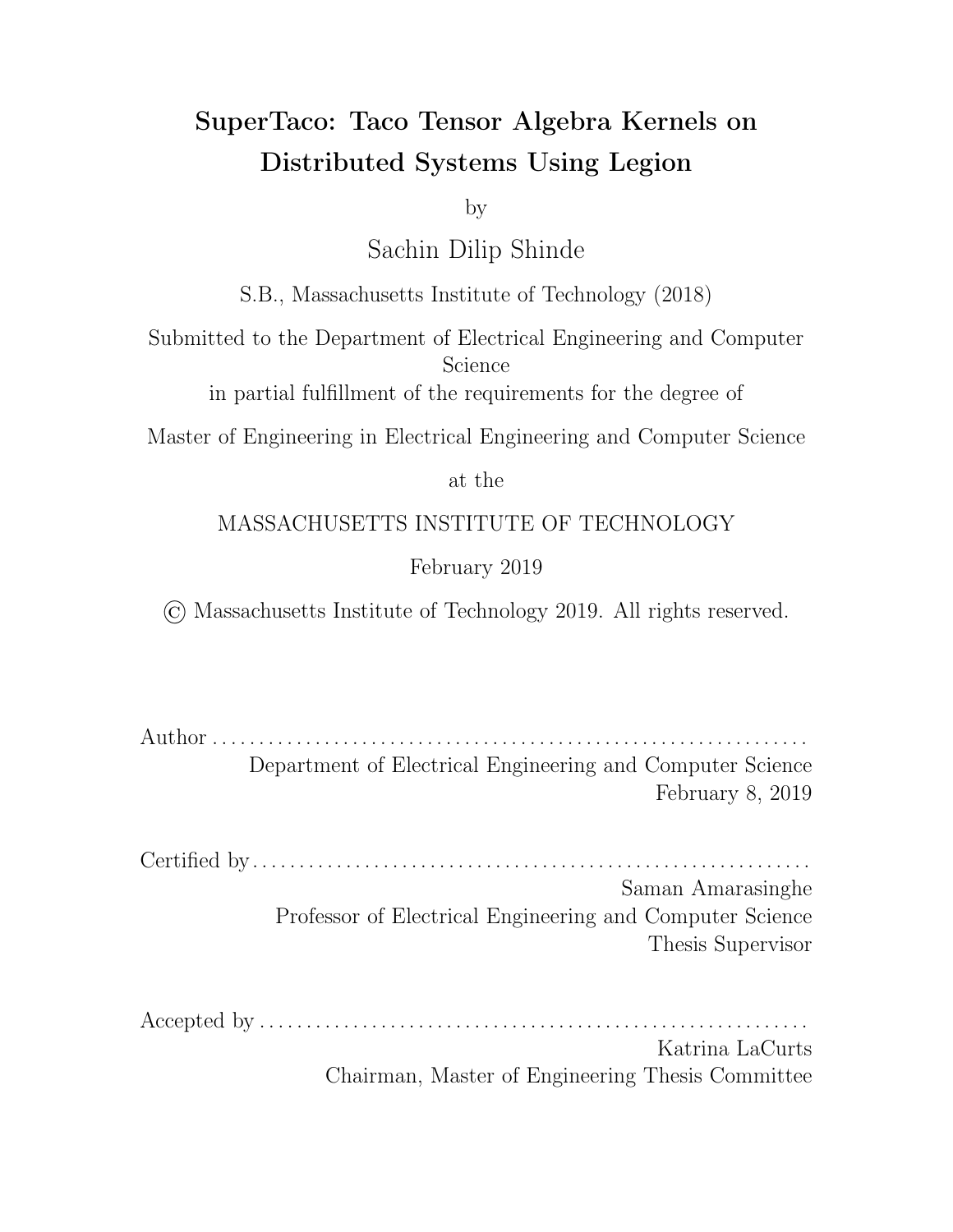# SuperTaco: Taco Tensor Algebra Kernels on Distributed Systems Using Legion

by

Sachin Dilip Shinde

S.B., Massachusetts Institute of Technology (2018)

Submitted to the Department of Electrical Engineering and Computer Science
in partial fulfillment of the requirements for the degree of

Master of Engineering in Electrical Engineering and Computer Science

at the

MASSACHUSETTS INSTITUTE OF TECHNOLOGY

February 2019

© Massachusetts Institute of Technology 2019. All rights reserved.

Author . . . . . . . . . . . . . . . . . . . . . . . . . . . . . . . . . . . . . . . . . . . . . . . . . . . . . . . . . . . . . .
Department of Electrical Engineering and Computer Science
February 8, 2019

Certified by . . . . . . . . . . . . . . . . . . . . . . . . . . . . . . . . . . . . . . . . . . . . . . . . . . . . . . . . . .
Saman Amarasinghe
Professor of Electrical Engineering and Computer Science
Thesis Supervisor

Accepted by . . . . . . . . . . . . . . . . . . . . . . . . . . . . . . . . . . . . . . . . . . . . . . . . . . . . . . . . .
Katrina LaCurts
Chairman, Master of Engineering Thesis Committee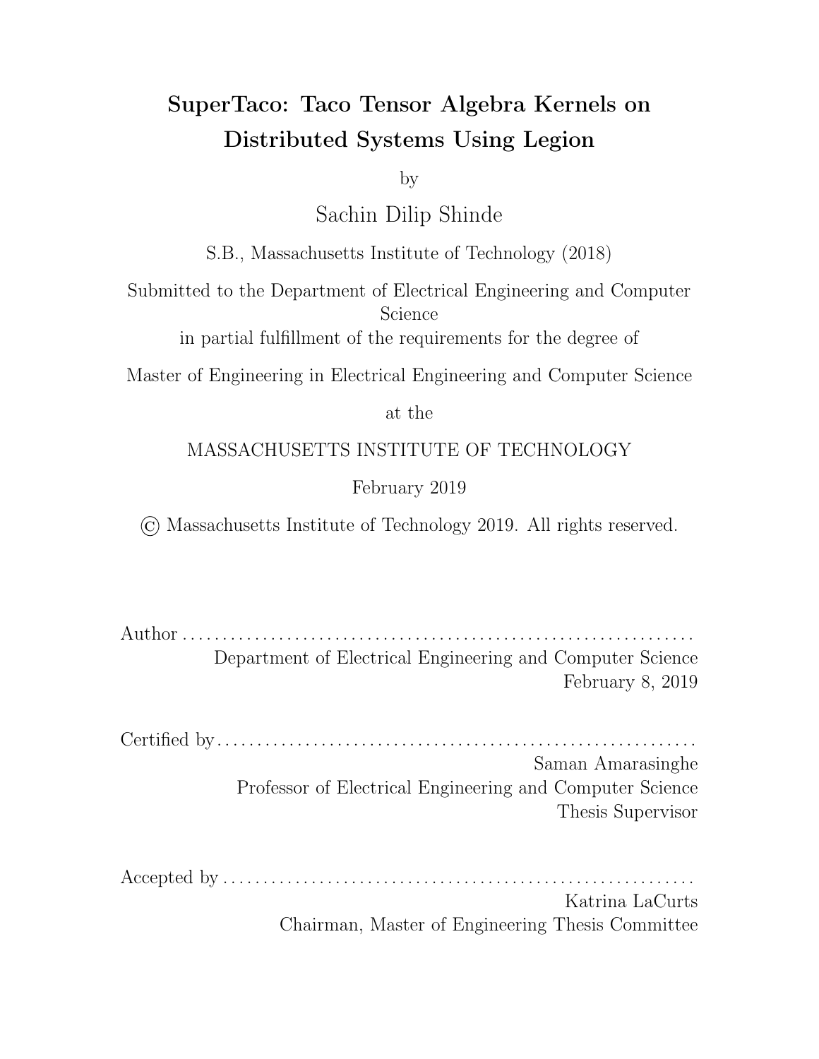# SuperTaco: Taco Tensor Algebra Kernels on Distributed Systems Using Legion

by

Sachin Dilip Shinde

S.B., Massachusetts Institute of Technology (2018)

Submitted to the Department of Electrical Engineering and Computer Science
in partial fulfillment of the requirements for the degree of

Master of Engineering in Electrical Engineering and Computer Science

at the

MASSACHUSETTS INSTITUTE OF TECHNOLOGY

February 2019

© Massachusetts Institute of Technology 2019. All rights reserved.

Author . . . . . . . . . . . . . . . . . . . . . . . . . . . . . . . . . . . . . . . . . . . . . . . . . . . . . . . . . . . . . . .
Department of Electrical Engineering and Computer Science
February 8, 2019

Certified by . . . . . . . . . . . . . . . . . . . . . . . . . . . . . . . . . . . . . . . . . . . . . . . . . . . . . . . . . . .
Saman Amarasinghe
Professor of Electrical Engineering and Computer Science
Thesis Supervisor

Accepted by . . . . . . . . . . . . . . . . . . . . . . . . . . . . . . . . . . . . . . . . . . . . . . . . . . . . . . . . . .
Katrina LaCurts
Chairman, Master of Engineering Thesis Committee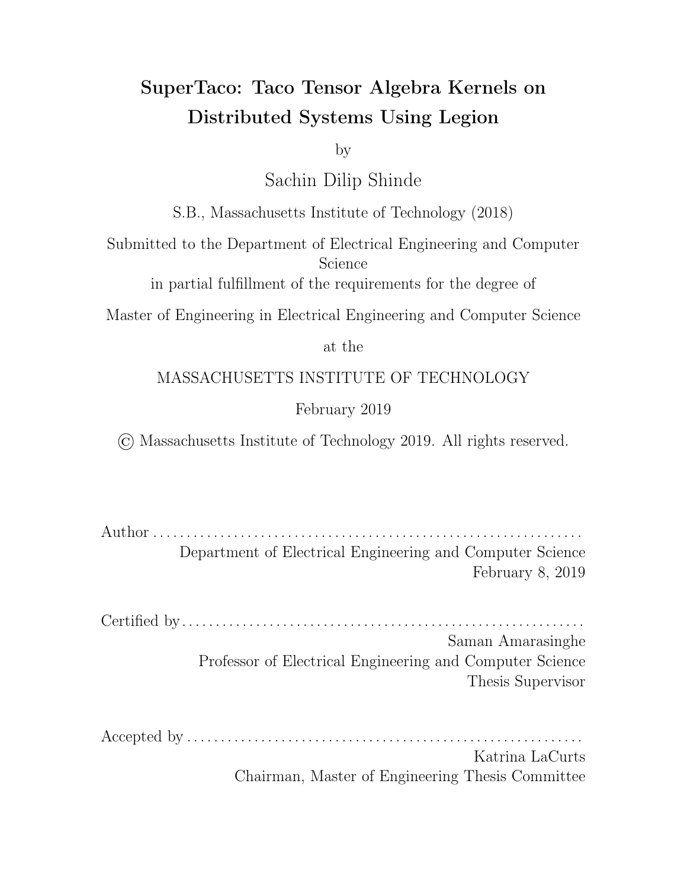# SuperTaco: Taco Tensor Algebra Kernels on Distributed Systems Using Legion

by

Sachin Dilip Shinde

S.B., Massachusetts Institute of Technology (2018)

Submitted to the Department of Electrical Engineering and Computer Science

in partial fulfillment of the requirements for the degree of

Master of Engineering in Electrical Engineering and Computer Science

at the

MASSACHUSETTS INSTITUTE OF TECHNOLOGY

February 2019

© Massachusetts Institute of Technology 2019. All rights reserved.

Author . . . . . . . . . . . . . . . . . . . . . . . . . . . . . . . . . . . . . . . . . . . . . . . . . . . . . . . . . . . . . .
Department of Electrical Engineering and Computer Science
February 8, 2019

Certified by . . . . . . . . . . . . . . . . . . . . . . . . . . . . . . . . . . . . . . . . . . . . . . . . . . . . . . . . . .
Saman Amarasinghe
Professor of Electrical Engineering and Computer Science
Thesis Supervisor

Accepted by . . . . . . . . . . . . . . . . . . . . . . . . . . . . . . . . . . . . . . . . . . . . . . . . . . . . . . . . .
Katrina LaCurts
Chairman, Master of Engineering Thesis Committee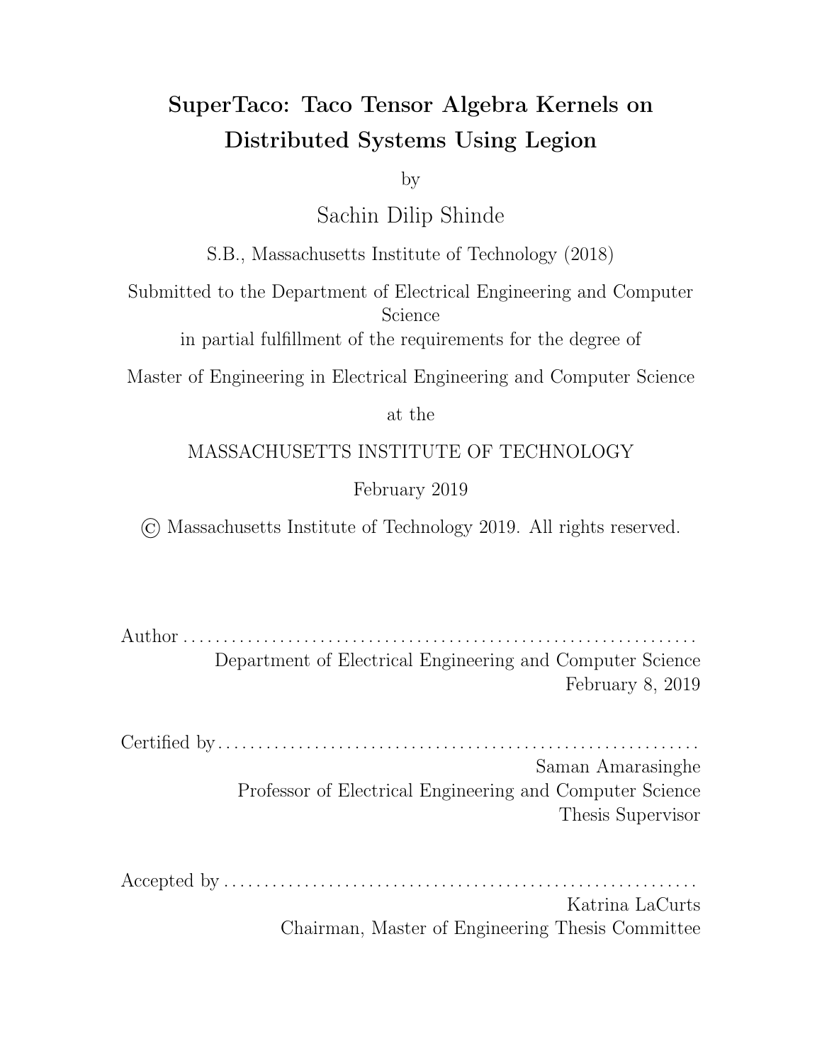# SuperTaco: Taco Tensor Algebra Kernels on Distributed Systems Using Legion

by

Sachin Dilip Shinde

S.B., Massachusetts Institute of Technology (2018)

Submitted to the Department of Electrical Engineering and Computer Science
in partial fulfillment of the requirements for the degree of

Master of Engineering in Electrical Engineering and Computer Science

at the

MASSACHUSETTS INSTITUTE OF TECHNOLOGY

February 2019

© Massachusetts Institute of Technology 2019. All rights reserved.

Author . . . . . . . . . . . . . . . . . . . . . . . . . . . . . . . . . . . . . . . . . . . . . . . . . . . . . . . . . . . . . . .
Department of Electrical Engineering and Computer Science
February 8, 2019

Certified by . . . . . . . . . . . . . . . . . . . . . . . . . . . . . . . . . . . . . . . . . . . . . . . . . . . . . . . . . . .
Saman Amarasinghe
Professor of Electrical Engineering and Computer Science
Thesis Supervisor

Accepted by . . . . . . . . . . . . . . . . . . . . . . . . . . . . . . . . . . . . . . . . . . . . . . . . . . . . . . . . . .
Katrina LaCurts
Chairman, Master of Engineering Thesis Committee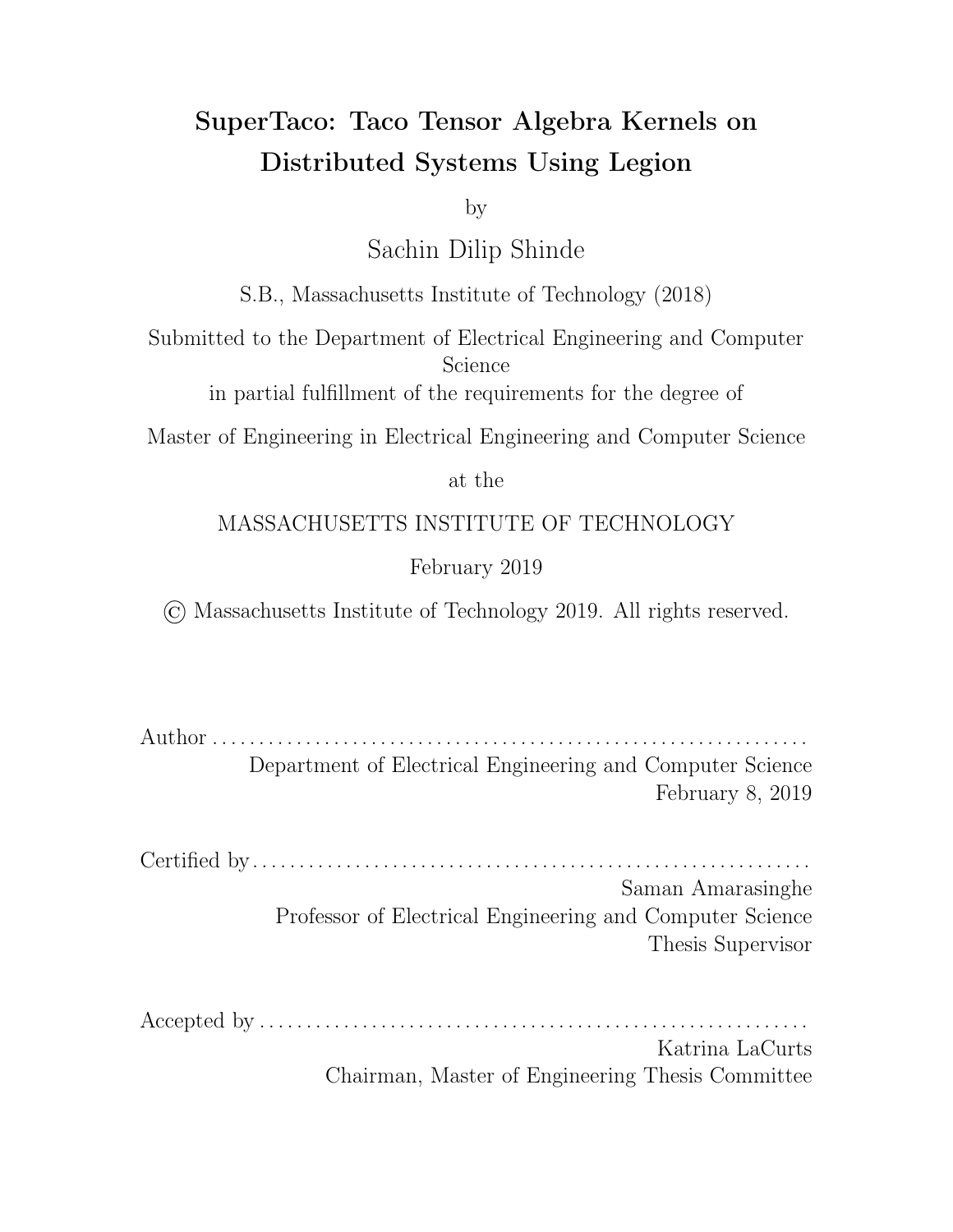# SuperTaco: Taco Tensor Algebra Kernels on Distributed Systems Using Legion

by

Sachin Dilip Shinde

S.B., Massachusetts Institute of Technology (2018)

Submitted to the Department of Electrical Engineering and Computer Science

in partial fulfillment of the requirements for the degree of

Master of Engineering in Electrical Engineering and Computer Science

at the

MASSACHUSETTS INSTITUTE OF TECHNOLOGY

February 2019

© Massachusetts Institute of Technology 2019. All rights reserved.

Author . . . . . . . . . . . . . . . . . . . . . . . . . . . . . . . . . . . . . . . . . . . . . . . . . . . . . . . . . . . . . .

Department of Electrical Engineering and Computer Science

February 8, 2019

Certified by . . . . . . . . . . . . . . . . . . . . . . . . . . . . . . . . . . . . . . . . . . . . . . . . . . . . . . . . . .

Saman Amarasinghe

Professor of Electrical Engineering and Computer Science

Thesis Supervisor

Accepted by . . . . . . . . . . . . . . . . . . . . . . . . . . . . . . . . . . . . . . . . . . . . . . . . . . . . . . . . .

Katrina LaCurts

Chairman, Master of Engineering Thesis Committee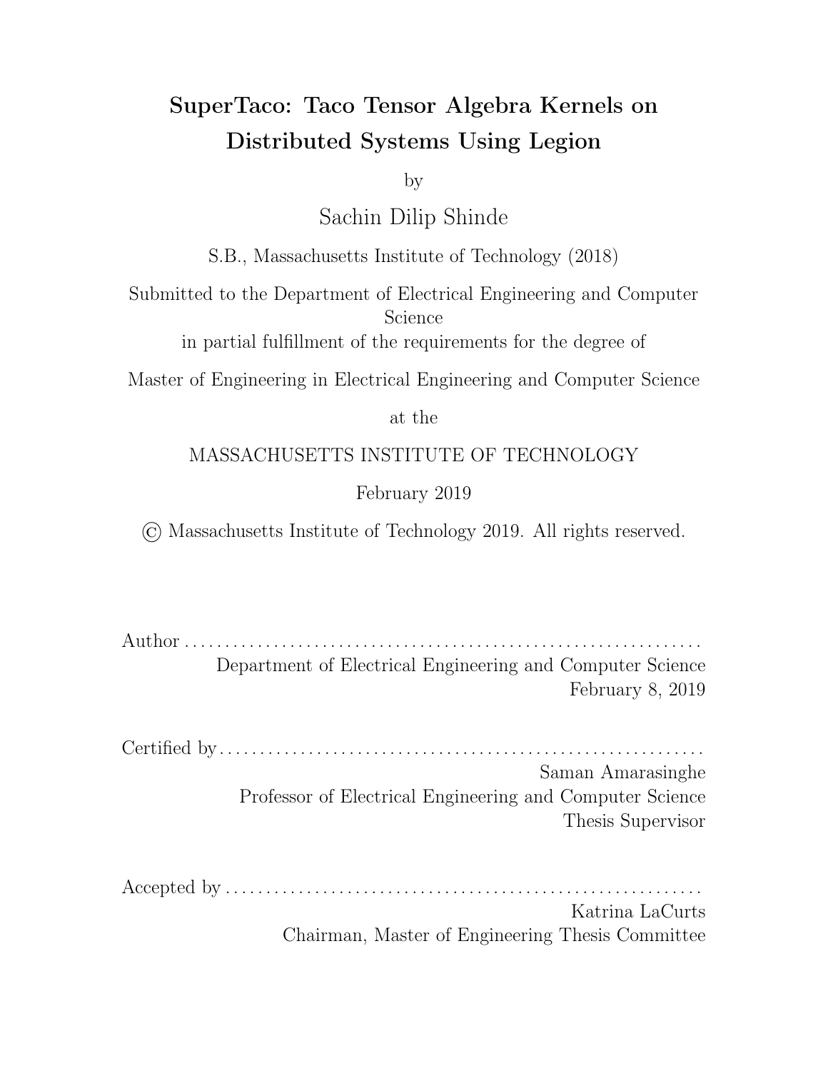# SuperTaco: Taco Tensor Algebra Kernels on Distributed Systems Using Legion

by

Sachin Dilip Shinde

S.B., Massachusetts Institute of Technology (2018)

Submitted to the Department of Electrical Engineering and Computer Science
in partial fulfillment of the requirements for the degree of

Master of Engineering in Electrical Engineering and Computer Science

at the

MASSACHUSETTS INSTITUTE OF TECHNOLOGY

February 2019

© Massachusetts Institute of Technology 2019. All rights reserved.

Author . . . . . . . . . . . . . . . . . . . . . . . . . . . . . . . . . . . . . . . . . . . . . . . . . . . . . . . . . . . . . .
Department of Electrical Engineering and Computer Science
February 8, 2019

Certified by . . . . . . . . . . . . . . . . . . . . . . . . . . . . . . . . . . . . . . . . . . . . . . . . . . . . . . . . . .
Saman Amarasinghe
Professor of Electrical Engineering and Computer Science
Thesis Supervisor

Accepted by . . . . . . . . . . . . . . . . . . . . . . . . . . . . . . . . . . . . . . . . . . . . . . . . . . . . . . . . .
Katrina LaCurts
Chairman, Master of Engineering Thesis Committee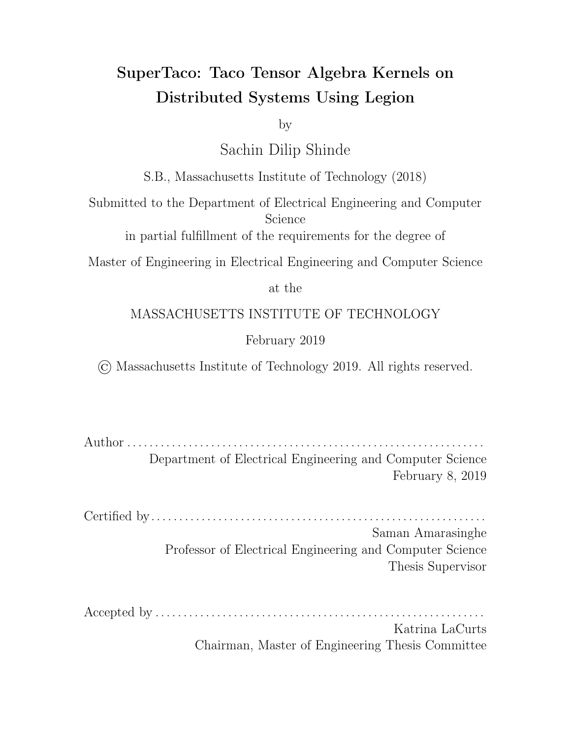# SuperTaco: Taco Tensor Algebra Kernels on Distributed Systems Using Legion

by

Sachin Dilip Shinde

S.B., Massachusetts Institute of Technology (2018)

Submitted to the Department of Electrical Engineering and Computer Science

in partial fulfillment of the requirements for the degree of

Master of Engineering in Electrical Engineering and Computer Science

at the

MASSACHUSETTS INSTITUTE OF TECHNOLOGY

February 2019

© Massachusetts Institute of Technology 2019. All rights reserved.

Author . . . . . . . . . . . . . . . . . . . . . . . . . . . . . . . . . . . . . . . . . . . . . . . . . . . . . . . . . . . . . .

Department of Electrical Engineering and Computer Science

February 8, 2019

Certified by . . . . . . . . . . . . . . . . . . . . . . . . . . . . . . . . . . . . . . . . . . . . . . . . . . . . . . . . . .

Saman Amarasinghe

Professor of Electrical Engineering and Computer Science

Thesis Supervisor

Accepted by . . . . . . . . . . . . . . . . . . . . . . . . . . . . . . . . . . . . . . . . . . . . . . . . . . . . . . . . .

Katrina LaCurts

Chairman, Master of Engineering Thesis Committee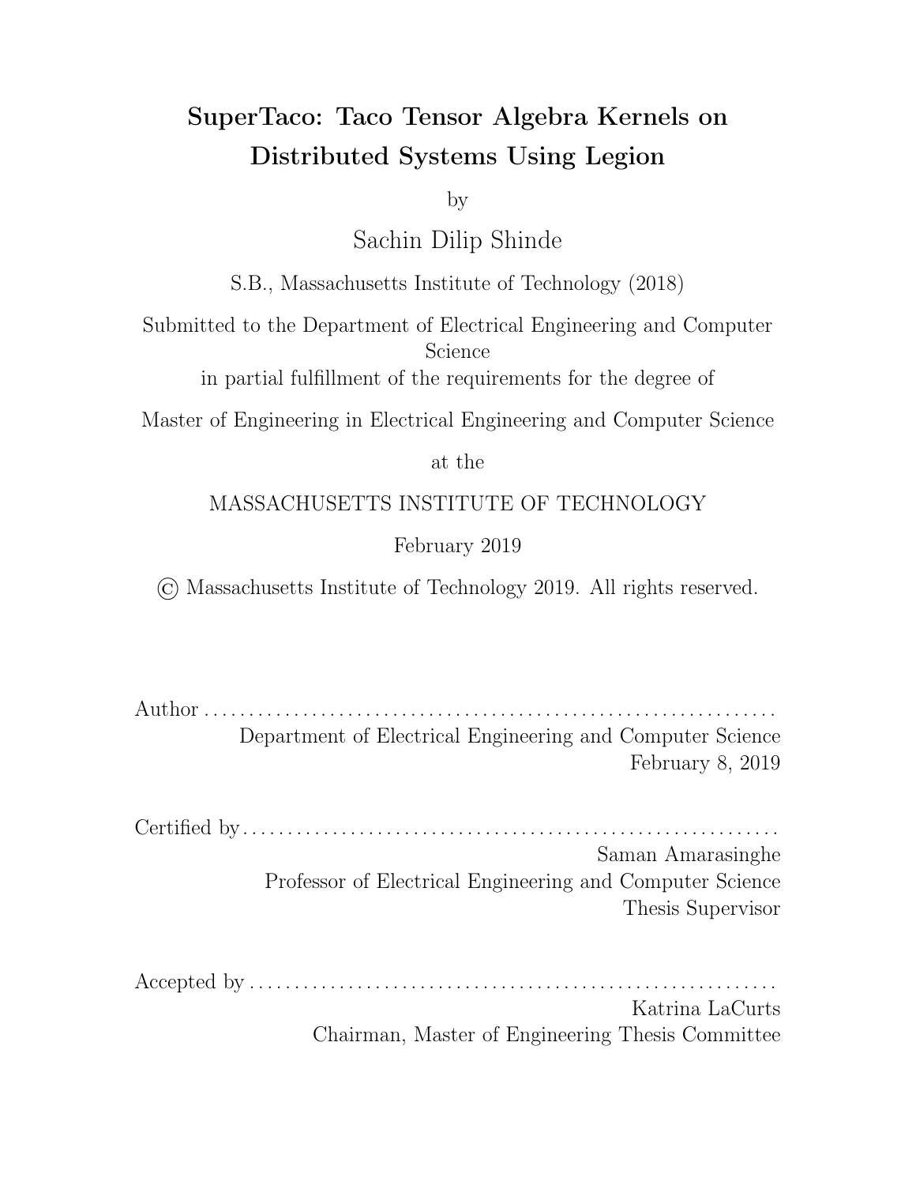# SuperTaco: Taco Tensor Algebra Kernels on Distributed Systems Using Legion

by

Sachin Dilip Shinde

S.B., Massachusetts Institute of Technology (2018)

Submitted to the Department of Electrical Engineering and Computer Science

in partial fulfillment of the requirements for the degree of

Master of Engineering in Electrical Engineering and Computer Science

at the

MASSACHUSETTS INSTITUTE OF TECHNOLOGY

February 2019

© Massachusetts Institute of Technology 2019. All rights reserved.

Author . . . . . . . . . . . . . . . . . . . . . . . . . . . . . . . . . . . . . . . . . . . . . . . . . . . . . . . . . . . . . . .

Department of Electrical Engineering and Computer Science

February 8, 2019

Certified by . . . . . . . . . . . . . . . . . . . . . . . . . . . . . . . . . . . . . . . . . . . . . . . . . . . . . . . . . . .

Saman Amarasinghe

Professor of Electrical Engineering and Computer Science

Thesis Supervisor

Accepted by . . . . . . . . . . . . . . . . . . . . . . . . . . . . . . . . . . . . . . . . . . . . . . . . . . . . . . . . . .

Katrina LaCurts

Chairman, Master of Engineering Thesis Committee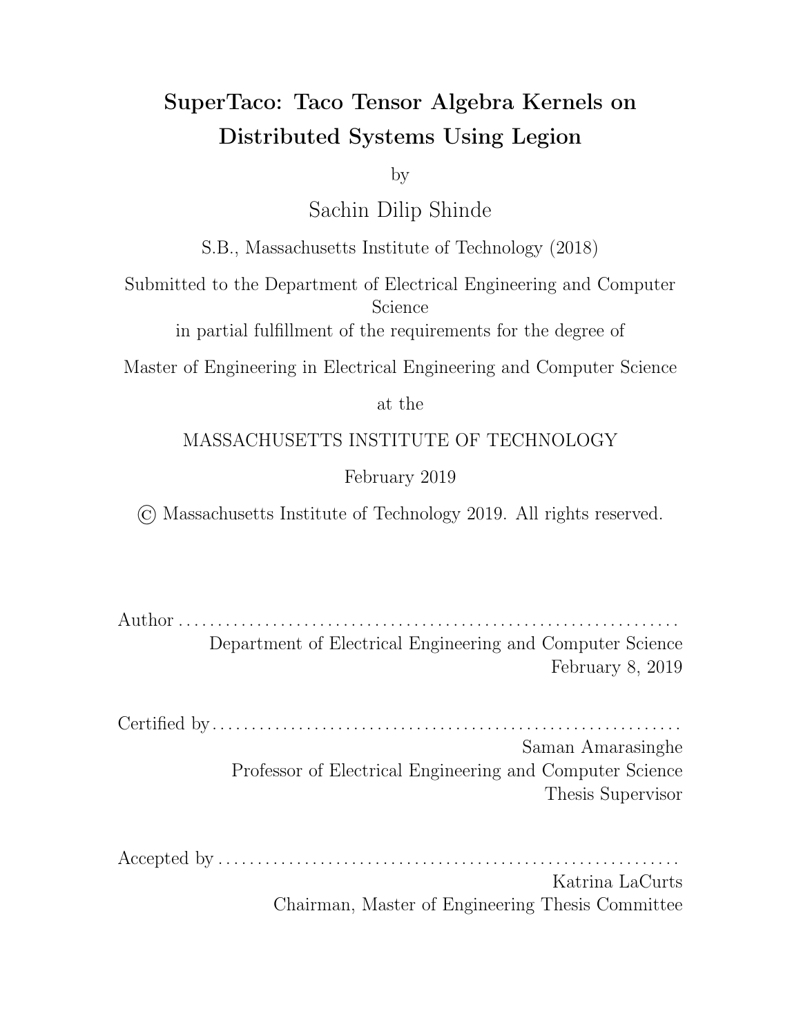# SuperTaco: Taco Tensor Algebra Kernels on Distributed Systems Using Legion

by

Sachin Dilip Shinde

S.B., Massachusetts Institute of Technology (2018)

Submitted to the Department of Electrical Engineering and Computer Science

in partial fulfillment of the requirements for the degree of

Master of Engineering in Electrical Engineering and Computer Science

at the

MASSACHUSETTS INSTITUTE OF TECHNOLOGY

February 2019

© Massachusetts Institute of Technology 2019. All rights reserved.

Author . . . . . . . . . . . . . . . . . . . . . . . . . . . . . . . . . . . . . . . . . . . . . . . . . . . . . . . . . . . . . .
Department of Electrical Engineering and Computer Science
February 8, 2019

Certified by . . . . . . . . . . . . . . . . . . . . . . . . . . . . . . . . . . . . . . . . . . . . . . . . . . . . . . . . . . .
Saman Amarasinghe
Professor of Electrical Engineering and Computer Science
Thesis Supervisor

Accepted by . . . . . . . . . . . . . . . . . . . . . . . . . . . . . . . . . . . . . . . . . . . . . . . . . . . . . . . . . .
Katrina LaCurts
Chairman, Master of Engineering Thesis Committee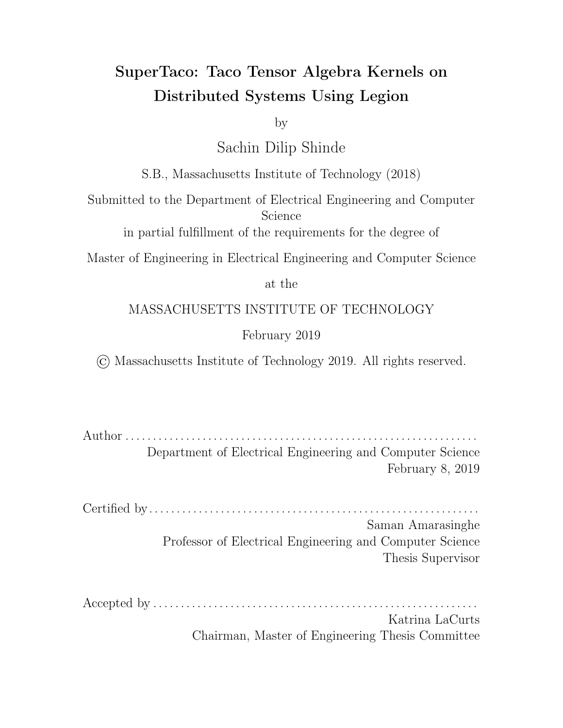# SuperTaco: Taco Tensor Algebra Kernels on Distributed Systems Using Legion

by

Sachin Dilip Shinde

S.B., Massachusetts Institute of Technology (2018)

Submitted to the Department of Electrical Engineering and Computer Science

in partial fulfillment of the requirements for the degree of

Master of Engineering in Electrical Engineering and Computer Science

at the

MASSACHUSETTS INSTITUTE OF TECHNOLOGY

February 2019

© Massachusetts Institute of Technology 2019. All rights reserved.

Author . . . . . . . . . . . . . . . . . . . . . . . . . . . . . . . . . . . . . . . . . . . . . . . . . . . . . . . . . . . . . .

Department of Electrical Engineering and Computer Science

February 8, 2019

Certified by . . . . . . . . . . . . . . . . . . . . . . . . . . . . . . . . . . . . . . . . . . . . . . . . . . . . . . . . . . .

Saman Amarasinghe

Professor of Electrical Engineering and Computer Science

Thesis Supervisor

Accepted by . . . . . . . . . . . . . . . . . . . . . . . . . . . . . . . . . . . . . . . . . . . . . . . . . . . . . . . . . .

Katrina LaCurts

Chairman, Master of Engineering Thesis Committee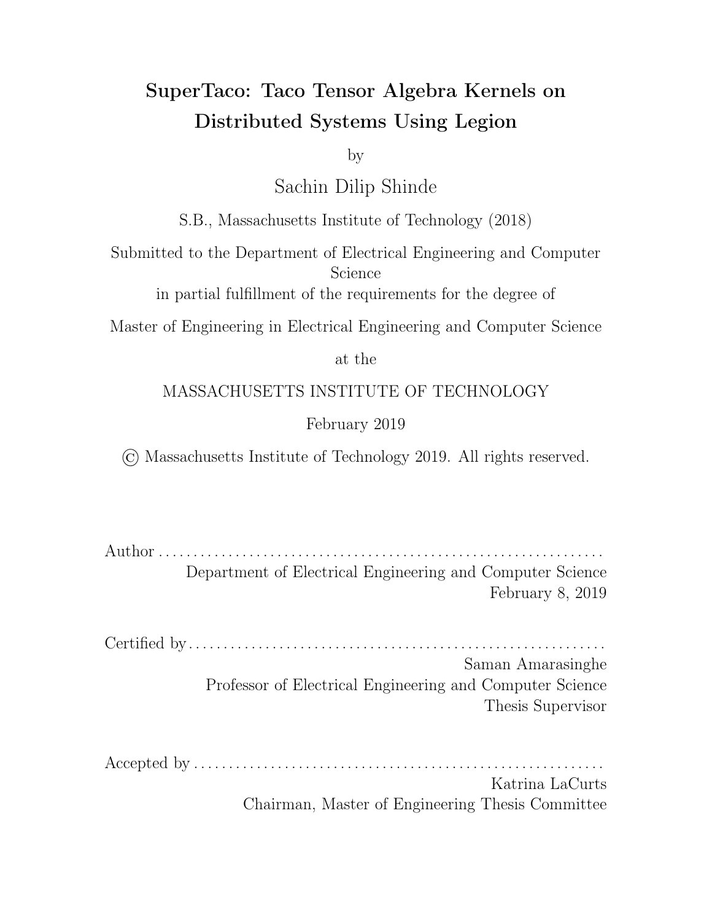# SuperTaco: Taco Tensor Algebra Kernels on Distributed Systems Using Legion

by

Sachin Dilip Shinde

S.B., Massachusetts Institute of Technology (2018)

Submitted to the Department of Electrical Engineering and Computer Science
in partial fulfillment of the requirements for the degree of

Master of Engineering in Electrical Engineering and Computer Science

at the

MASSACHUSETTS INSTITUTE OF TECHNOLOGY

February 2019

© Massachusetts Institute of Technology 2019. All rights reserved.

Author . . . . . . . . . . . . . . . . . . . . . . . . . . . . . . . . . . . . . . . . . . . . . . . . . . . . . . . . . . . . . .
Department of Electrical Engineering and Computer Science
February 8, 2019

Certified by . . . . . . . . . . . . . . . . . . . . . . . . . . . . . . . . . . . . . . . . . . . . . . . . . . . . . . . . . .
Saman Amarasinghe
Professor of Electrical Engineering and Computer Science
Thesis Supervisor

Accepted by . . . . . . . . . . . . . . . . . . . . . . . . . . . . . . . . . . . . . . . . . . . . . . . . . . . . . . . . .
Katrina LaCurts
Chairman, Master of Engineering Thesis Committee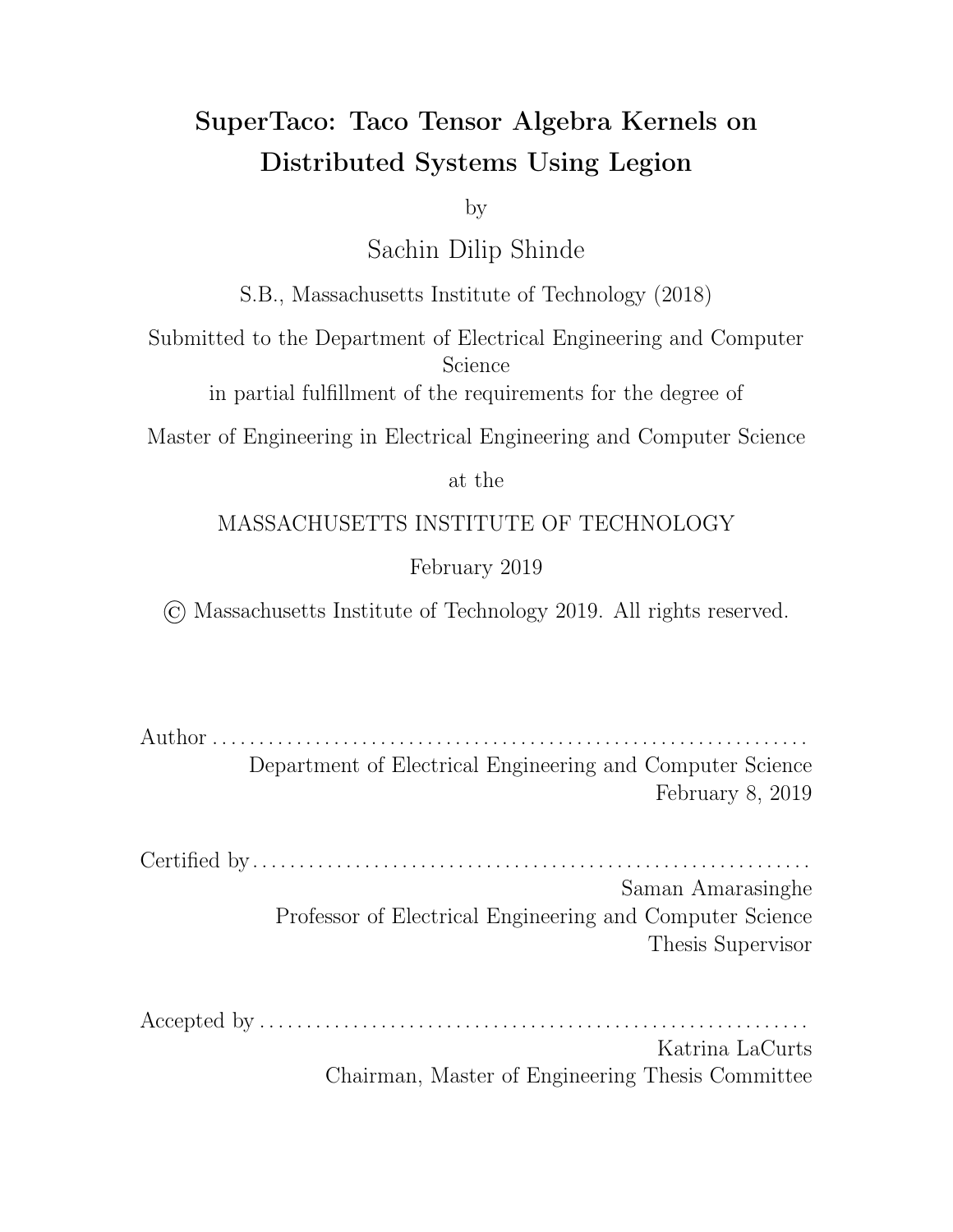# SuperTaco: Taco Tensor Algebra Kernels on Distributed Systems Using Legion

by

Sachin Dilip Shinde

S.B., Massachusetts Institute of Technology (2018)

Submitted to the Department of Electrical Engineering and Computer Science

in partial fulfillment of the requirements for the degree of

Master of Engineering in Electrical Engineering and Computer Science

at the

MASSACHUSETTS INSTITUTE OF TECHNOLOGY

February 2019

© Massachusetts Institute of Technology 2019. All rights reserved.

Author . . . . . . . . . . . . . . . . . . . . . . . . . . . . . . . . . . . . . . . . . . . . . . . . . . . . . . . . . . . . . .

Department of Electrical Engineering and Computer Science

February 8, 2019

Certified by . . . . . . . . . . . . . . . . . . . . . . . . . . . . . . . . . . . . . . . . . . . . . . . . . . . . . . . . . .

Saman Amarasinghe

Professor of Electrical Engineering and Computer Science

Thesis Supervisor

Accepted by . . . . . . . . . . . . . . . . . . . . . . . . . . . . . . . . . . . . . . . . . . . . . . . . . . . . . . . . .

Katrina LaCurts

Chairman, Master of Engineering Thesis Committee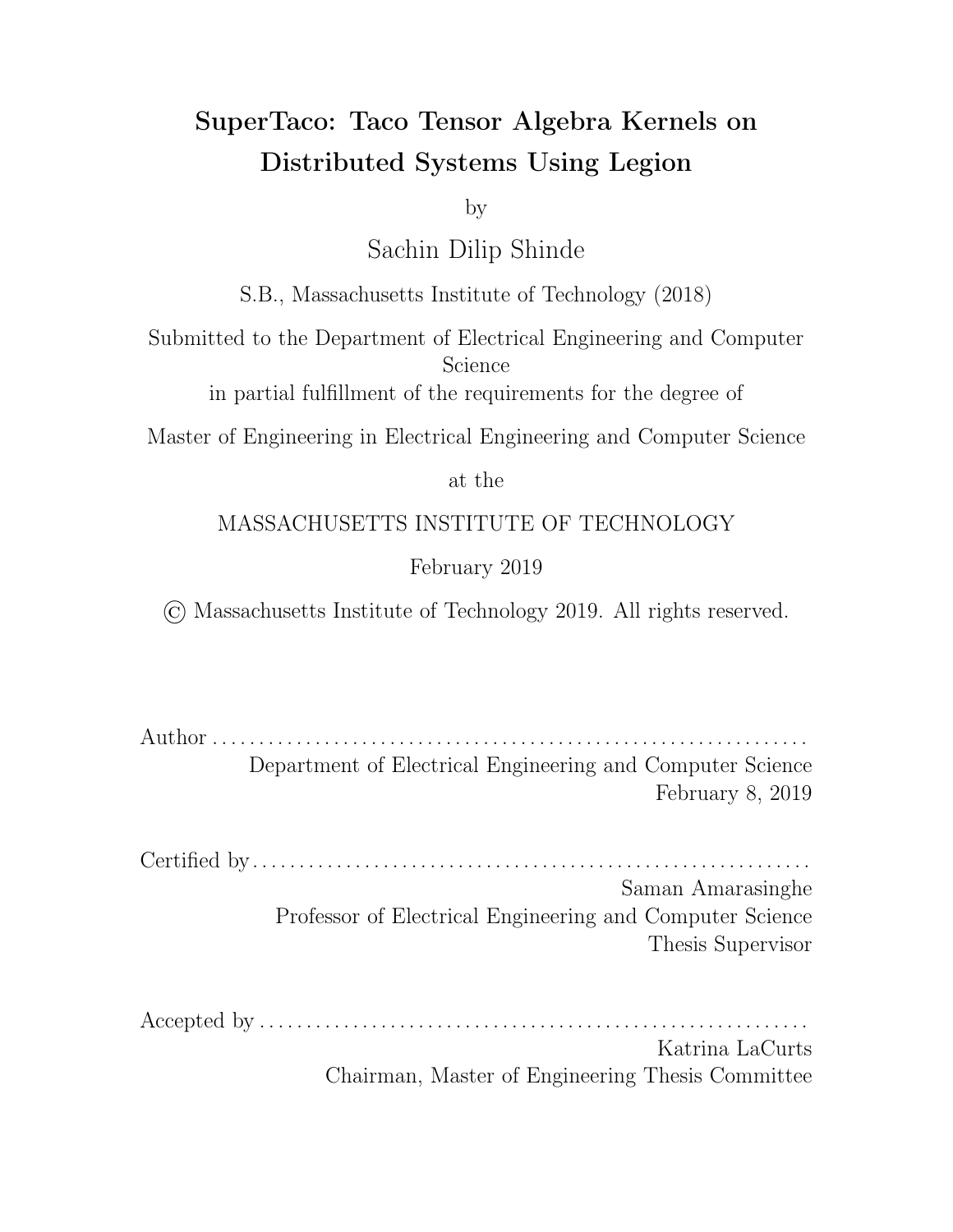# SuperTaco: Taco Tensor Algebra Kernels on Distributed Systems Using Legion

by

Sachin Dilip Shinde

S.B., Massachusetts Institute of Technology (2018)

Submitted to the Department of Electrical Engineering and Computer Science

in partial fulfillment of the requirements for the degree of

Master of Engineering in Electrical Engineering and Computer Science

at the

MASSACHUSETTS INSTITUTE OF TECHNOLOGY

February 2019

© Massachusetts Institute of Technology 2019. All rights reserved.

Author . . . . . . . . . . . . . . . . . . . . . . . . . . . . . . . . . . . . . . . . . . . . . . . . . . . . . . . . . . . . . .
Department of Electrical Engineering and Computer Science
February 8, 2019

Certified by . . . . . . . . . . . . . . . . . . . . . . . . . . . . . . . . . . . . . . . . . . . . . . . . . . . . . . . . . . .
Saman Amarasinghe
Professor of Electrical Engineering and Computer Science
Thesis Supervisor

Accepted by . . . . . . . . . . . . . . . . . . . . . . . . . . . . . . . . . . . . . . . . . . . . . . . . . . . . . . . . . .
Katrina LaCurts
Chairman, Master of Engineering Thesis Committee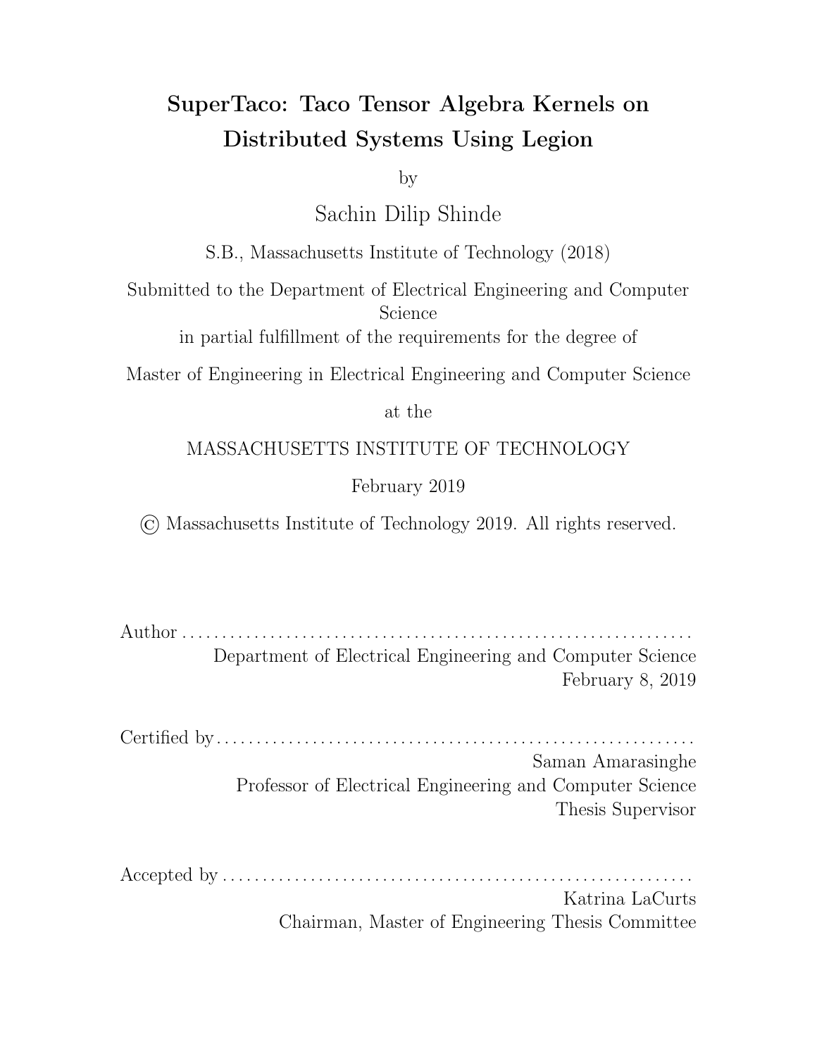# SuperTaco: Taco Tensor Algebra Kernels on Distributed Systems Using Legion

by

Sachin Dilip Shinde

S.B., Massachusetts Institute of Technology (2018)

Submitted to the Department of Electrical Engineering and Computer Science

in partial fulfillment of the requirements for the degree of

Master of Engineering in Electrical Engineering and Computer Science

at the

MASSACHUSETTS INSTITUTE OF TECHNOLOGY

February 2019

© Massachusetts Institute of Technology 2019. All rights reserved.

Author . . . . . . . . . . . . . . . . . . . . . . . . . . . . . . . . . . . . . . . . . . . . . . . . . . . . . . . . . . . . . .
Department of Electrical Engineering and Computer Science
February 8, 2019

Certified by . . . . . . . . . . . . . . . . . . . . . . . . . . . . . . . . . . . . . . . . . . . . . . . . . . . . . . . . . . .
Saman Amarasinghe
Professor of Electrical Engineering and Computer Science
Thesis Supervisor

Accepted by . . . . . . . . . . . . . . . . . . . . . . . . . . . . . . . . . . . . . . . . . . . . . . . . . . . . . . . . .
Katrina LaCurts
Chairman, Master of Engineering Thesis Committee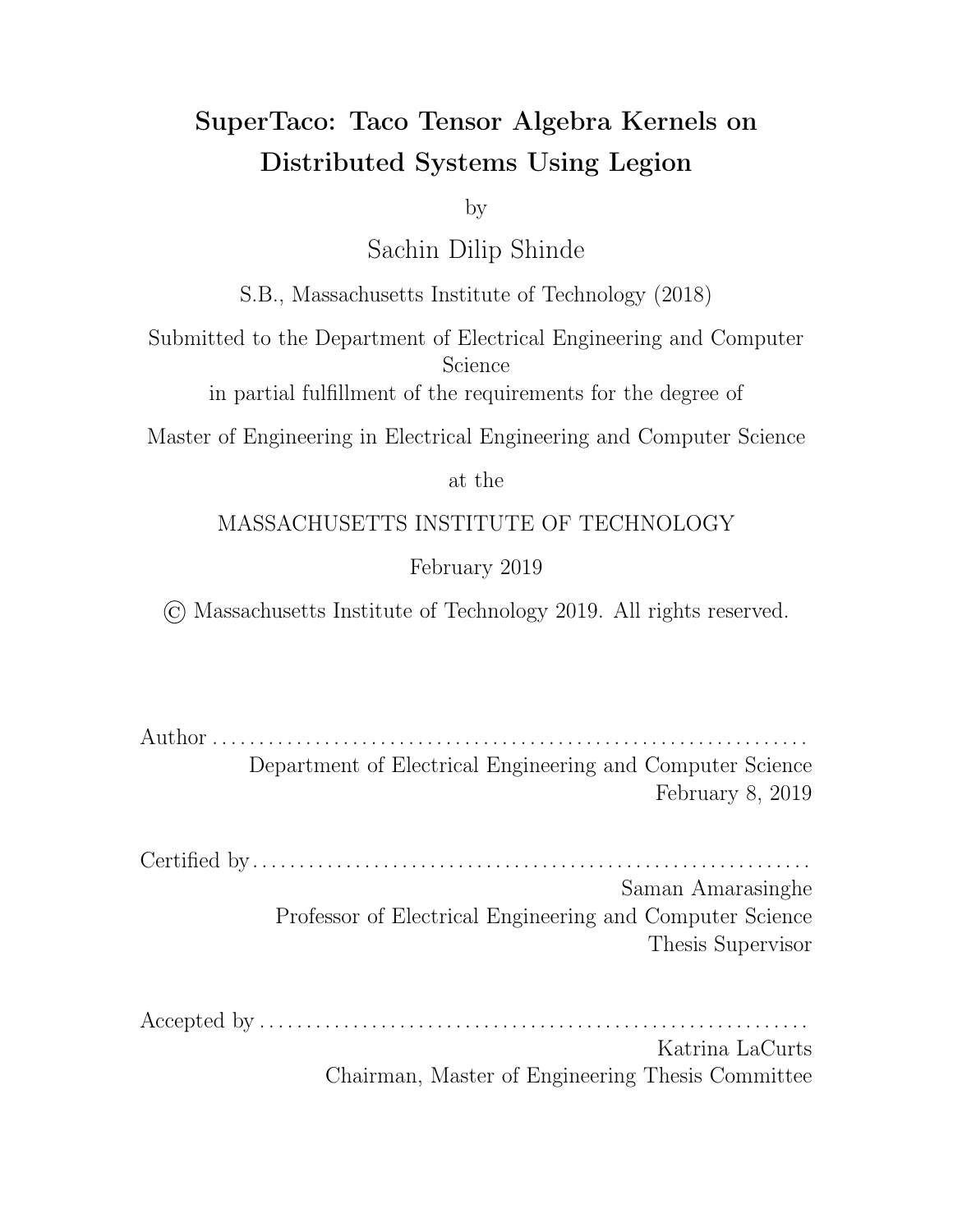# SuperTaco: Taco Tensor Algebra Kernels on Distributed Systems Using Legion

by

Sachin Dilip Shinde

S.B., Massachusetts Institute of Technology (2018)

Submitted to the Department of Electrical Engineering and Computer Science

in partial fulfillment of the requirements for the degree of

Master of Engineering in Electrical Engineering and Computer Science

at the

MASSACHUSETTS INSTITUTE OF TECHNOLOGY

February 2019

© Massachusetts Institute of Technology 2019. All rights reserved.

Author . . . . . . . . . . . . . . . . . . . . . . . . . . . . . . . . . . . . . . . . . . . . . . . . . . . . . . . . . . . . . .
Department of Electrical Engineering and Computer Science
February 8, 2019

Certified by . . . . . . . . . . . . . . . . . . . . . . . . . . . . . . . . . . . . . . . . . . . . . . . . . . . . . . . . . . .
Saman Amarasinghe
Professor of Electrical Engineering and Computer Science
Thesis Supervisor

Accepted by . . . . . . . . . . . . . . . . . . . . . . . . . . . . . . . . . . . . . . . . . . . . . . . . . . . . . . . . .
Katrina LaCurts
Chairman, Master of Engineering Thesis Committee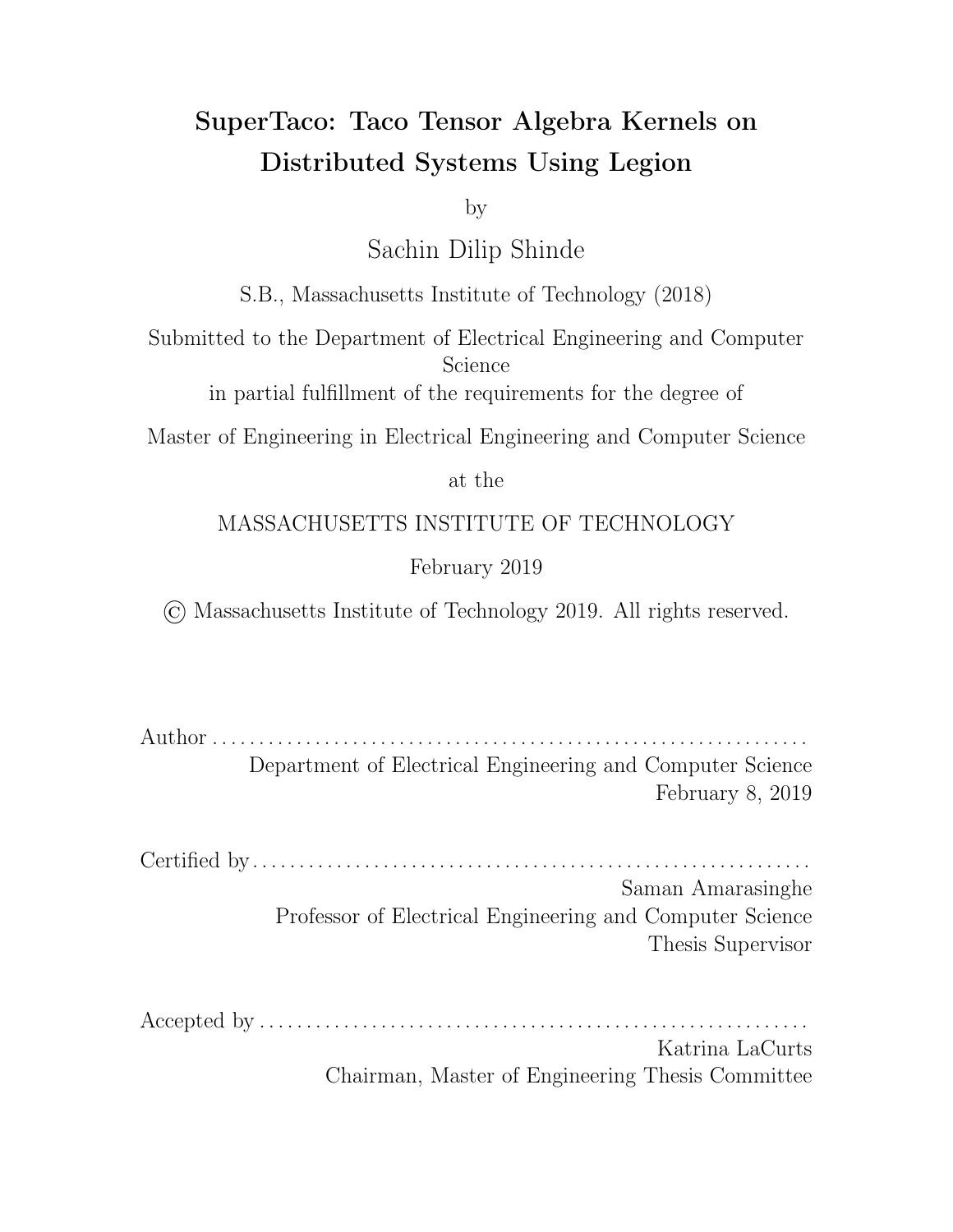# SuperTaco: Taco Tensor Algebra Kernels on Distributed Systems Using Legion

by

Sachin Dilip Shinde

S.B., Massachusetts Institute of Technology (2018)

Submitted to the Department of Electrical Engineering and Computer Science

in partial fulfillment of the requirements for the degree of

Master of Engineering in Electrical Engineering and Computer Science

at the

MASSACHUSETTS INSTITUTE OF TECHNOLOGY

February 2019

© Massachusetts Institute of Technology 2019. All rights reserved.

Author . . . . . . . . . . . . . . . . . . . . . . . . . . . . . . . . . . . . . . . . . . . . . . . . . . . . . . . . . . . . . . .
Department of Electrical Engineering and Computer Science
February 8, 2019

Certified by . . . . . . . . . . . . . . . . . . . . . . . . . . . . . . . . . . . . . . . . . . . . . . . . . . . . . . . . . . .
Saman Amarasinghe
Professor of Electrical Engineering and Computer Science
Thesis Supervisor

Accepted by . . . . . . . . . . . . . . . . . . . . . . . . . . . . . . . . . . . . . . . . . . . . . . . . . . . . . . . . . .
Katrina LaCurts
Chairman, Master of Engineering Thesis Committee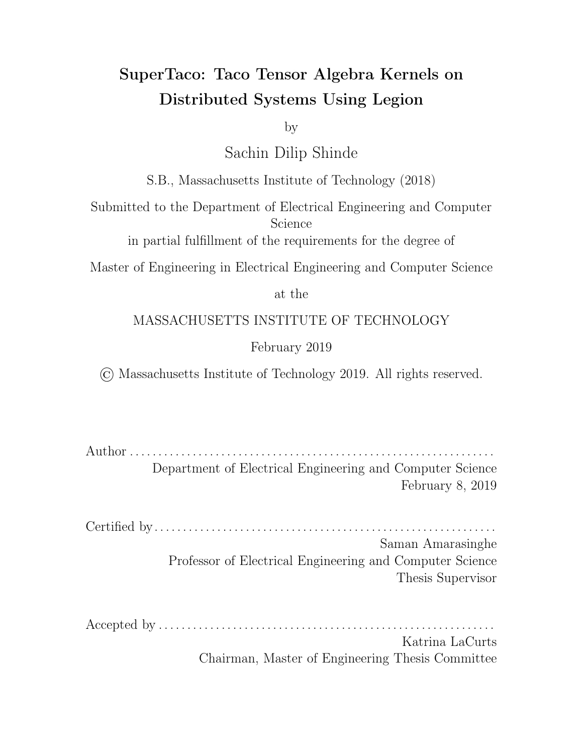# SuperTaco: Taco Tensor Algebra Kernels on Distributed Systems Using Legion

by

Sachin Dilip Shinde

S.B., Massachusetts Institute of Technology (2018)

Submitted to the Department of Electrical Engineering and Computer Science

in partial fulfillment of the requirements for the degree of

Master of Engineering in Electrical Engineering and Computer Science

at the

MASSACHUSETTS INSTITUTE OF TECHNOLOGY

February 2019

© Massachusetts Institute of Technology 2019. All rights reserved.

Author . . . . . . . . . . . . . . . . . . . . . . . . . . . . . . . . . . . . . . . . . . . . . . . . . . . . . . . . . . . . . . .
Department of Electrical Engineering and Computer Science
February 8, 2019

Certified by . . . . . . . . . . . . . . . . . . . . . . . . . . . . . . . . . . . . . . . . . . . . . . . . . . . . . . . . . . .
Saman Amarasinghe
Professor of Electrical Engineering and Computer Science
Thesis Supervisor

Accepted by . . . . . . . . . . . . . . . . . . . . . . . . . . . . . . . . . . . . . . . . . . . . . . . . . . . . . . . . . .
Katrina LaCurts
Chairman, Master of Engineering Thesis Committee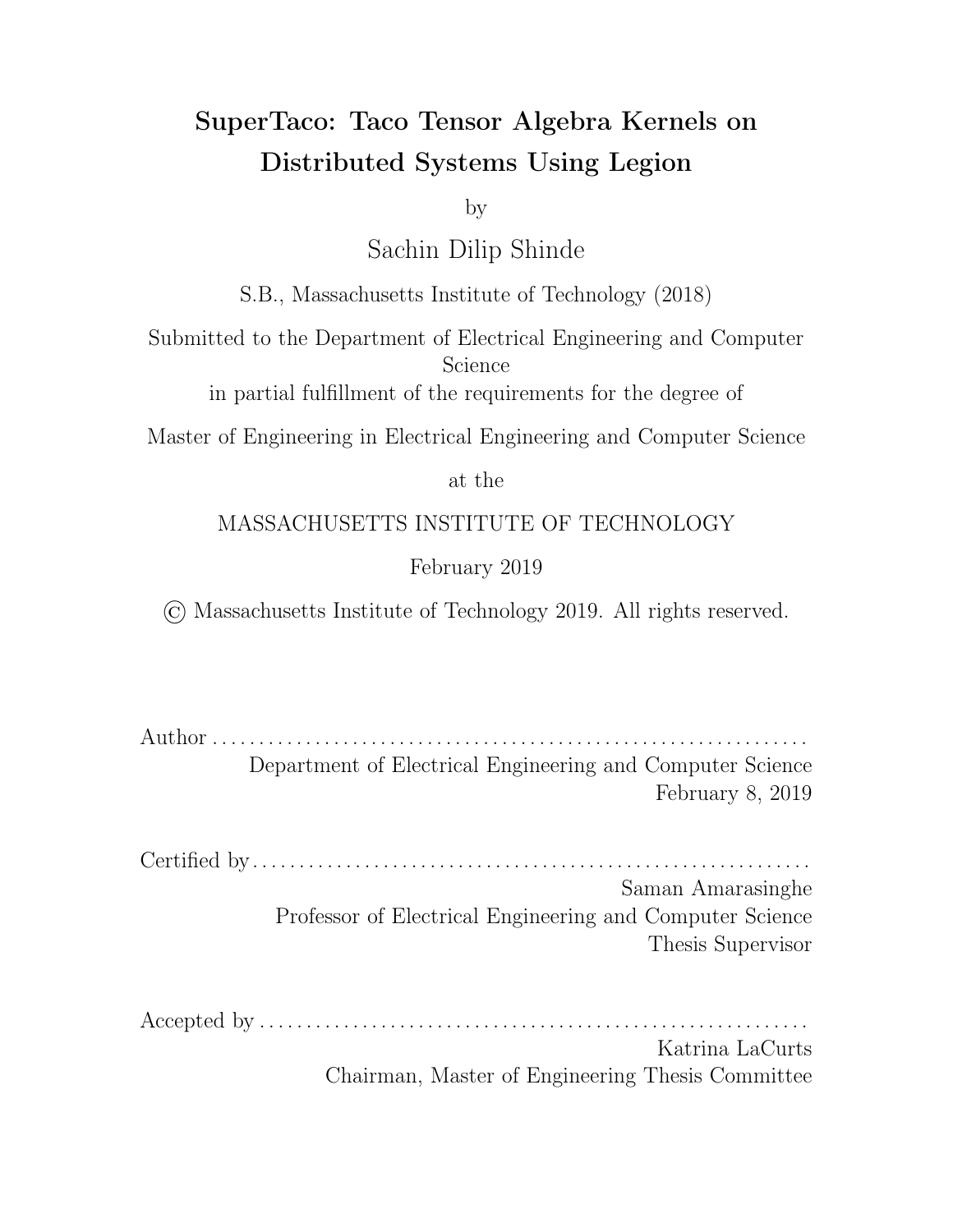# SuperTaco: Taco Tensor Algebra Kernels on Distributed Systems Using Legion

by

Sachin Dilip Shinde

S.B., Massachusetts Institute of Technology (2018)

Submitted to the Department of Electrical Engineering and Computer Science

in partial fulfillment of the requirements for the degree of

Master of Engineering in Electrical Engineering and Computer Science

at the

MASSACHUSETTS INSTITUTE OF TECHNOLOGY

February 2019

© Massachusetts Institute of Technology 2019. All rights reserved.

Author . . . . . . . . . . . . . . . . . . . . . . . . . . . . . . . . . . . . . . . . . . . . . . . . . . . . . . . . . . . . . . .

Department of Electrical Engineering and Computer Science

February 8, 2019

Certified by . . . . . . . . . . . . . . . . . . . . . . . . . . . . . . . . . . . . . . . . . . . . . . . . . . . . . . . . . . .

Saman Amarasinghe

Professor of Electrical Engineering and Computer Science

Thesis Supervisor

Accepted by . . . . . . . . . . . . . . . . . . . . . . . . . . . . . . . . . . . . . . . . . . . . . . . . . . . . . . . . . .

Katrina LaCurts

Chairman, Master of Engineering Thesis Committee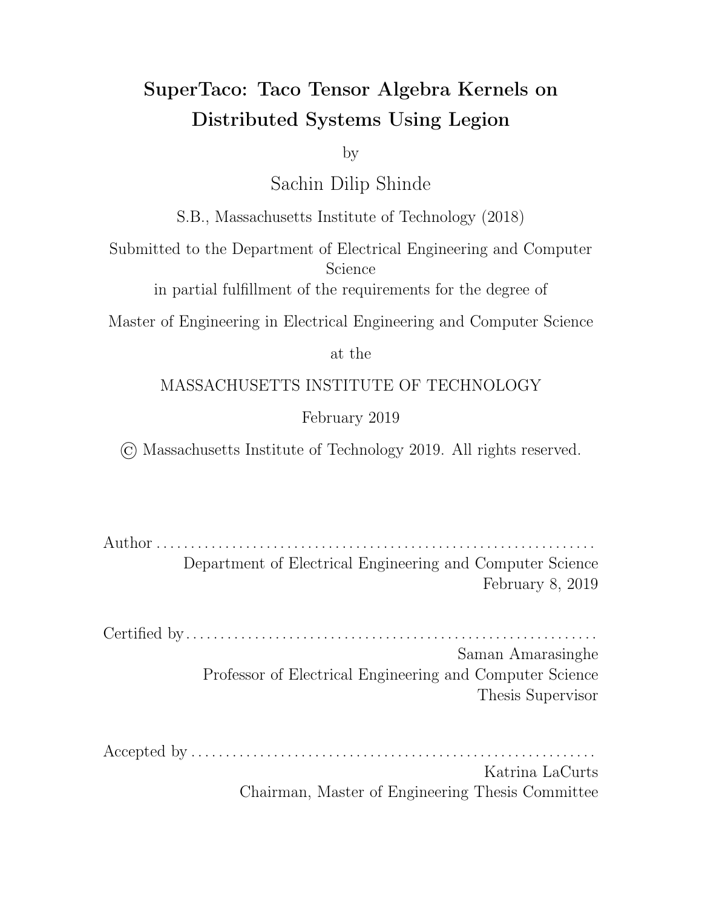# SuperTaco: Taco Tensor Algebra Kernels on Distributed Systems Using Legion

by

Sachin Dilip Shinde

S.B., Massachusetts Institute of Technology (2018)

Submitted to the Department of Electrical Engineering and Computer Science
in partial fulfillment of the requirements for the degree of

Master of Engineering in Electrical Engineering and Computer Science

at the

MASSACHUSETTS INSTITUTE OF TECHNOLOGY

February 2019

© Massachusetts Institute of Technology 2019. All rights reserved.

Author . . . . . . . . . . . . . . . . . . . . . . . . . . . . . . . . . . . . . . . . . . . . . . . . . . . . . . . . . . . . . .
Department of Electrical Engineering and Computer Science
February 8, 2019

Certified by . . . . . . . . . . . . . . . . . . . . . . . . . . . . . . . . . . . . . . . . . . . . . . . . . . . . . . . . . .
Saman Amarasinghe
Professor of Electrical Engineering and Computer Science
Thesis Supervisor

Accepted by . . . . . . . . . . . . . . . . . . . . . . . . . . . . . . . . . . . . . . . . . . . . . . . . . . . . . . . . .
Katrina LaCurts
Chairman, Master of Engineering Thesis Committee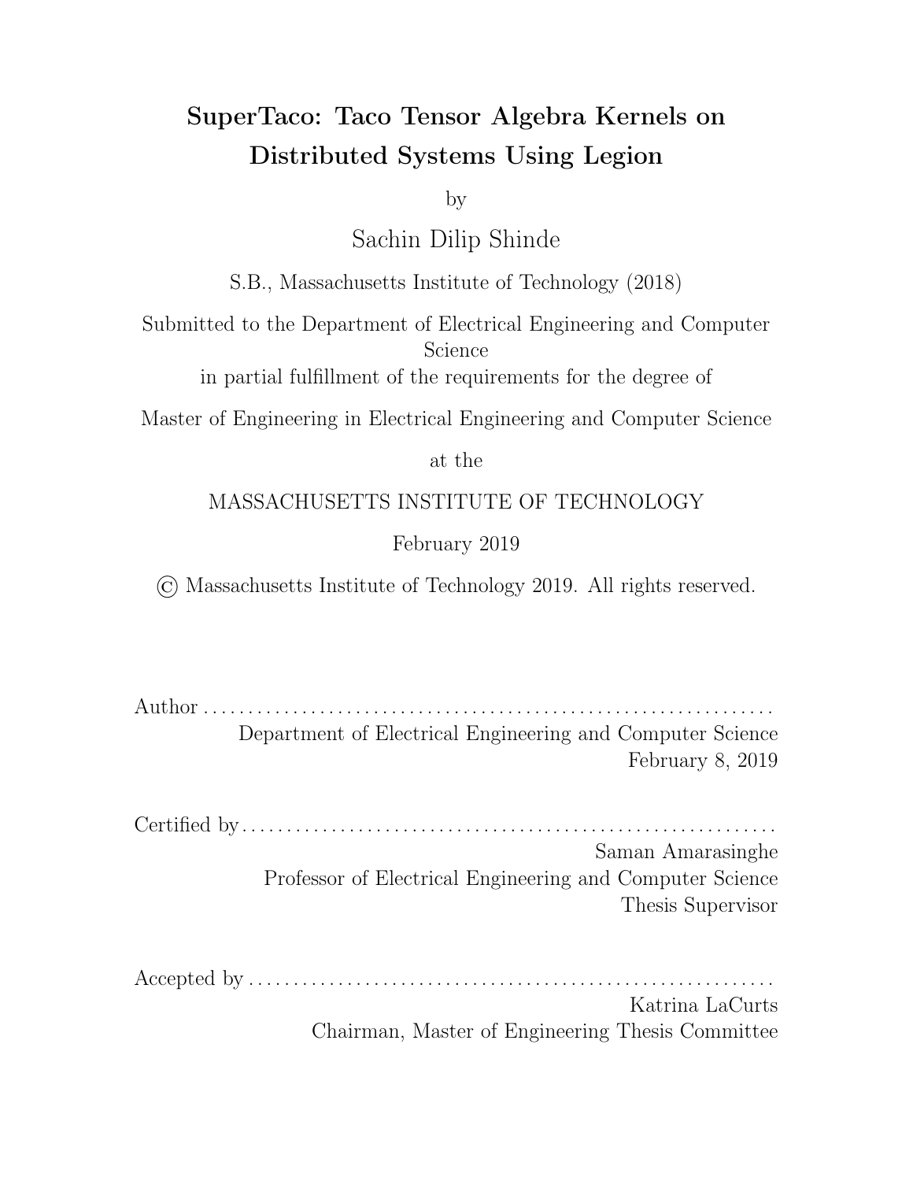# SuperTaco: Taco Tensor Algebra Kernels on Distributed Systems Using Legion

by

Sachin Dilip Shinde

S.B., Massachusetts Institute of Technology (2018)

Submitted to the Department of Electrical Engineering and Computer Science

in partial fulfillment of the requirements for the degree of

Master of Engineering in Electrical Engineering and Computer Science

at the

MASSACHUSETTS INSTITUTE OF TECHNOLOGY

February 2019

© Massachusetts Institute of Technology 2019. All rights reserved.

Author . . . . . . . . . . . . . . . . . . . . . . . . . . . . . . . . . . . . . . . . . . . . . . . . . . . . . . . . . . . . . .
Department of Electrical Engineering and Computer Science
February 8, 2019

Certified by . . . . . . . . . . . . . . . . . . . . . . . . . . . . . . . . . . . . . . . . . . . . . . . . . . . . . . . . . .
Saman Amarasinghe
Professor of Electrical Engineering and Computer Science
Thesis Supervisor

Accepted by . . . . . . . . . . . . . . . . . . . . . . . . . . . . . . . . . . . . . . . . . . . . . . . . . . . . . . . . .
Katrina LaCurts
Chairman, Master of Engineering Thesis Committee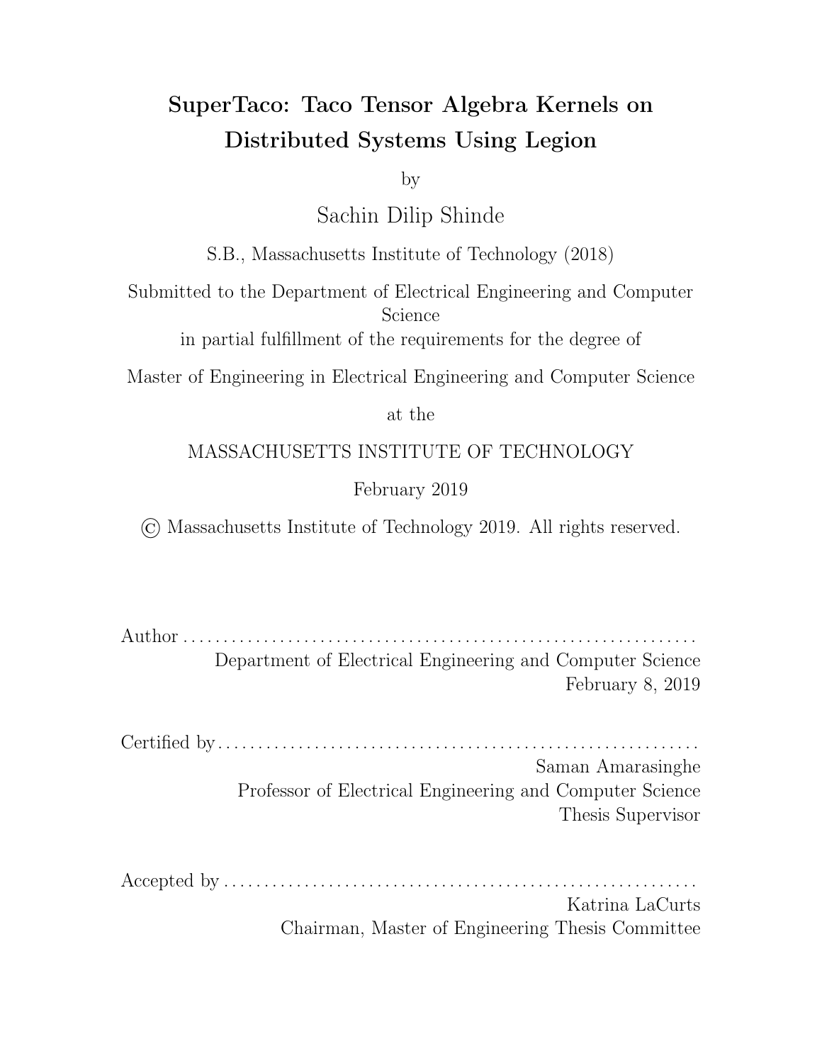# SuperTaco: Taco Tensor Algebra Kernels on Distributed Systems Using Legion

by

Sachin Dilip Shinde

S.B., Massachusetts Institute of Technology (2018)

Submitted to the Department of Electrical Engineering and Computer Science

in partial fulfillment of the requirements for the degree of

Master of Engineering in Electrical Engineering and Computer Science

at the

MASSACHUSETTS INSTITUTE OF TECHNOLOGY

February 2019

© Massachusetts Institute of Technology 2019. All rights reserved.

Author . . . . . . . . . . . . . . . . . . . . . . . . . . . . . . . . . . . . . . . . . . . . . . . . . . . . . . . . . . . . . .

Department of Electrical Engineering and Computer Science

February 8, 2019

Certified by . . . . . . . . . . . . . . . . . . . . . . . . . . . . . . . . . . . . . . . . . . . . . . . . . . . . . . . . . . .

Saman Amarasinghe

Professor of Electrical Engineering and Computer Science

Thesis Supervisor

Accepted by . . . . . . . . . . . . . . . . . . . . . . . . . . . . . . . . . . . . . . . . . . . . . . . . . . . . . . . . . .

Katrina LaCurts

Chairman, Master of Engineering Thesis Committee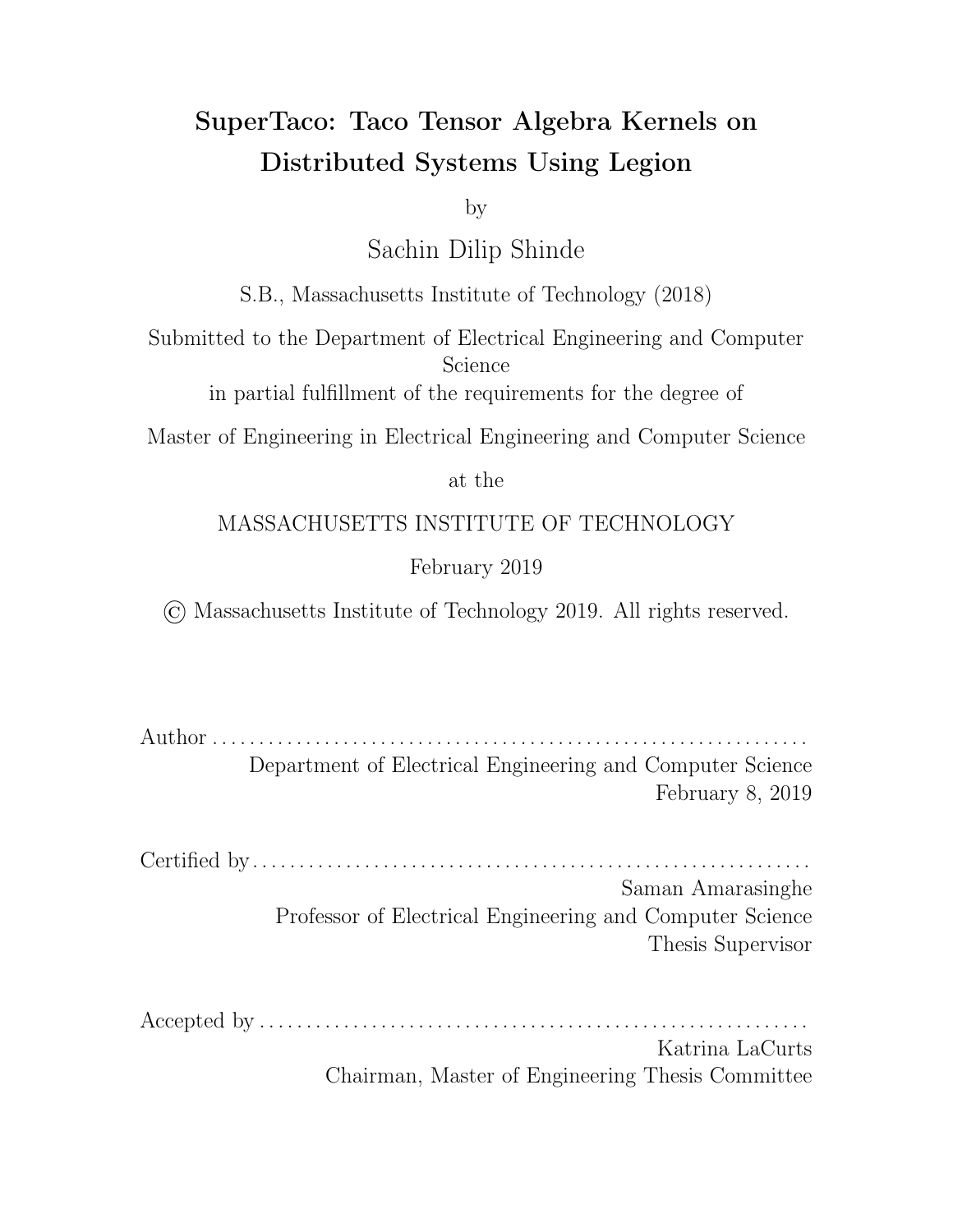# SuperTaco: Taco Tensor Algebra Kernels on Distributed Systems Using Legion

by

Sachin Dilip Shinde

S.B., Massachusetts Institute of Technology (2018)

Submitted to the Department of Electrical Engineering and Computer Science

in partial fulfillment of the requirements for the degree of

Master of Engineering in Electrical Engineering and Computer Science

at the

MASSACHUSETTS INSTITUTE OF TECHNOLOGY

February 2019

© Massachusetts Institute of Technology 2019. All rights reserved.

Author . . . . . . . . . . . . . . . . . . . . . . . . . . . . . . . . . . . . . . . . . . . . . . . . . . . . . . . . . . . . . .

Department of Electrical Engineering and Computer Science

February 8, 2019

Certified by . . . . . . . . . . . . . . . . . . . . . . . . . . . . . . . . . . . . . . . . . . . . . . . . . . . . . . . . . .

Saman Amarasinghe

Professor of Electrical Engineering and Computer Science

Thesis Supervisor

Accepted by . . . . . . . . . . . . . . . . . . . . . . . . . . . . . . . . . . . . . . . . . . . . . . . . . . . . . . . . .

Katrina LaCurts

Chairman, Master of Engineering Thesis Committee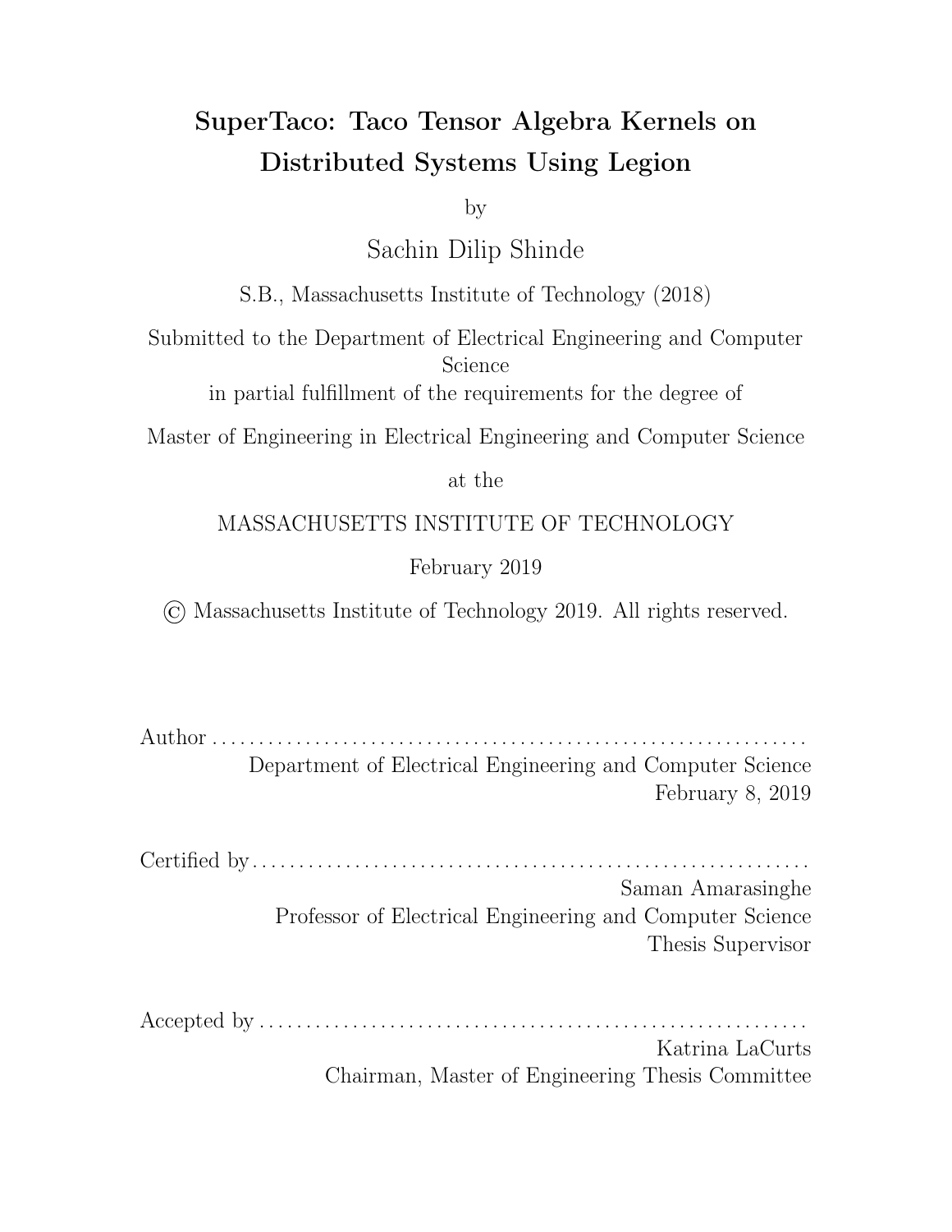# SuperTaco: Taco Tensor Algebra Kernels on Distributed Systems Using Legion

by

Sachin Dilip Shinde

S.B., Massachusetts Institute of Technology (2018)

Submitted to the Department of Electrical Engineering and Computer Science
in partial fulfillment of the requirements for the degree of

Master of Engineering in Electrical Engineering and Computer Science

at the

MASSACHUSETTS INSTITUTE OF TECHNOLOGY

February 2019

© Massachusetts Institute of Technology 2019. All rights reserved.

Author . . . . . . . . . . . . . . . . . . . . . . . . . . . . . . . . . . . . . . . . . . . . . . . . . . . . . . . . . . . . . . .
Department of Electrical Engineering and Computer Science
February 8, 2019

Certified by . . . . . . . . . . . . . . . . . . . . . . . . . . . . . . . . . . . . . . . . . . . . . . . . . . . . . . . . . . .
Saman Amarasinghe
Professor of Electrical Engineering and Computer Science
Thesis Supervisor

Accepted by . . . . . . . . . . . . . . . . . . . . . . . . . . . . . . . . . . . . . . . . . . . . . . . . . . . . . . . . . .
Katrina LaCurts
Chairman, Master of Engineering Thesis Committee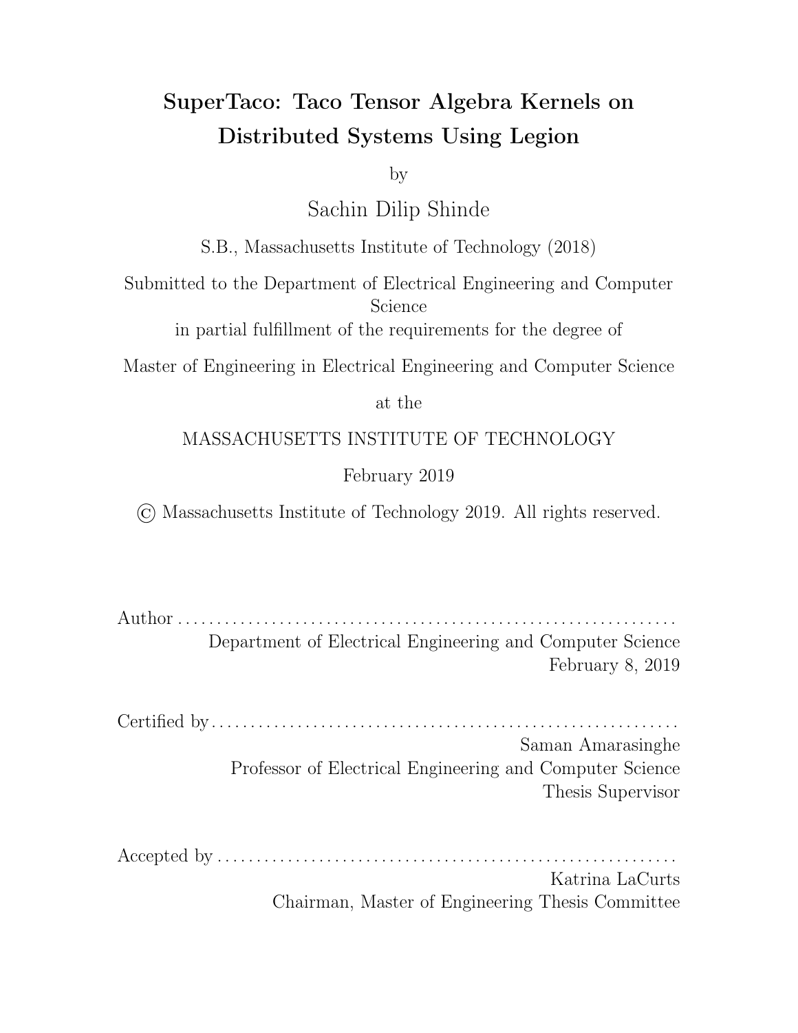# SuperTaco: Taco Tensor Algebra Kernels on Distributed Systems Using Legion

by

Sachin Dilip Shinde

S.B., Massachusetts Institute of Technology (2018)

Submitted to the Department of Electrical Engineering and Computer Science

in partial fulfillment of the requirements for the degree of

Master of Engineering in Electrical Engineering and Computer Science

at the

MASSACHUSETTS INSTITUTE OF TECHNOLOGY

February 2019

© Massachusetts Institute of Technology 2019. All rights reserved.

Author ..............................................................

Department of Electrical Engineering and Computer Science

February 8, 2019

Certified by..........................................................

Saman Amarasinghe

Professor of Electrical Engineering and Computer Science

Thesis Supervisor

Accepted by ..........................................................

Katrina LaCurts

Chairman, Master of Engineering Thesis Committee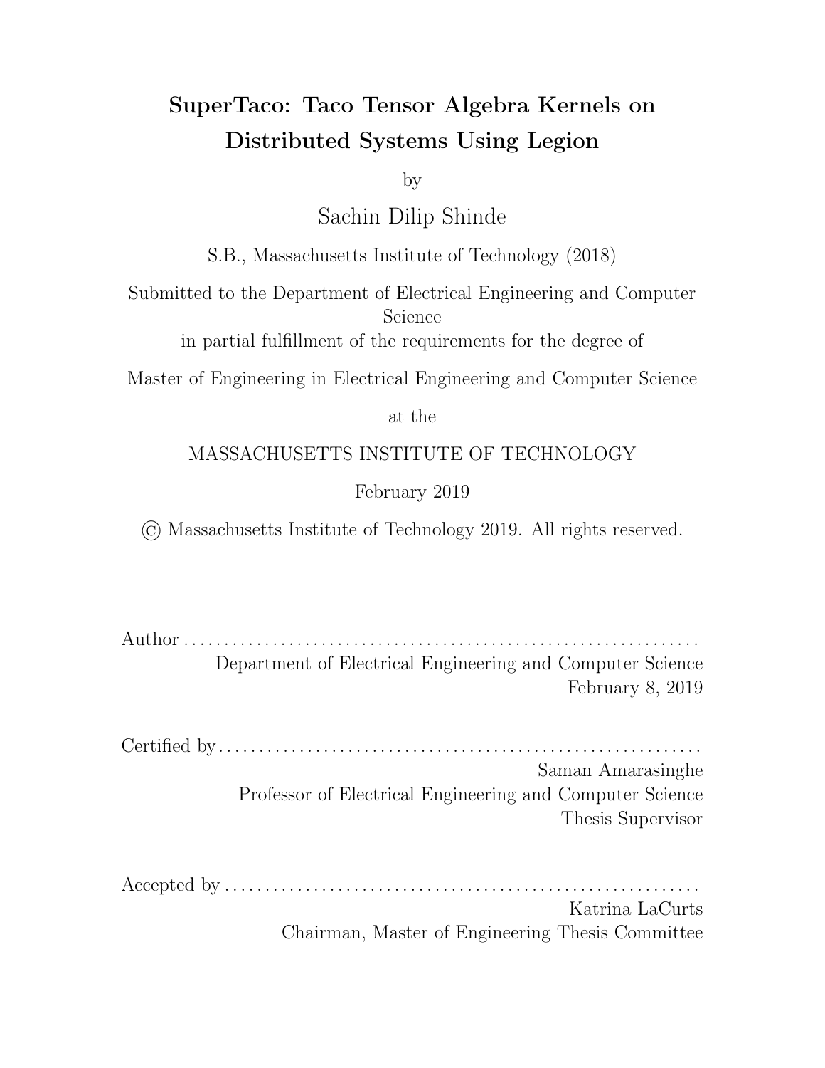# SuperTaco: Taco Tensor Algebra Kernels on Distributed Systems Using Legion

by

Sachin Dilip Shinde

S.B., Massachusetts Institute of Technology (2018)

Submitted to the Department of Electrical Engineering and Computer Science

in partial fulfillment of the requirements for the degree of

Master of Engineering in Electrical Engineering and Computer Science

at the

MASSACHUSETTS INSTITUTE OF TECHNOLOGY

February 2019

© Massachusetts Institute of Technology 2019. All rights reserved.

Author . . . . . . . . . . . . . . . . . . . . . . . . . . . . . . . . . . . . . . . . . . . . . . . . . . . . . . . . . . . . . . .

Department of Electrical Engineering and Computer Science

February 8, 2019

Certified by . . . . . . . . . . . . . . . . . . . . . . . . . . . . . . . . . . . . . . . . . . . . . . . . . . . . . . . . . . .

Saman Amarasinghe

Professor of Electrical Engineering and Computer Science

Thesis Supervisor

Accepted by . . . . . . . . . . . . . . . . . . . . . . . . . . . . . . . . . . . . . . . . . . . . . . . . . . . . . . . . . .

Katrina LaCurts

Chairman, Master of Engineering Thesis Committee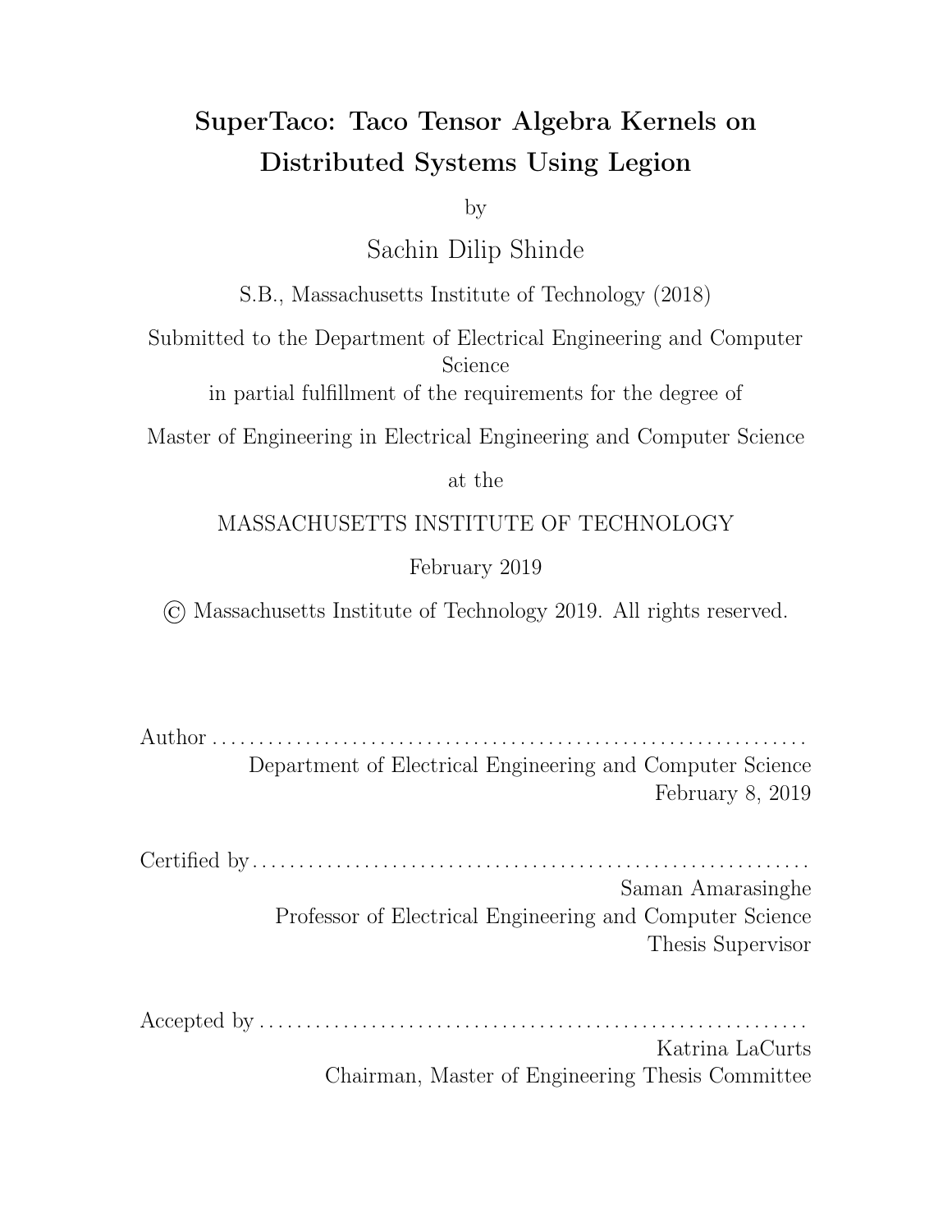# SuperTaco: Taco Tensor Algebra Kernels on Distributed Systems Using Legion

by

Sachin Dilip Shinde

S.B., Massachusetts Institute of Technology (2018)

Submitted to the Department of Electrical Engineering and Computer Science
in partial fulfillment of the requirements for the degree of

Master of Engineering in Electrical Engineering and Computer Science

at the

MASSACHUSETTS INSTITUTE OF TECHNOLOGY

February 2019

© Massachusetts Institute of Technology 2019. All rights reserved.

Author . . . . . . . . . . . . . . . . . . . . . . . . . . . . . . . . . . . . . . . . . . . . . . . . . . . . . . . . . . . . . .
Department of Electrical Engineering and Computer Science
February 8, 2019

Certified by . . . . . . . . . . . . . . . . . . . . . . . . . . . . . . . . . . . . . . . . . . . . . . . . . . . . . . . . . .
Saman Amarasinghe
Professor of Electrical Engineering and Computer Science
Thesis Supervisor

Accepted by . . . . . . . . . . . . . . . . . . . . . . . . . . . . . . . . . . . . . . . . . . . . . . . . . . . . . . . . .
Katrina LaCurts
Chairman, Master of Engineering Thesis Committee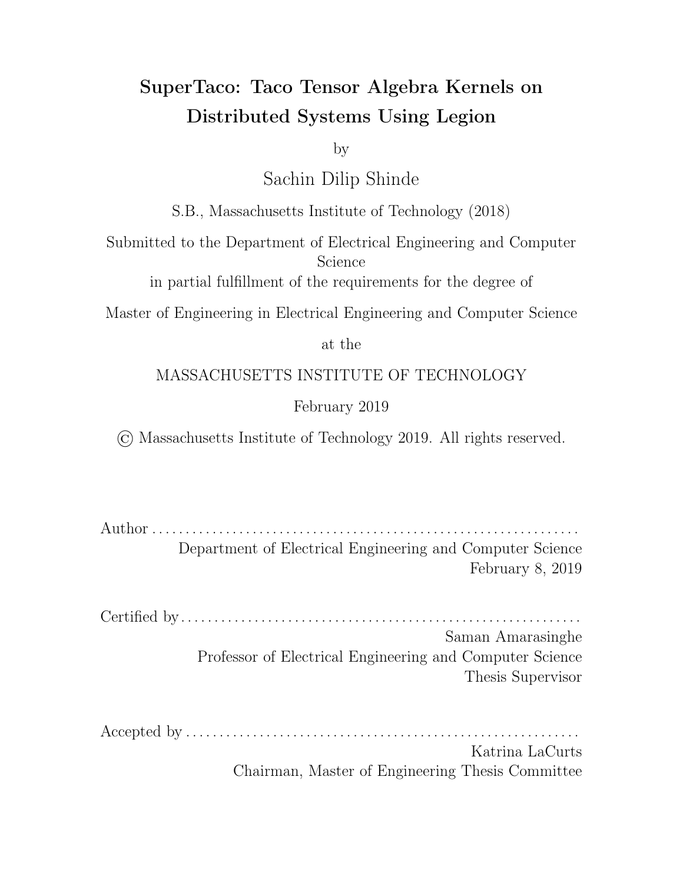# SuperTaco: Taco Tensor Algebra Kernels on Distributed Systems Using Legion

by

Sachin Dilip Shinde

S.B., Massachusetts Institute of Technology (2018)

Submitted to the Department of Electrical Engineering and Computer Science
in partial fulfillment of the requirements for the degree of

Master of Engineering in Electrical Engineering and Computer Science

at the

MASSACHUSETTS INSTITUTE OF TECHNOLOGY

February 2019

© Massachusetts Institute of Technology 2019. All rights reserved.

Author . . . . . . . . . . . . . . . . . . . . . . . . . . . . . . . . . . . . . . . . . . . . . . . . . . . . . . . . . . . . . .
Department of Electrical Engineering and Computer Science
February 8, 2019

Certified by . . . . . . . . . . . . . . . . . . . . . . . . . . . . . . . . . . . . . . . . . . . . . . . . . . . . . . . . . .
Saman Amarasinghe
Professor of Electrical Engineering and Computer Science
Thesis Supervisor

Accepted by . . . . . . . . . . . . . . . . . . . . . . . . . . . . . . . . . . . . . . . . . . . . . . . . . . . . . . . . .
Katrina LaCurts
Chairman, Master of Engineering Thesis Committee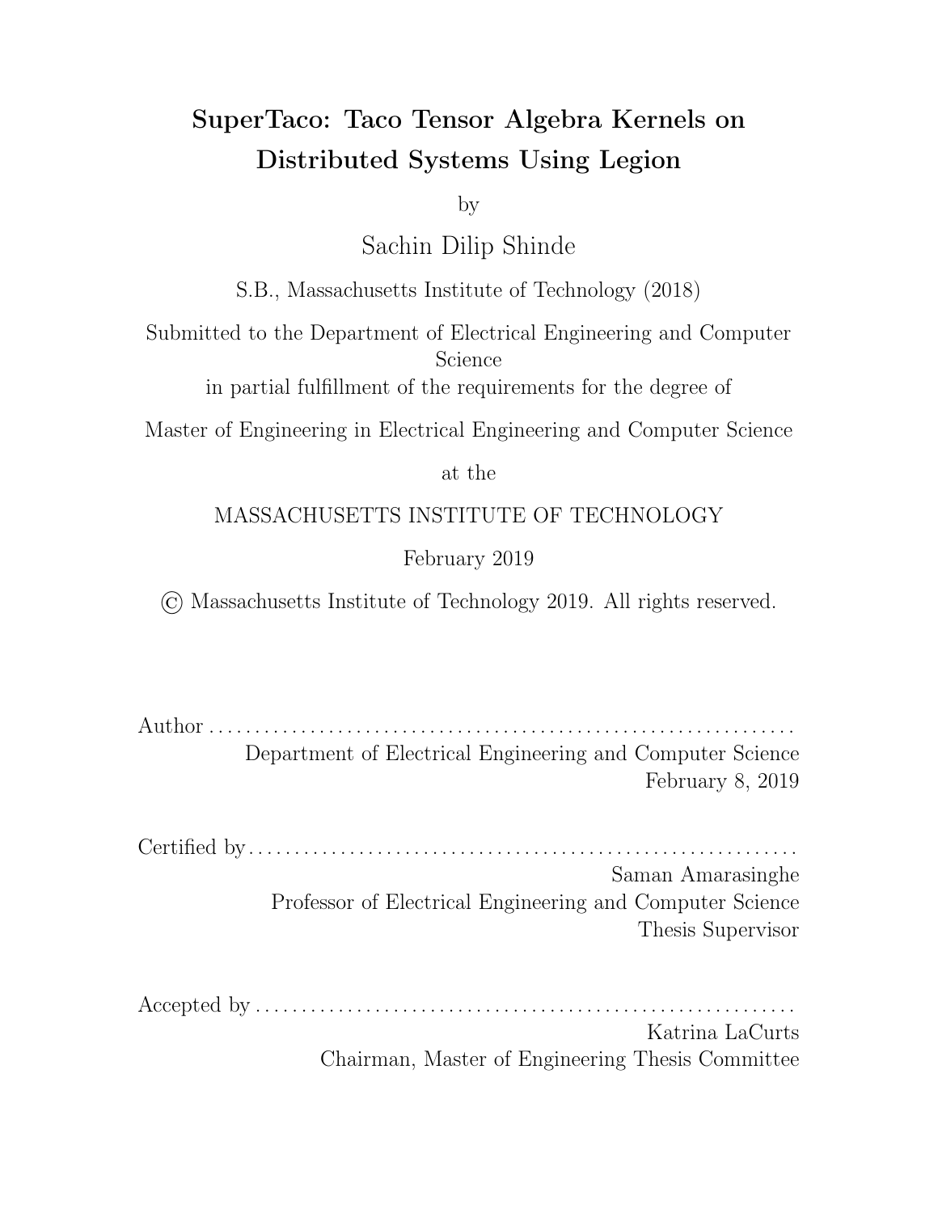# SuperTaco: Taco Tensor Algebra Kernels on Distributed Systems Using Legion

by

Sachin Dilip Shinde

S.B., Massachusetts Institute of Technology (2018)

Submitted to the Department of Electrical Engineering and Computer Science

in partial fulfillment of the requirements for the degree of

Master of Engineering in Electrical Engineering and Computer Science

at the

MASSACHUSETTS INSTITUTE OF TECHNOLOGY

February 2019

© Massachusetts Institute of Technology 2019. All rights reserved.

Author . . . . . . . . . . . . . . . . . . . . . . . . . . . . . . . . . . . . . . . . . . . . . . . . . . . . . . . . . . . . . .

Department of Electrical Engineering and Computer Science

February 8, 2019

Certified by . . . . . . . . . . . . . . . . . . . . . . . . . . . . . . . . . . . . . . . . . . . . . . . . . . . . . . . . . . .

Saman Amarasinghe

Professor of Electrical Engineering and Computer Science

Thesis Supervisor

Accepted by . . . . . . . . . . . . . . . . . . . . . . . . . . . . . . . . . . . . . . . . . . . . . . . . . . . . . . . . . .

Katrina LaCurts

Chairman, Master of Engineering Thesis Committee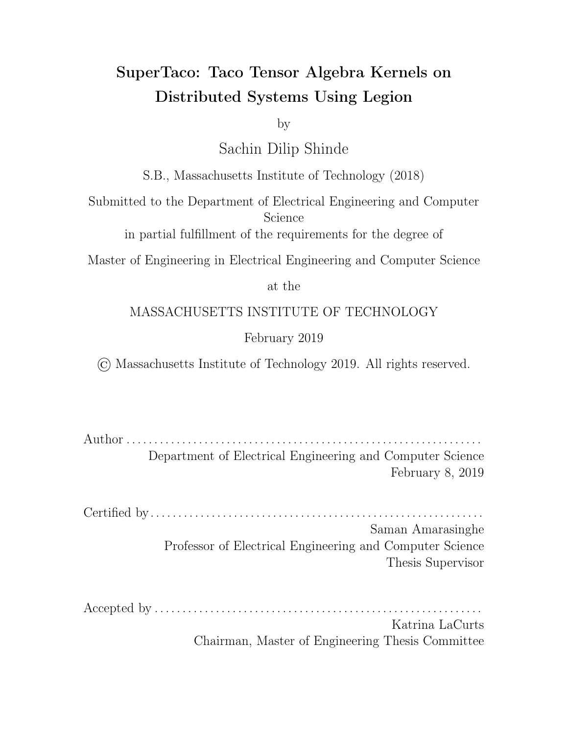# SuperTaco: Taco Tensor Algebra Kernels on Distributed Systems Using Legion

by

Sachin Dilip Shinde

S.B., Massachusetts Institute of Technology (2018)

Submitted to the Department of Electrical Engineering and Computer Science

in partial fulfillment of the requirements for the degree of

Master of Engineering in Electrical Engineering and Computer Science

at the

MASSACHUSETTS INSTITUTE OF TECHNOLOGY

February 2019

© Massachusetts Institute of Technology 2019. All rights reserved.

Author . . . . . . . . . . . . . . . . . . . . . . . . . . . . . . . . . . . . . . . . . . . . . . . . . . . . . . . . . . . . . . .

Department of Electrical Engineering and Computer Science

February 8, 2019

Certified by . . . . . . . . . . . . . . . . . . . . . . . . . . . . . . . . . . . . . . . . . . . . . . . . . . . . . . . . . . .

Saman Amarasinghe

Professor of Electrical Engineering and Computer Science

Thesis Supervisor

Accepted by . . . . . . . . . . . . . . . . . . . . . . . . . . . . . . . . . . . . . . . . . . . . . . . . . . . . . . . . . .

Katrina LaCurts

Chairman, Master of Engineering Thesis Committee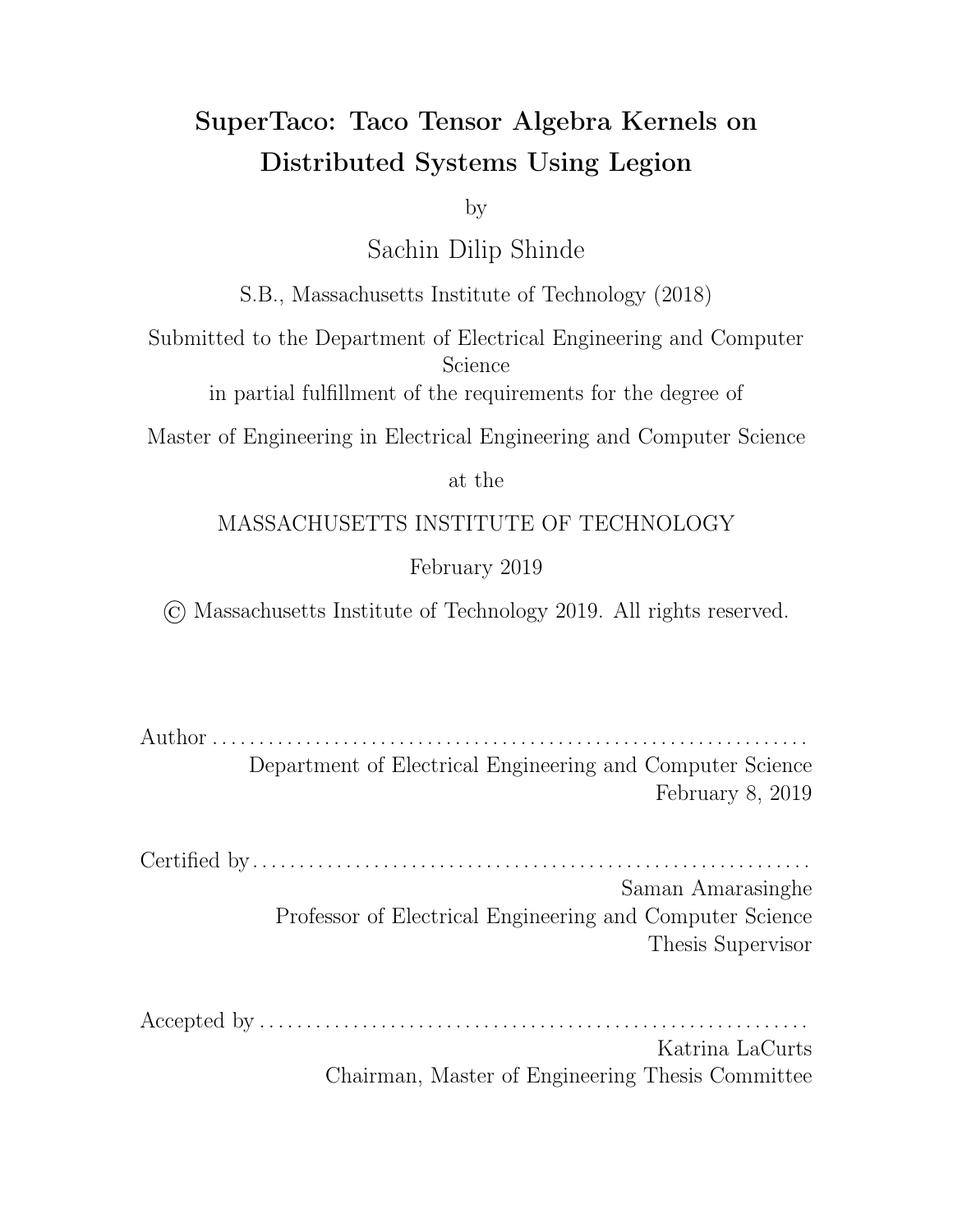# SuperTaco: Taco Tensor Algebra Kernels on Distributed Systems Using Legion

by

Sachin Dilip Shinde

S.B., Massachusetts Institute of Technology (2018)

Submitted to the Department of Electrical Engineering and Computer Science
in partial fulfillment of the requirements for the degree of

Master of Engineering in Electrical Engineering and Computer Science

at the

MASSACHUSETTS INSTITUTE OF TECHNOLOGY

February 2019

© Massachusetts Institute of Technology 2019. All rights reserved.

Author . . . . . . . . . . . . . . . . . . . . . . . . . . . . . . . . . . . . . . . . . . . . . . . . . . . . . . . . . . . . . .
Department of Electrical Engineering and Computer Science
February 8, 2019

Certified by . . . . . . . . . . . . . . . . . . . . . . . . . . . . . . . . . . . . . . . . . . . . . . . . . . . . . . . . . . .
Saman Amarasinghe
Professor of Electrical Engineering and Computer Science
Thesis Supervisor

Accepted by . . . . . . . . . . . . . . . . . . . . . . . . . . . . . . . . . . . . . . . . . . . . . . . . . . . . . . . . . .
Katrina LaCurts
Chairman, Master of Engineering Thesis Committee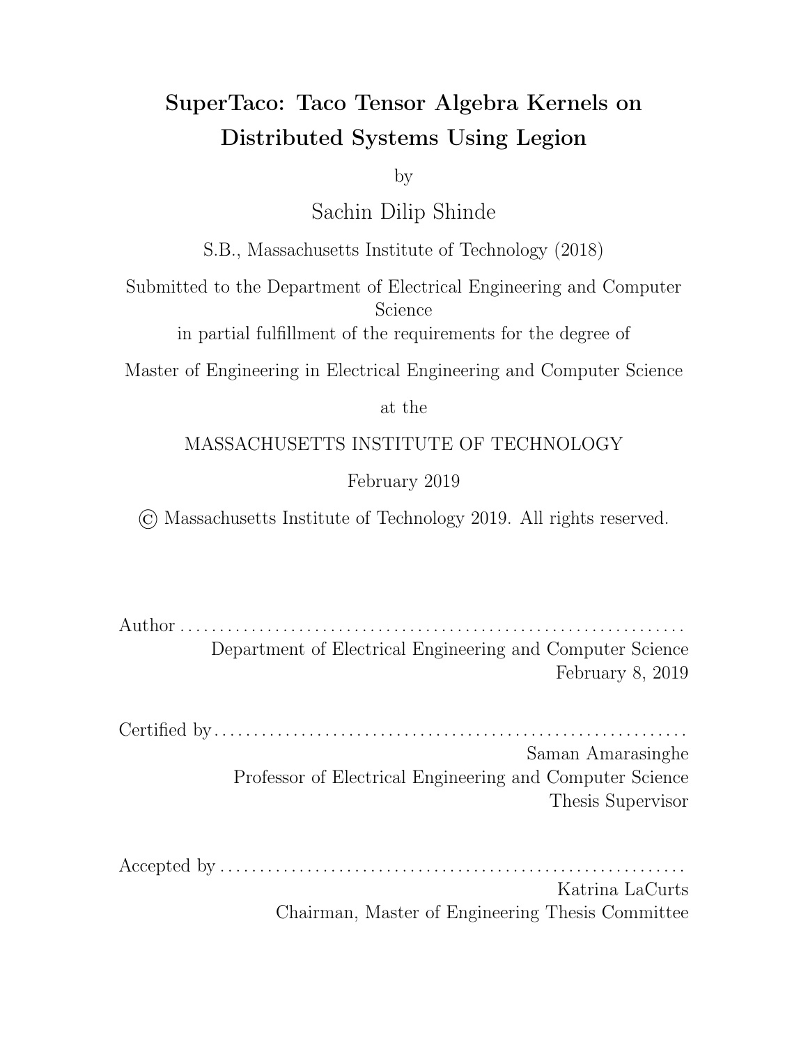# SuperTaco: Taco Tensor Algebra Kernels on Distributed Systems Using Legion

by

Sachin Dilip Shinde

S.B., Massachusetts Institute of Technology (2018)

Submitted to the Department of Electrical Engineering and Computer Science
in partial fulfillment of the requirements for the degree of

Master of Engineering in Electrical Engineering and Computer Science

at the

MASSACHUSETTS INSTITUTE OF TECHNOLOGY

February 2019

© Massachusetts Institute of Technology 2019. All rights reserved.

Author . . . . . . . . . . . . . . . . . . . . . . . . . . . . . . . . . . . . . . . . . . . . . . . . . . . . . . . . . . . . . .
Department of Electrical Engineering and Computer Science
February 8, 2019

Certified by . . . . . . . . . . . . . . . . . . . . . . . . . . . . . . . . . . . . . . . . . . . . . . . . . . . . . . . . . . .
Saman Amarasinghe
Professor of Electrical Engineering and Computer Science
Thesis Supervisor

Accepted by . . . . . . . . . . . . . . . . . . . . . . . . . . . . . . . . . . . . . . . . . . . . . . . . . . . . . . . . . .
Katrina LaCurts
Chairman, Master of Engineering Thesis Committee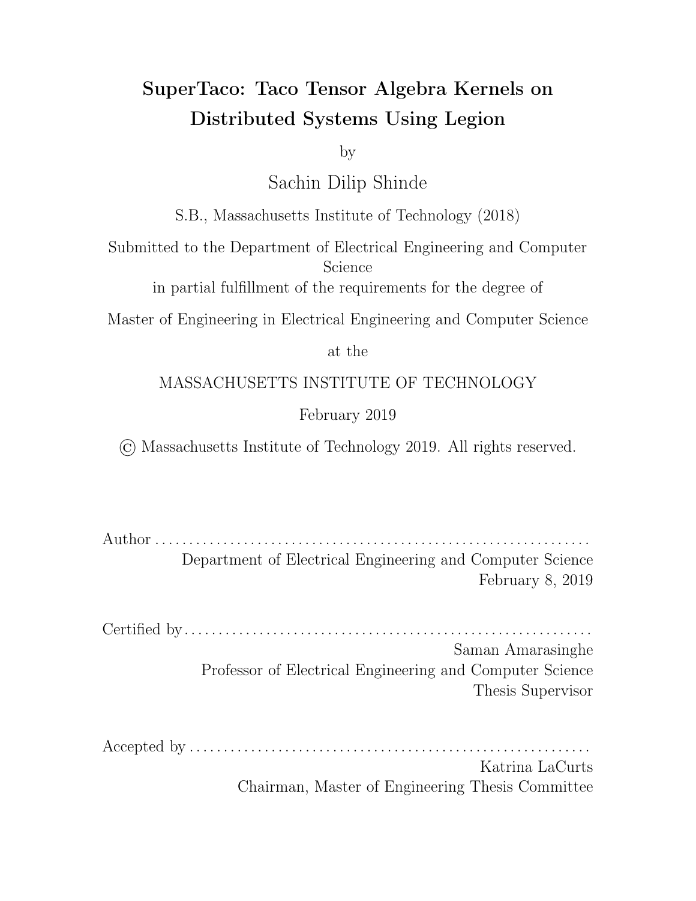# SuperTaco: Taco Tensor Algebra Kernels on Distributed Systems Using Legion

by

Sachin Dilip Shinde

S.B., Massachusetts Institute of Technology (2018)

Submitted to the Department of Electrical Engineering and Computer Science

in partial fulfillment of the requirements for the degree of

Master of Engineering in Electrical Engineering and Computer Science

at the

MASSACHUSETTS INSTITUTE OF TECHNOLOGY

February 2019

© Massachusetts Institute of Technology 2019. All rights reserved.

Author . . . . . . . . . . . . . . . . . . . . . . . . . . . . . . . . . . . . . . . . . . . . . . . . . . . . . . . . . . . . . .

Department of Electrical Engineering and Computer Science

February 8, 2019

Certified by . . . . . . . . . . . . . . . . . . . . . . . . . . . . . . . . . . . . . . . . . . . . . . . . . . . . . . . . . . .

Saman Amarasinghe

Professor of Electrical Engineering and Computer Science

Thesis Supervisor

Accepted by . . . . . . . . . . . . . . . . . . . . . . . . . . . . . . . . . . . . . . . . . . . . . . . . . . . . . . . . . .

Katrina LaCurts

Chairman, Master of Engineering Thesis Committee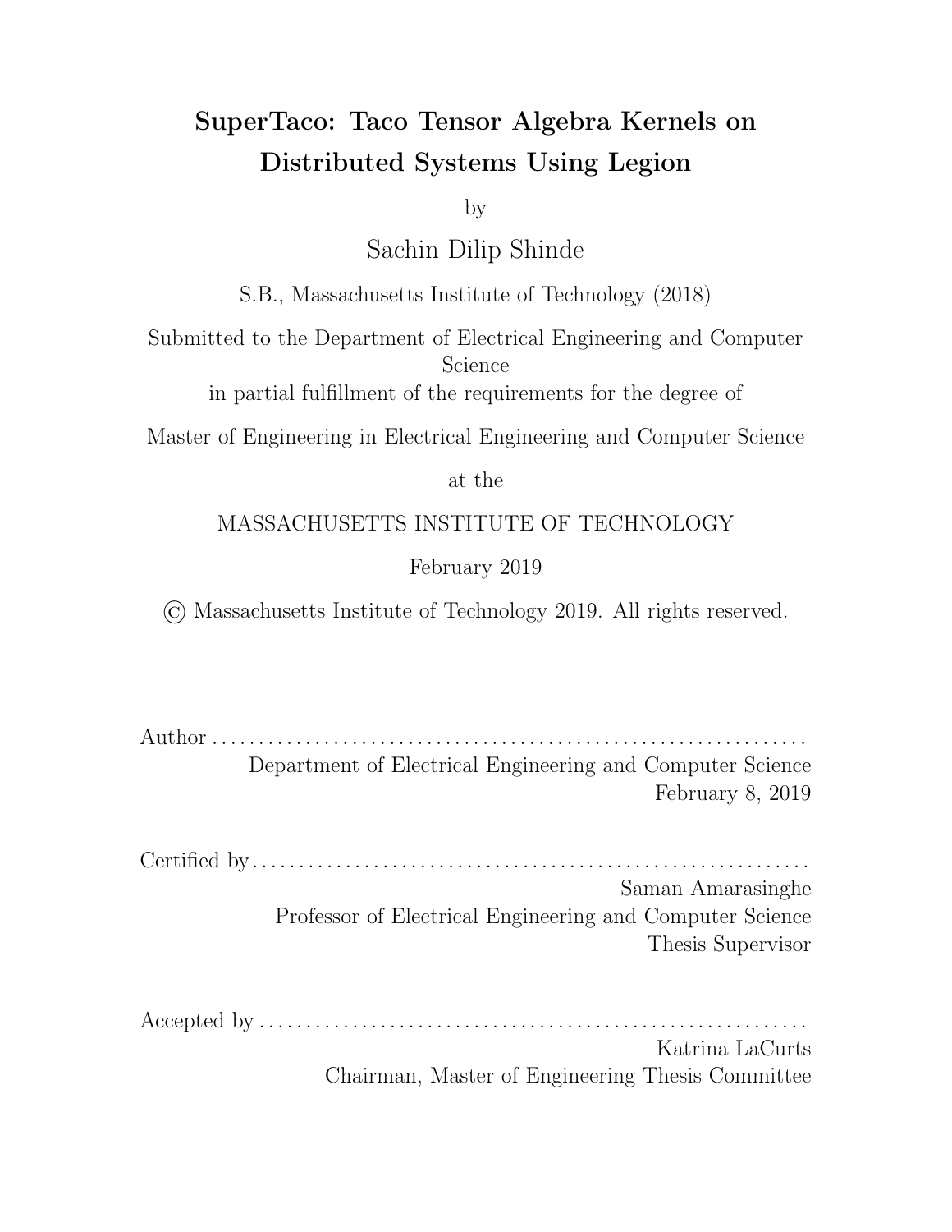# SuperTaco: Taco Tensor Algebra Kernels on Distributed Systems Using Legion

by

Sachin Dilip Shinde

S.B., Massachusetts Institute of Technology (2018)

Submitted to the Department of Electrical Engineering and Computer Science

in partial fulfillment of the requirements for the degree of

Master of Engineering in Electrical Engineering and Computer Science

at the

MASSACHUSETTS INSTITUTE OF TECHNOLOGY

February 2019

© Massachusetts Institute of Technology 2019. All rights reserved.

Author . . . . . . . . . . . . . . . . . . . . . . . . . . . . . . . . . . . . . . . . . . . . . . . . . . . . . . . . . . . . . .
Department of Electrical Engineering and Computer Science
February 8, 2019

Certified by . . . . . . . . . . . . . . . . . . . . . . . . . . . . . . . . . . . . . . . . . . . . . . . . . . . . . . . . . .
Saman Amarasinghe
Professor of Electrical Engineering and Computer Science
Thesis Supervisor

Accepted by . . . . . . . . . . . . . . . . . . . . . . . . . . . . . . . . . . . . . . . . . . . . . . . . . . . . . . . . .
Katrina LaCurts
Chairman, Master of Engineering Thesis Committee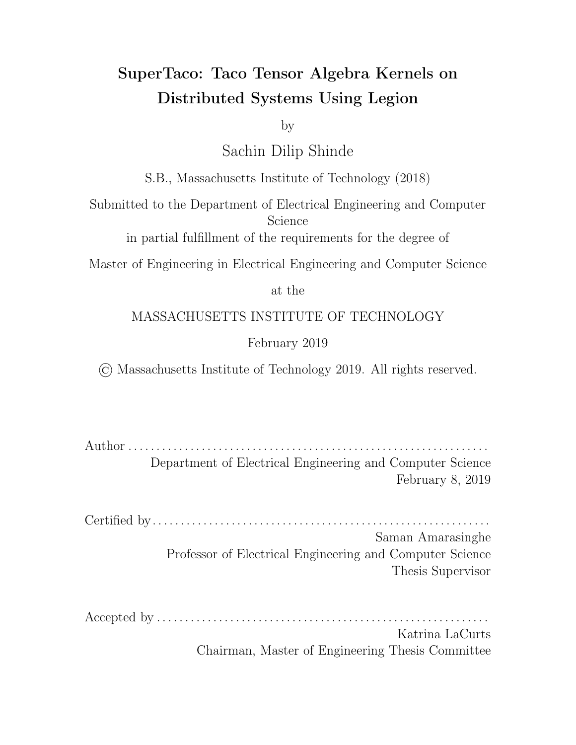# SuperTaco: Taco Tensor Algebra Kernels on Distributed Systems Using Legion

by

Sachin Dilip Shinde

S.B., Massachusetts Institute of Technology (2018)

Submitted to the Department of Electrical Engineering and Computer Science
in partial fulfillment of the requirements for the degree of

Master of Engineering in Electrical Engineering and Computer Science

at the

MASSACHUSETTS INSTITUTE OF TECHNOLOGY

February 2019

© Massachusetts Institute of Technology 2019. All rights reserved.

Author . . . . . . . . . . . . . . . . . . . . . . . . . . . . . . . . . . . . . . . . . . . . . . . . . . . . . . . . . . . . . .
Department of Electrical Engineering and Computer Science
February 8, 2019

Certified by . . . . . . . . . . . . . . . . . . . . . . . . . . . . . . . . . . . . . . . . . . . . . . . . . . . . . . . . . . .
Saman Amarasinghe
Professor of Electrical Engineering and Computer Science
Thesis Supervisor

Accepted by . . . . . . . . . . . . . . . . . . . . . . . . . . . . . . . . . . . . . . . . . . . . . . . . . . . . . . . . . .
Katrina LaCurts
Chairman, Master of Engineering Thesis Committee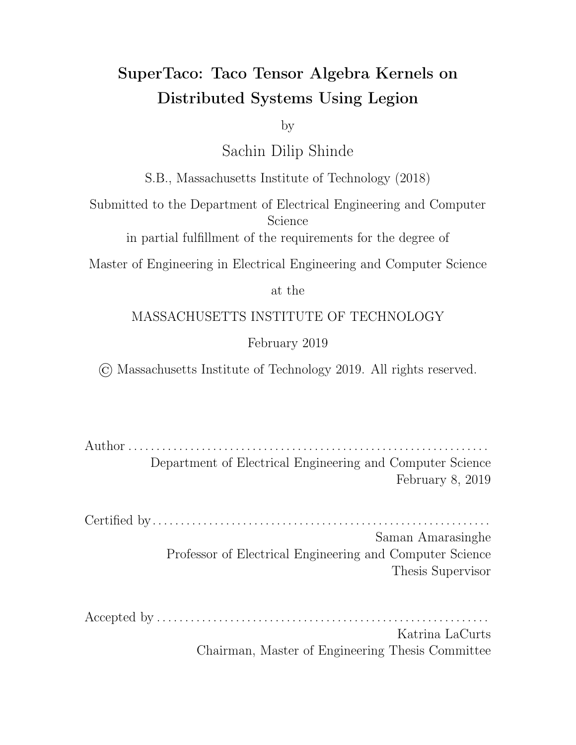# SuperTaco: Taco Tensor Algebra Kernels on Distributed Systems Using Legion

by

Sachin Dilip Shinde

S.B., Massachusetts Institute of Technology (2018)

Submitted to the Department of Electrical Engineering and Computer Science

in partial fulfillment of the requirements for the degree of

Master of Engineering in Electrical Engineering and Computer Science

at the

MASSACHUSETTS INSTITUTE OF TECHNOLOGY

February 2019

© Massachusetts Institute of Technology 2019. All rights reserved.

Author ..............................................................

Department of Electrical Engineering and Computer Science

February 8, 2019

Certified by ..........................................................

Saman Amarasinghe

Professor of Electrical Engineering and Computer Science

Thesis Supervisor

Accepted by .........................................................

Katrina LaCurts

Chairman, Master of Engineering Thesis Committee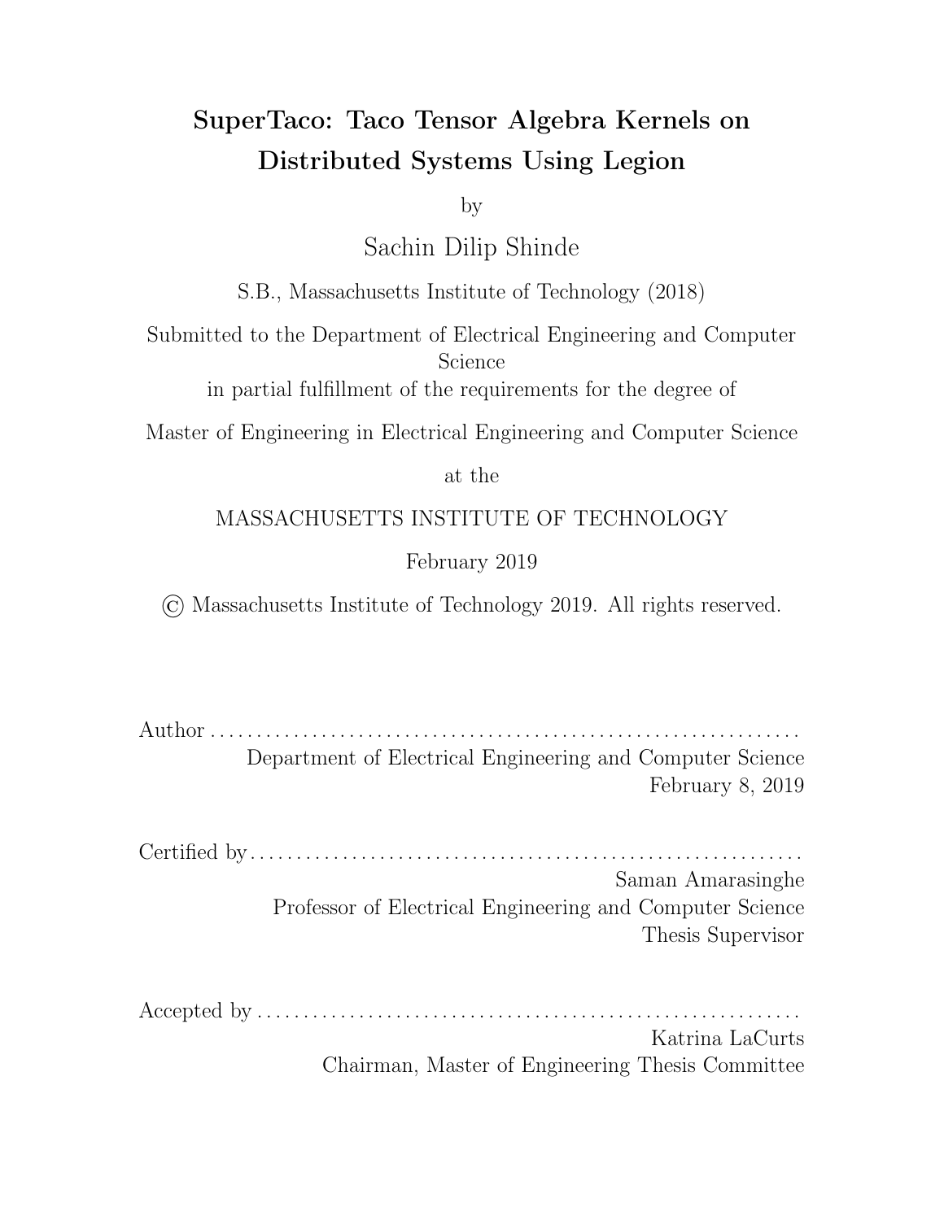# SuperTaco: Taco Tensor Algebra Kernels on Distributed Systems Using Legion

by

Sachin Dilip Shinde

S.B., Massachusetts Institute of Technology (2018)

Submitted to the Department of Electrical Engineering and Computer Science

in partial fulfillment of the requirements for the degree of

Master of Engineering in Electrical Engineering and Computer Science

at the

MASSACHUSETTS INSTITUTE OF TECHNOLOGY

February 2019

© Massachusetts Institute of Technology 2019. All rights reserved.

Author . . . . . . . . . . . . . . . . . . . . . . . . . . . . . . . . . . . . . . . . . . . . . . . . . . . . . . . . . . . . . .
Department of Electrical Engineering and Computer Science
February 8, 2019

Certified by . . . . . . . . . . . . . . . . . . . . . . . . . . . . . . . . . . . . . . . . . . . . . . . . . . . . . . . . . . .
Saman Amarasinghe
Professor of Electrical Engineering and Computer Science
Thesis Supervisor

Accepted by . . . . . . . . . . . . . . . . . . . . . . . . . . . . . . . . . . . . . . . . . . . . . . . . . . . . . . . . . .
Katrina LaCurts
Chairman, Master of Engineering Thesis Committee